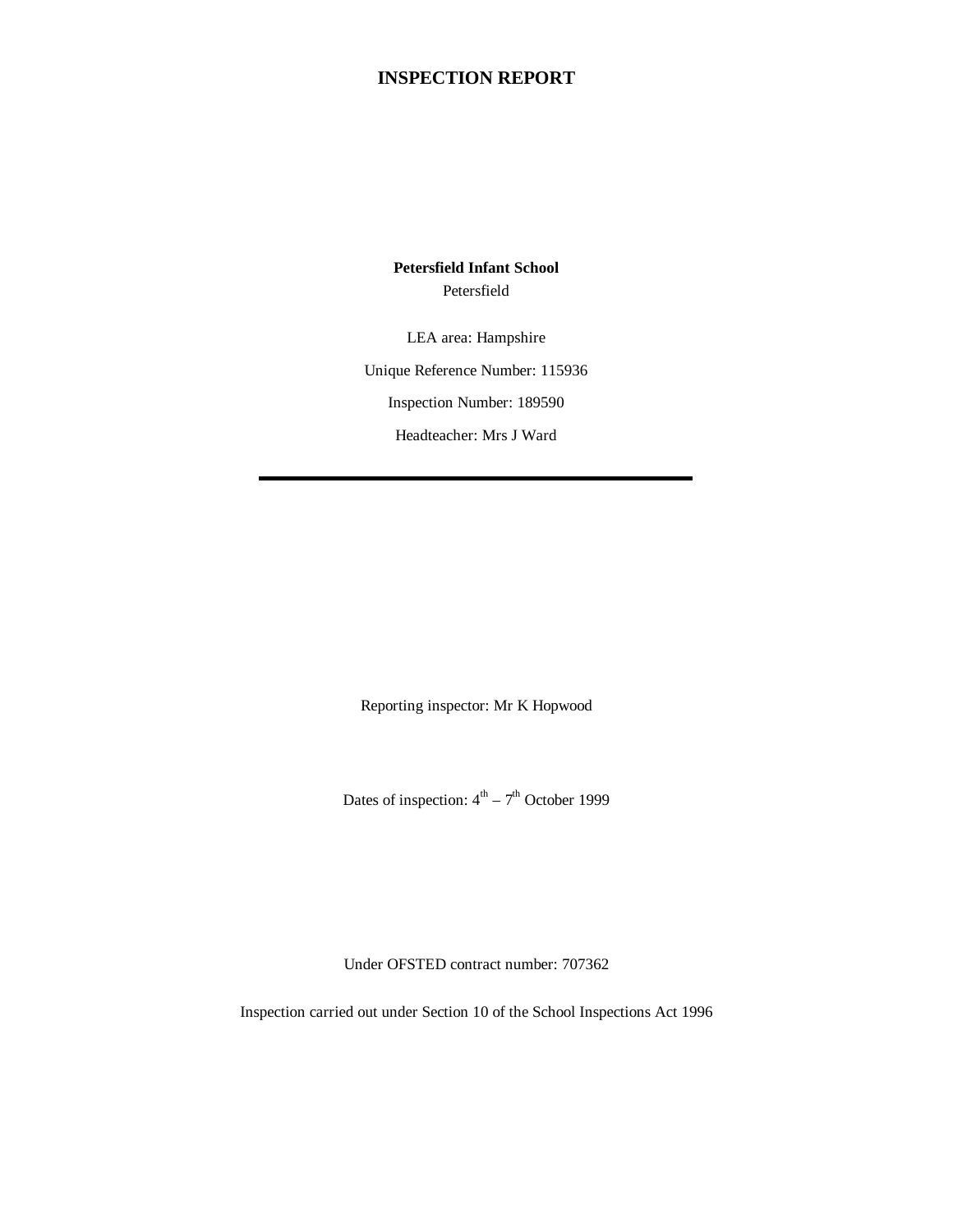# INSPECTION REPORT

**Petersfield Infant School**

Petersfield

LEA area: Hampshire

Unique Reference Number: 115936

Inspection Number: 189590

Headteacher: Mrs J Ward

---

Reporting inspector: Mr K Hopwood

Dates of inspection: 4th – 7th October 1999

Under OFSTED contract number: 707362

Inspection carried out under Section 10 of the School Inspections Act 1996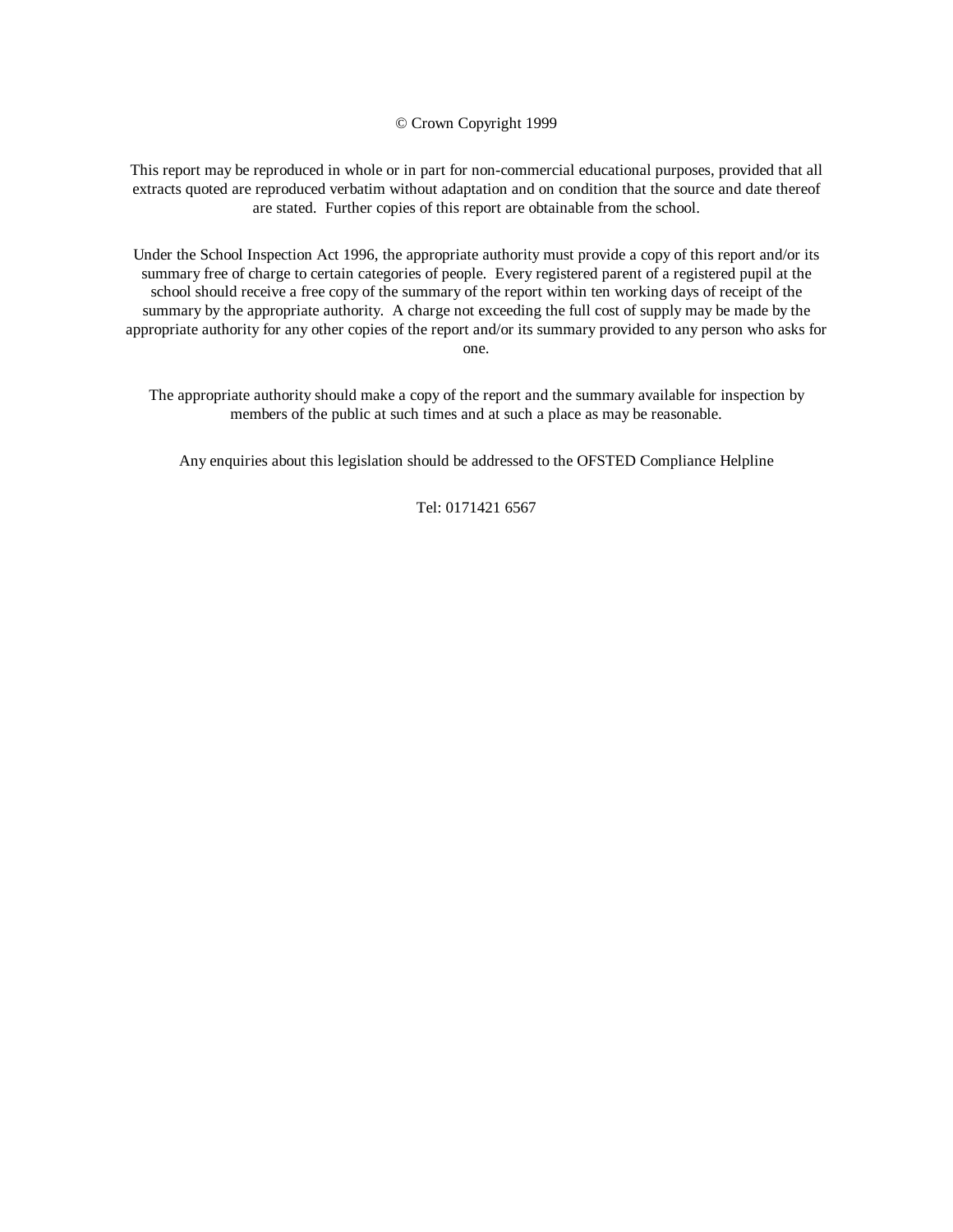© Crown Copyright 1999

This report may be reproduced in whole or in part for non-commercial educational purposes, provided that all extracts quoted are reproduced verbatim without adaptation and on condition that the source and date thereof are stated. Further copies of this report are obtainable from the school.

Under the School Inspection Act 1996, the appropriate authority must provide a copy of this report and/or its summary free of charge to certain categories of people. Every registered parent of a registered pupil at the school should receive a free copy of the summary of the report within ten working days of receipt of the summary by the appropriate authority. A charge not exceeding the full cost of supply may be made by the appropriate authority for any other copies of the report and/or its summary provided to any person who asks for one.

The appropriate authority should make a copy of the report and the summary available for inspection by members of the public at such times and at such a place as may be reasonable.

Any enquiries about this legislation should be addressed to the OFSTED Compliance Helpline

Tel: 0171421 6567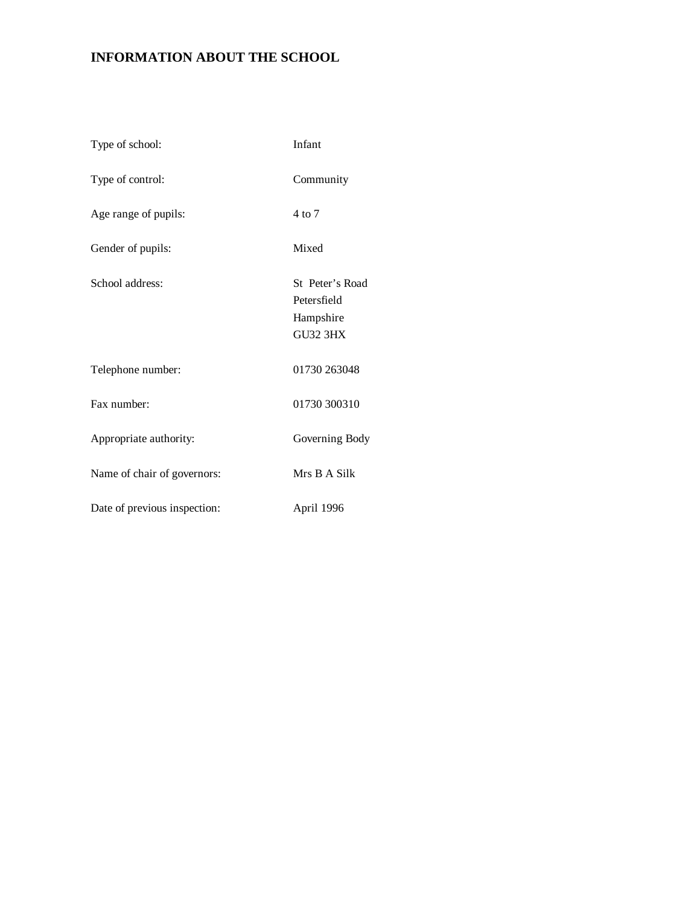# INFORMATION ABOUT THE SCHOOL

| | |
|---|---|
| Type of school: | Infant |
| Type of control: | Community |
| Age range of pupils: | 4 to 7 |
| Gender of pupils: | Mixed |
| School address: | St Peter's Road<br>Petersfield<br>Hampshire<br>GU32 3HX |
| Telephone number: | 01730 263048 |
| Fax number: | 01730 300310 |
| Appropriate authority: | Governing Body |
| Name of chair of governors: | Mrs B A Silk |
| Date of previous inspection: | April 1996 |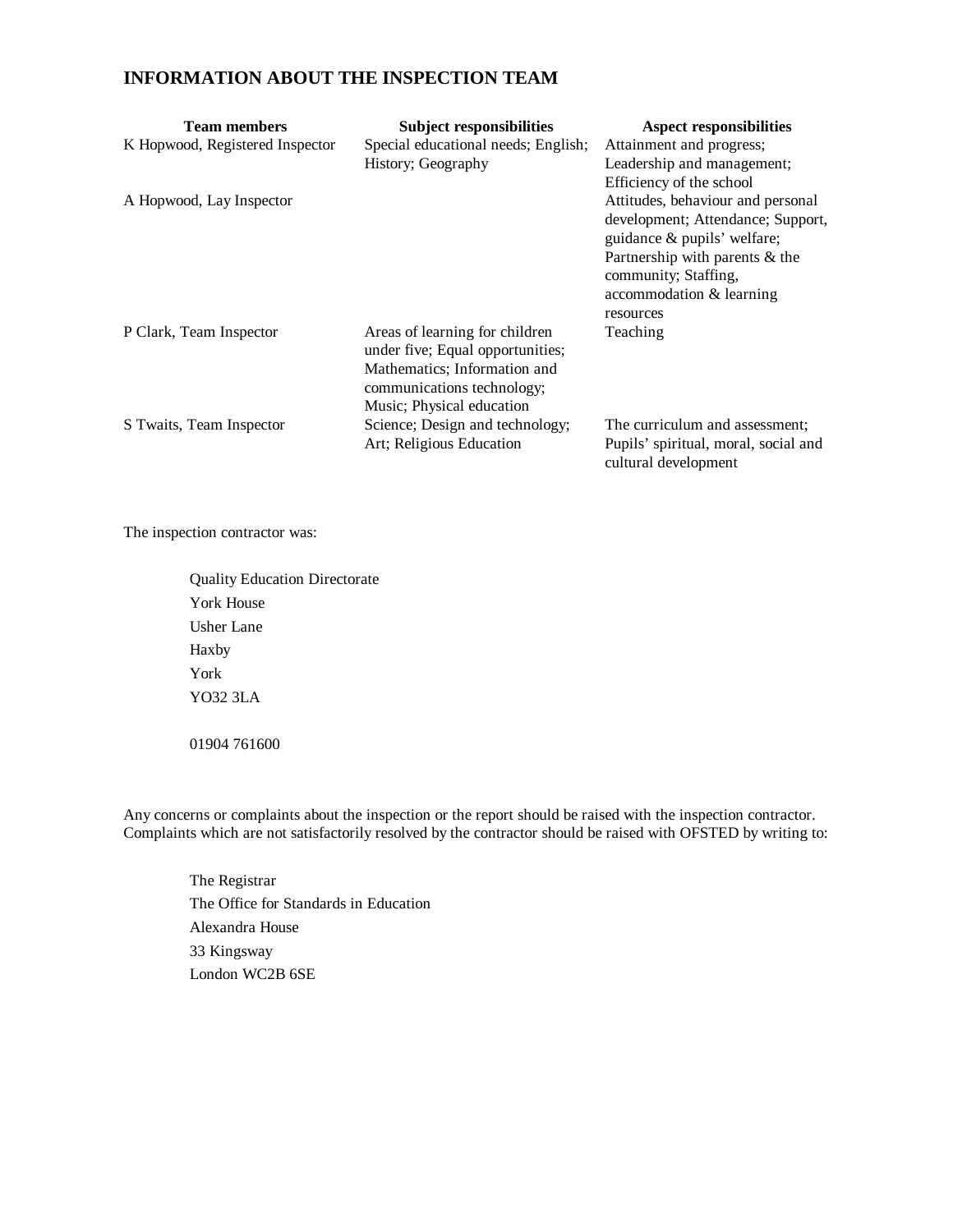## INFORMATION ABOUT THE INSPECTION TEAM

| Team members | Subject responsibilities | Aspect responsibilities |
|---|---|---|
| K Hopwood, Registered Inspector | Special educational needs; English; History; Geography | Attainment and progress; Leadership and management; Efficiency of the school |
| A Hopwood, Lay Inspector | | Attitudes, behaviour and personal development; Attendance; Support, guidance & pupils' welfare; Partnership with parents & the community; Staffing, accommodation & learning resources |
| P Clark, Team Inspector | Areas of learning for children under five; Equal opportunities; Mathematics; Information and communications technology; Music; Physical education | Teaching |
| S Twaits, Team Inspector | Science; Design and technology; Art; Religious Education | The curriculum and assessment; Pupils' spiritual, moral, social and cultural development |

The inspection contractor was:

Quality Education Directorate
York House
Usher Lane
Haxby
York
YO32 3LA

01904 761600

Any concerns or complaints about the inspection or the report should be raised with the inspection contractor. Complaints which are not satisfactorily resolved by the contractor should be raised with OFSTED by writing to:

The Registrar
The Office for Standards in Education
Alexandra House
33 Kingsway
London WC2B 6SE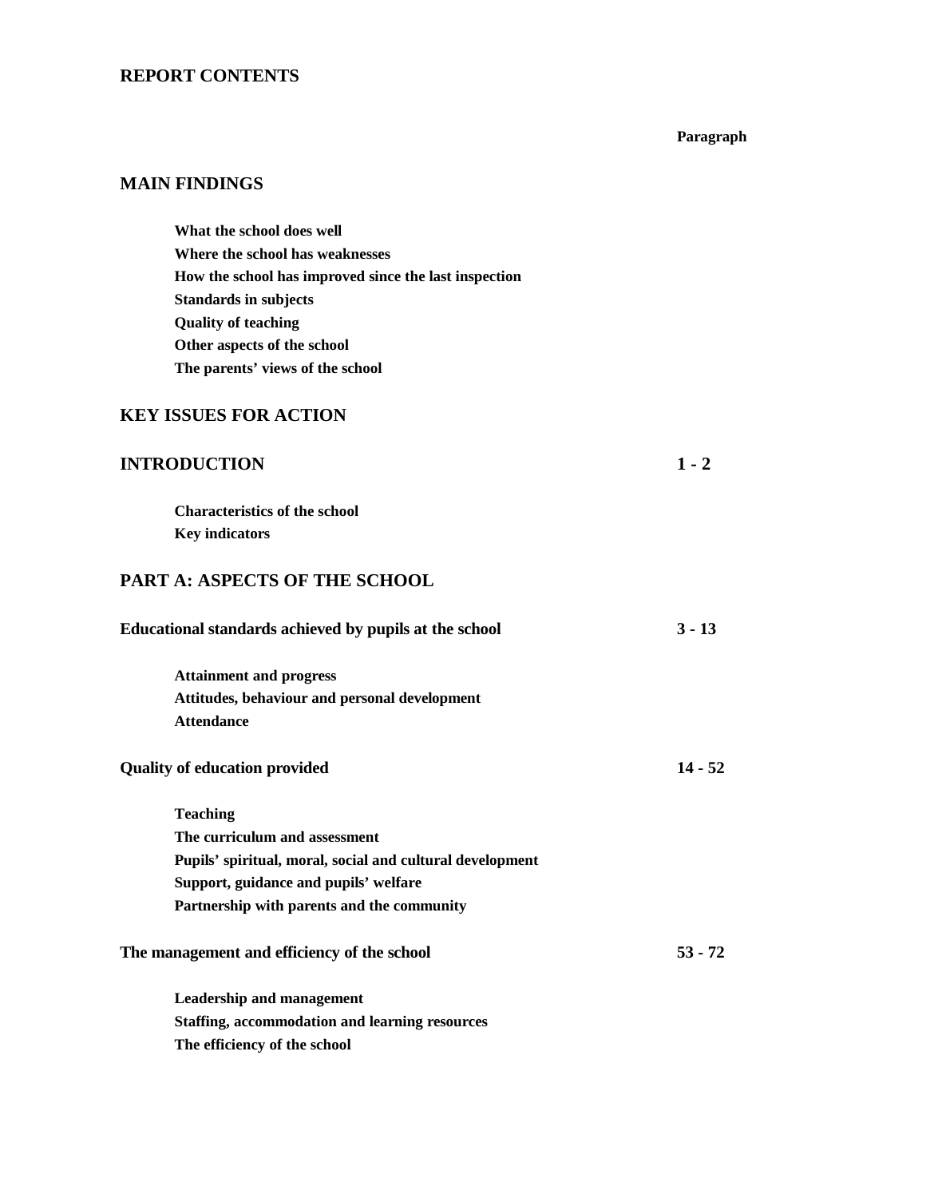# REPORT CONTENTS

| | Paragraph |
|---|---|
| **MAIN FINDINGS** | |
| What the school does well | |
| Where the school has weaknesses | |
| How the school has improved since the last inspection | |
| Standards in subjects | |
| Quality of teaching | |
| Other aspects of the school | |
| The parents' views of the school | |
| **KEY ISSUES FOR ACTION** | |
| **INTRODUCTION** | **1 - 2** |
| Characteristics of the school | |
| Key indicators | |
| **PART A: ASPECTS OF THE SCHOOL** | |
| **Educational standards achieved by pupils at the school** | **3 - 13** |
| Attainment and progress | |
| Attitudes, behaviour and personal development | |
| Attendance | |
| **Quality of education provided** | **14 - 52** |
| Teaching | |
| The curriculum and assessment | |
| Pupils' spiritual, moral, social and cultural development | |
| Support, guidance and pupils' welfare | |
| Partnership with parents and the community | |
| **The management and efficiency of the school** | **53 - 72** |
| Leadership and management | |
| Staffing, accommodation and learning resources | |
| The efficiency of the school | |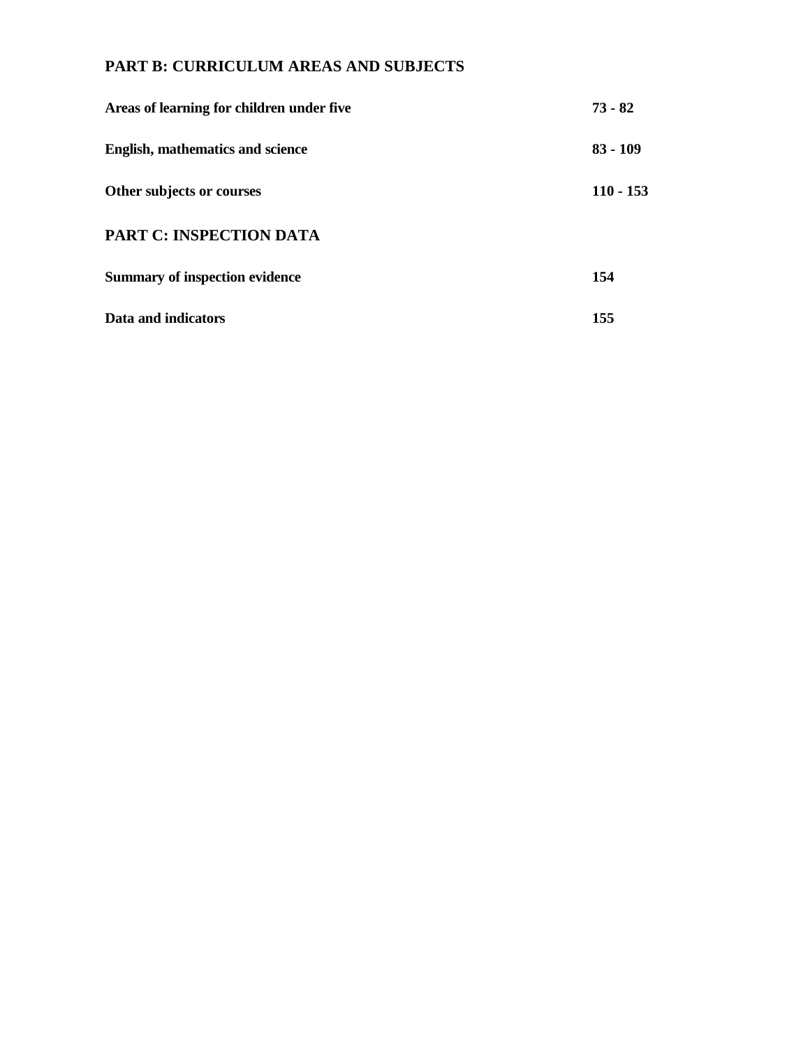## PART B: CURRICULUM AREAS AND SUBJECTS

| | |
|---|---|
| **Areas of learning for children under five** | **73 - 82** |
| **English, mathematics and science** | **83 - 109** |
| **Other subjects or courses** | **110 - 153** |

## PART C: INSPECTION DATA

| | |
|---|---|
| **Summary of inspection evidence** | **154** |
| **Data and indicators** | **155** |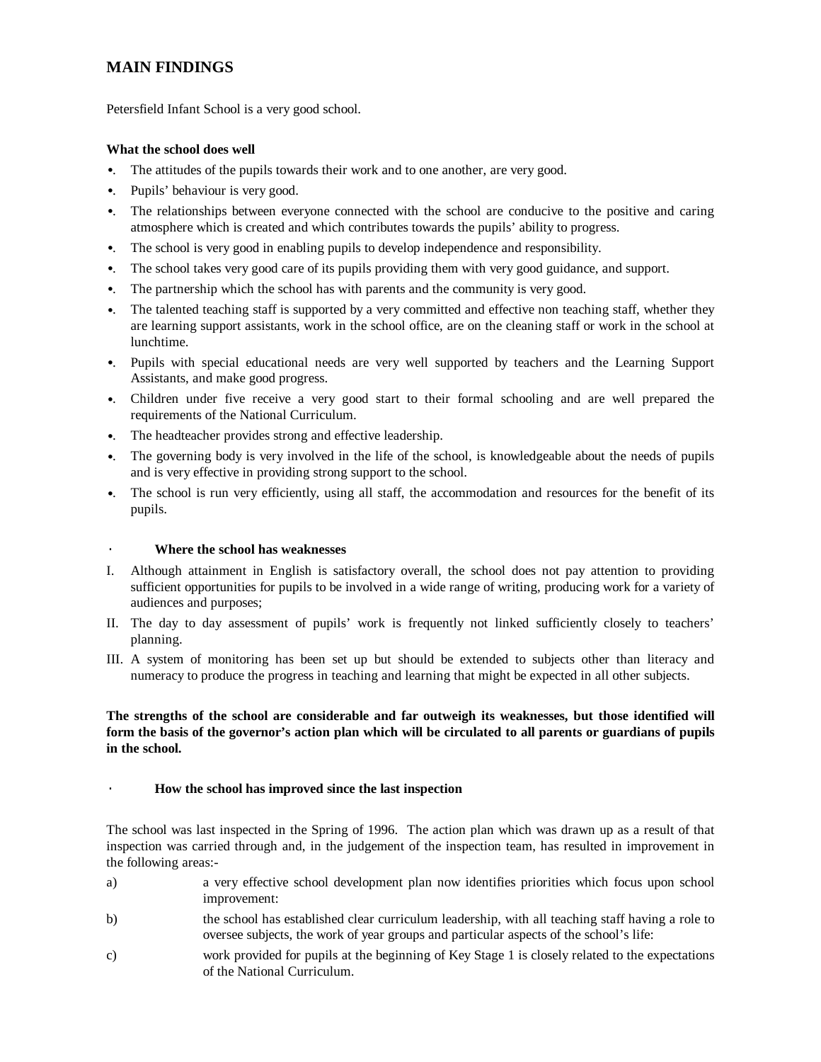## MAIN FINDINGS

Petersfield Infant School is a very good school.

### What the school does well

- The attitudes of the pupils towards their work and to one another, are very good.
- Pupils' behaviour is very good.
- The relationships between everyone connected with the school are conducive to the positive and caring atmosphere which is created and which contributes towards the pupils' ability to progress.
- The school is very good in enabling pupils to develop independence and responsibility.
- The school takes very good care of its pupils providing them with very good guidance, and support.
- The partnership which the school has with parents and the community is very good.
- The talented teaching staff is supported by a very committed and effective non teaching staff, whether they are learning support assistants, work in the school office, are on the cleaning staff or work in the school at lunchtime.
- Pupils with special educational needs are very well supported by teachers and the Learning Support Assistants, and make good progress.
- Children under five receive a very good start to their formal schooling and are well prepared the requirements of the National Curriculum.
- The headteacher provides strong and effective leadership.
- The governing body is very involved in the life of the school, is knowledgeable about the needs of pupils and is very effective in providing strong support to the school.
- The school is run very efficiently, using all staff, the accommodation and resources for the benefit of its pupils.

### Where the school has weaknesses

I. Although attainment in English is satisfactory overall, the school does not pay attention to providing sufficient opportunities for pupils to be involved in a wide range of writing, producing work for a variety of audiences and purposes;

II. The day to day assessment of pupils' work is frequently not linked sufficiently closely to teachers' planning.

III. A system of monitoring has been set up but should be extended to subjects other than literacy and numeracy to produce the progress in teaching and learning that might be expected in all other subjects.

**The strengths of the school are considerable and far outweigh its weaknesses, but those identified will form the basis of the governor's action plan which will be circulated to all parents or guardians of pupils in the school.**

### How the school has improved since the last inspection

The school was last inspected in the Spring of 1996. The action plan which was drawn up as a result of that inspection was carried through and, in the judgement of the inspection team, has resulted in improvement in the following areas:-

a) a very effective school development plan now identifies priorities which focus upon school improvement:

b) the school has established clear curriculum leadership, with all teaching staff having a role to oversee subjects, the work of year groups and particular aspects of the school's life:

c) work provided for pupils at the beginning of Key Stage 1 is closely related to the expectations of the National Curriculum.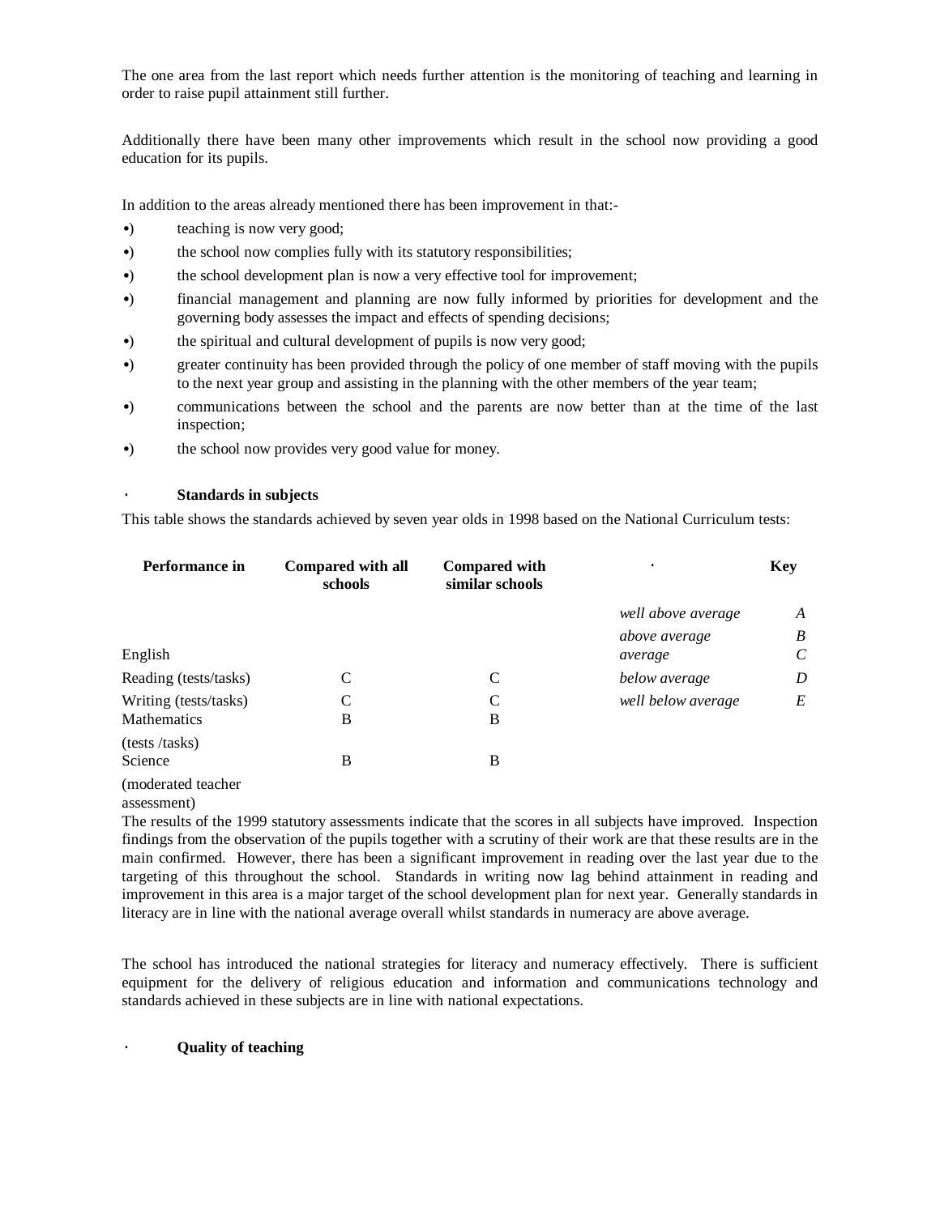The one area from the last report which needs further attention is the monitoring of teaching and learning in order to raise pupil attainment still further.

Additionally there have been many other improvements which result in the school now providing a good education for its pupils.

In addition to the areas already mentioned there has been improvement in that:-

- teaching is now very good;
- the school now complies fully with its statutory responsibilities;
- the school development plan is now a very effective tool for improvement;
- financial management and planning are now fully informed by priorities for development and the governing body assesses the impact and effects of spending decisions;
- the spiritual and cultural development of pupils is now very good;
- greater continuity has been provided through the policy of one member of staff moving with the pupils to the next year group and assisting in the planning with the other members of the year team;
- communications between the school and the parents are now better than at the time of the last inspection;
- the school now provides very good value for money.

## Standards in subjects

This table shows the standards achieved by seven year olds in 1998 based on the National Curriculum tests:

| Performance in | Compared with all schools | Compared with similar schools |
|---|---|---|
| English | | |
| Reading (tests/tasks) | C | C |
| Writing (tests/tasks) | C | C |
| Mathematics (tests /tasks) | B | B |
| Science (moderated teacher assessment) | B | B |

| Key | |
|---|---|
| *well above average* | *A* |
| *above average* | *B* |
| *average* | *C* |
| *below average* | *D* |
| *well below average* | *E* |

The results of the 1999 statutory assessments indicate that the scores in all subjects have improved. Inspection findings from the observation of the pupils together with a scrutiny of their work are that these results are in the main confirmed. However, there has been a significant improvement in reading over the last year due to the targeting of this throughout the school. Standards in writing now lag behind attainment in reading and improvement in this area is a major target of the school development plan for next year. Generally standards in literacy are in line with the national average overall whilst standards in numeracy are above average.

The school has introduced the national strategies for literacy and numeracy effectively. There is sufficient equipment for the delivery of religious education and information and communications technology and standards achieved in these subjects are in line with national expectations.

## Quality of teaching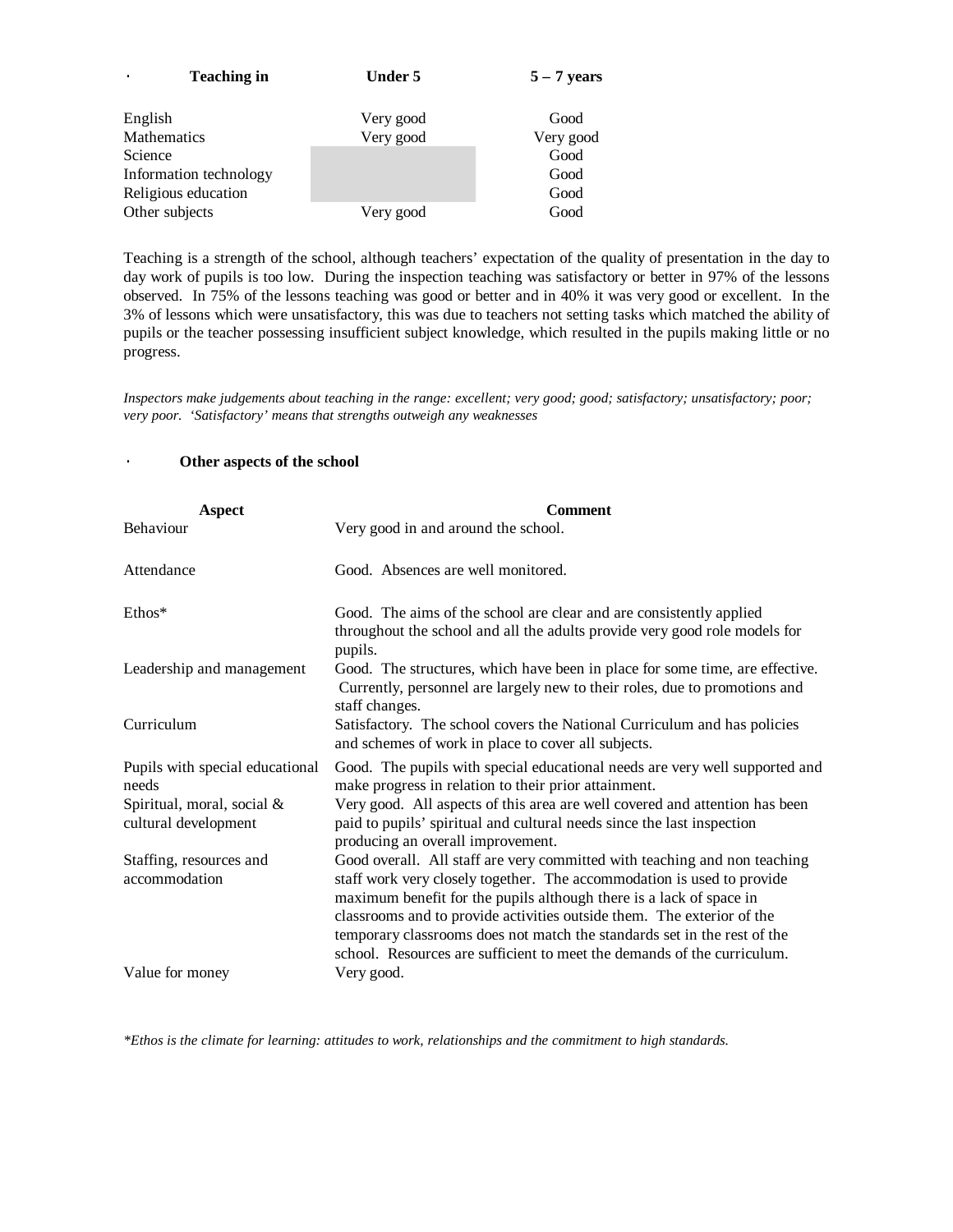- **Teaching in**

| Teaching in | Under 5 | 5 – 7 years |
|---|---|---|
| English | Very good | Good |
| Mathematics | Very good | Very good |
| Science | | Good |
| Information technology | | Good |
| Religious education | | Good |
| Other subjects | Very good | Good |

Teaching is a strength of the school, although teachers' expectation of the quality of presentation in the day to day work of pupils is too low. During the inspection teaching was satisfactory or better in 97% of the lessons observed. In 75% of the lessons teaching was good or better and in 40% it was very good or excellent. In the 3% of lessons which were unsatisfactory, this was due to teachers not setting tasks which matched the ability of pupils or the teacher possessing insufficient subject knowledge, which resulted in the pupils making little or no progress.

*Inspectors make judgements about teaching in the range: excellent; very good; good; satisfactory; unsatisfactory; poor; very poor. 'Satisfactory' means that strengths outweigh any weaknesses*

- **Other aspects of the school**

| Aspect | Comment |
|---|---|
| Behaviour | Very good in and around the school. |
| Attendance | Good. Absences are well monitored. |
| Ethos* | Good. The aims of the school are clear and are consistently applied throughout the school and all the adults provide very good role models for pupils. |
| Leadership and management | Good. The structures, which have been in place for some time, are effective. Currently, personnel are largely new to their roles, due to promotions and staff changes. |
| Curriculum | Satisfactory. The school covers the National Curriculum and has policies and schemes of work in place to cover all subjects. |
| Pupils with special educational needs | Good. The pupils with special educational needs are very well supported and make progress in relation to their prior attainment. |
| Spiritual, moral, social & cultural development | Very good. All aspects of this area are well covered and attention has been paid to pupils' spiritual and cultural needs since the last inspection producing an overall improvement. |
| Staffing, resources and accommodation | Good overall. All staff are very committed with teaching and non teaching staff work very closely together. The accommodation is used to provide maximum benefit for the pupils although there is a lack of space in classrooms and to provide activities outside them. The exterior of the temporary classrooms does not match the standards set in the rest of the school. Resources are sufficient to meet the demands of the curriculum. |
| Value for money | Very good. |

*\*Ethos is the climate for learning: attitudes to work, relationships and the commitment to high standards.*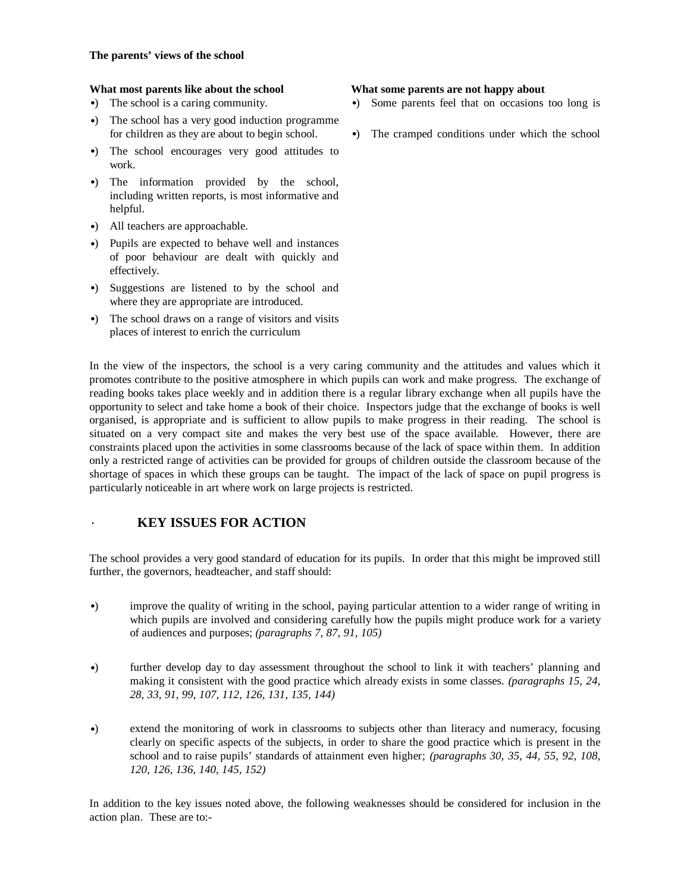**The parents' views of the school**

**What most parents like about the school**

- The school is a caring community.
- The school has a very good induction programme for children as they are about to begin school.
- The school encourages very good attitudes to work.
- The information provided by the school, including written reports, is most informative and helpful.
- All teachers are approachable.
- Pupils are expected to behave well and instances of poor behaviour are dealt with quickly and effectively.
- Suggestions are listened to by the school and where they are appropriate are introduced.
- The school draws on a range of visitors and visits places of interest to enrich the curriculum

**What some parents are not happy about**

- Some parents feel that on occasions too long is
- The cramped conditions under which the school

In the view of the inspectors, the school is a very caring community and the attitudes and values which it promotes contribute to the positive atmosphere in which pupils can work and make progress. The exchange of reading books takes place weekly and in addition there is a regular library exchange when all pupils have the opportunity to select and take home a book of their choice. Inspectors judge that the exchange of books is well organised, is appropriate and is sufficient to allow pupils to make progress in their reading. The school is situated on a very compact site and makes the very best use of the space available. However, there are constraints placed upon the activities in some classrooms because of the lack of space within them. In addition only a restricted range of activities can be provided for groups of children outside the classroom because of the shortage of spaces in which these groups can be taught. The impact of the lack of space on pupil progress is particularly noticeable in art where work on large projects is restricted.

## KEY ISSUES FOR ACTION

The school provides a very good standard of education for its pupils. In order that this might be improved still further, the governors, headteacher, and staff should:

- improve the quality of writing in the school, paying particular attention to a wider range of writing in which pupils are involved and considering carefully how the pupils might produce work for a variety of audiences and purposes; *(paragraphs 7, 87, 91, 105)*

- further develop day to day assessment throughout the school to link it with teachers' planning and making it consistent with the good practice which already exists in some classes. *(paragraphs 15, 24, 28, 33, 91, 99, 107, 112, 126, 131, 135, 144)*

- extend the monitoring of work in classrooms to subjects other than literacy and numeracy, focusing clearly on specific aspects of the subjects, in order to share the good practice which is present in the school and to raise pupils' standards of attainment even higher; *(paragraphs 30, 35, 44, 55, 92, 108, 120, 126, 136, 140, 145, 152)*

In addition to the key issues noted above, the following weaknesses should be considered for inclusion in the action plan. These are to:-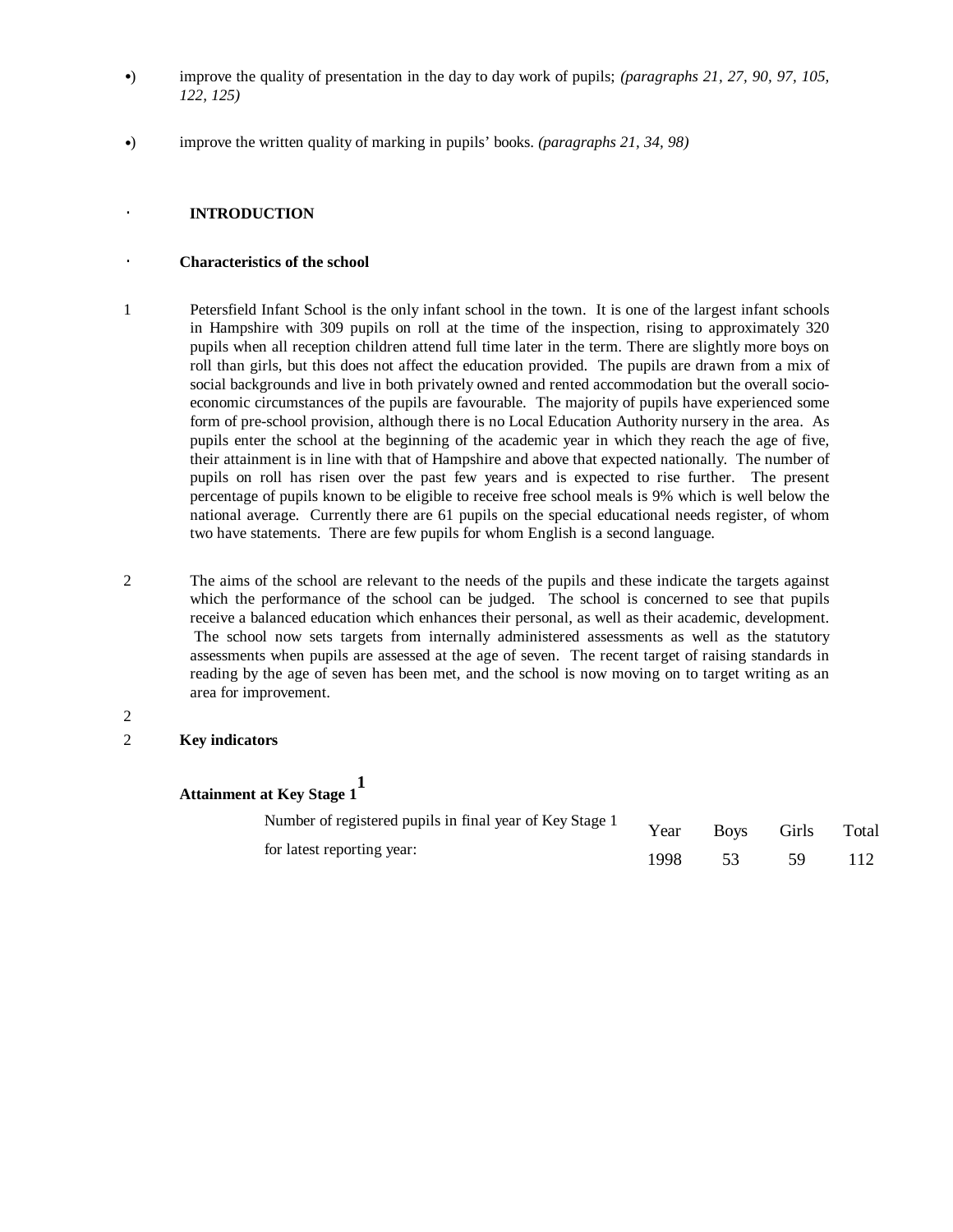- improve the quality of presentation in the day to day work of pupils; *(paragraphs 21, 27, 90, 97, 105, 122, 125)*

- improve the written quality of marking in pupils' books. *(paragraphs 21, 34, 98)*

## INTRODUCTION

### Characteristics of the school

1 Petersfield Infant School is the only infant school in the town. It is one of the largest infant schools in Hampshire with 309 pupils on roll at the time of the inspection, rising to approximately 320 pupils when all reception children attend full time later in the term. There are slightly more boys on roll than girls, but this does not affect the education provided. The pupils are drawn from a mix of social backgrounds and live in both privately owned and rented accommodation but the overall socio-economic circumstances of the pupils are favourable. The majority of pupils have experienced some form of pre-school provision, although there is no Local Education Authority nursery in the area. As pupils enter the school at the beginning of the academic year in which they reach the age of five, their attainment is in line with that of Hampshire and above that expected nationally. The number of pupils on roll has risen over the past few years and is expected to rise further. The present percentage of pupils known to be eligible to receive free school meals is 9% which is well below the national average. Currently there are 61 pupils on the special educational needs register, of whom two have statements. There are few pupils for whom English is a second language.

2 The aims of the school are relevant to the needs of the pupils and these indicate the targets against which the performance of the school can be judged. The school is concerned to see that pupils receive a balanced education which enhances their personal, as well as their academic, development. The school now sets targets from internally administered assessments as well as the statutory assessments when pupils are assessed at the age of seven. The recent target of raising standards in reading by the age of seven has been met, and the school is now moving on to target writing as an area for improvement.

### Key indicators

**Attainment at Key Stage 1**[1]

| Number of registered pupils in final year of Key Stage 1 for latest reporting year: | Year | Boys | Girls | Total |
|---|---|---|---|---|
| | 1998 | 53 | 59 | 112 |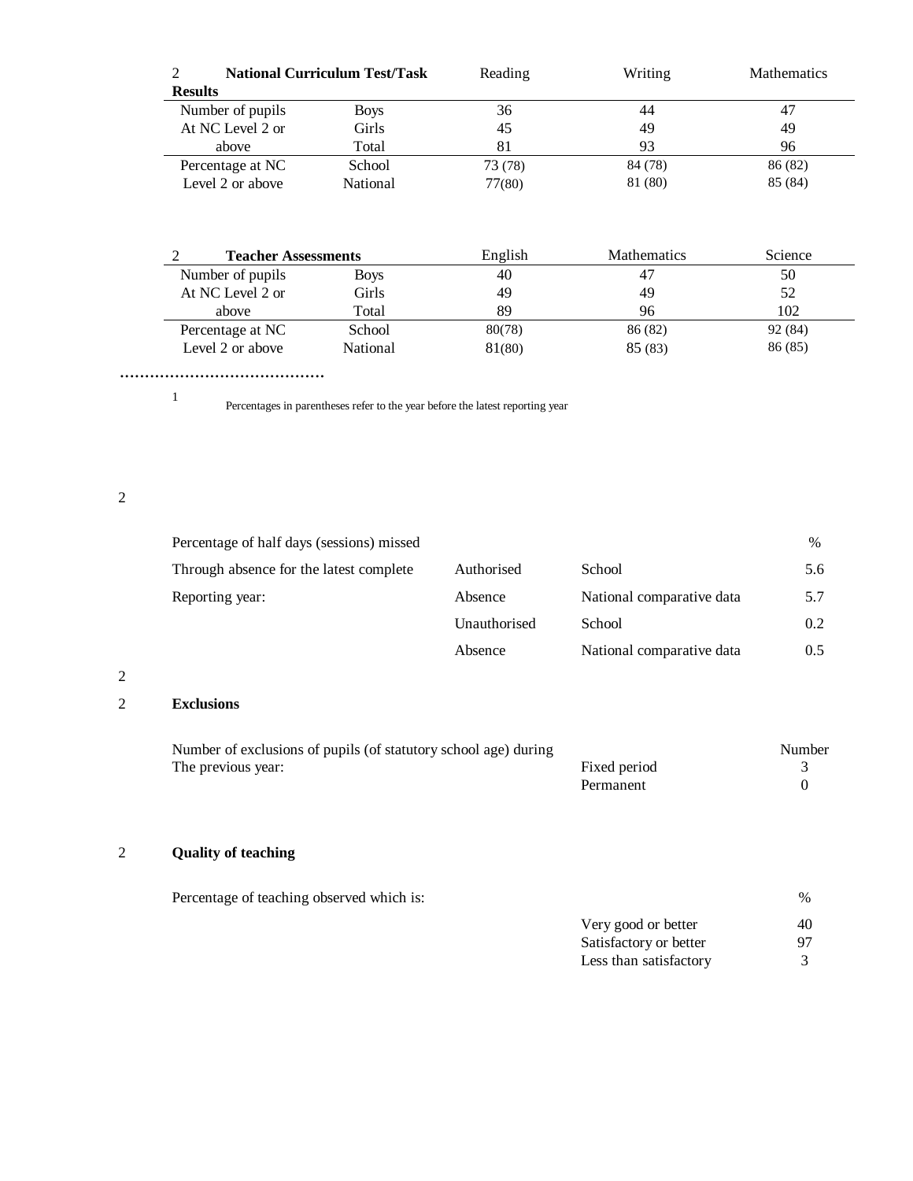| 2 **National Curriculum Test/Task Results** | | Reading | Writing | Mathematics |
|---|---|---|---|---|
| Number of pupils At NC Level 2 or above | Boys | 36 | 44 | 47 |
| | Girls | 45 | 49 | 49 |
| | Total | 81 | 93 | 96 |
| Percentage at NC Level 2 or above | School | 73 (78) | 84 (78) | 86 (82) |
| | National | 77(80) | 81 (80) | 85 (84) |

| 2 **Teacher Assessments** | | English | Mathematics | Science |
|---|---|---|---|---|
| Number of pupils At NC Level 2 or above | Boys | 40 | 47 | 50 |
| | Girls | 49 | 49 | 52 |
| | Total | 89 | 96 | 102 |
| Percentage at NC Level 2 or above | School | 80(78) | 86 (82) | 92 (84) |
| | National | 81(80) | 85 (83) | 86 (85) |

……………………………………

1 Percentages in parentheses refer to the year before the latest reporting year

2

| Percentage of half days (sessions) missed Through absence for the latest complete Reporting year: | | | % |
|---|---|---|---|
| | Authorised Absence | School | 5.6 |
| | | National comparative data | 5.7 |
| | Unauthorised Absence | School | 0.2 |
| | | National comparative data | 0.5 |

2

2 **Exclusions**

| Number of exclusions of pupils (of statutory school age) during The previous year: | | Number |
|---|---|---|
| | Fixed period | 3 |
| | Permanent | 0 |

2 **Quality of teaching**

| Percentage of teaching observed which is: | | % |
|---|---|---|
| | Very good or better | 40 |
| | Satisfactory or better | 97 |
| | Less than satisfactory | 3 |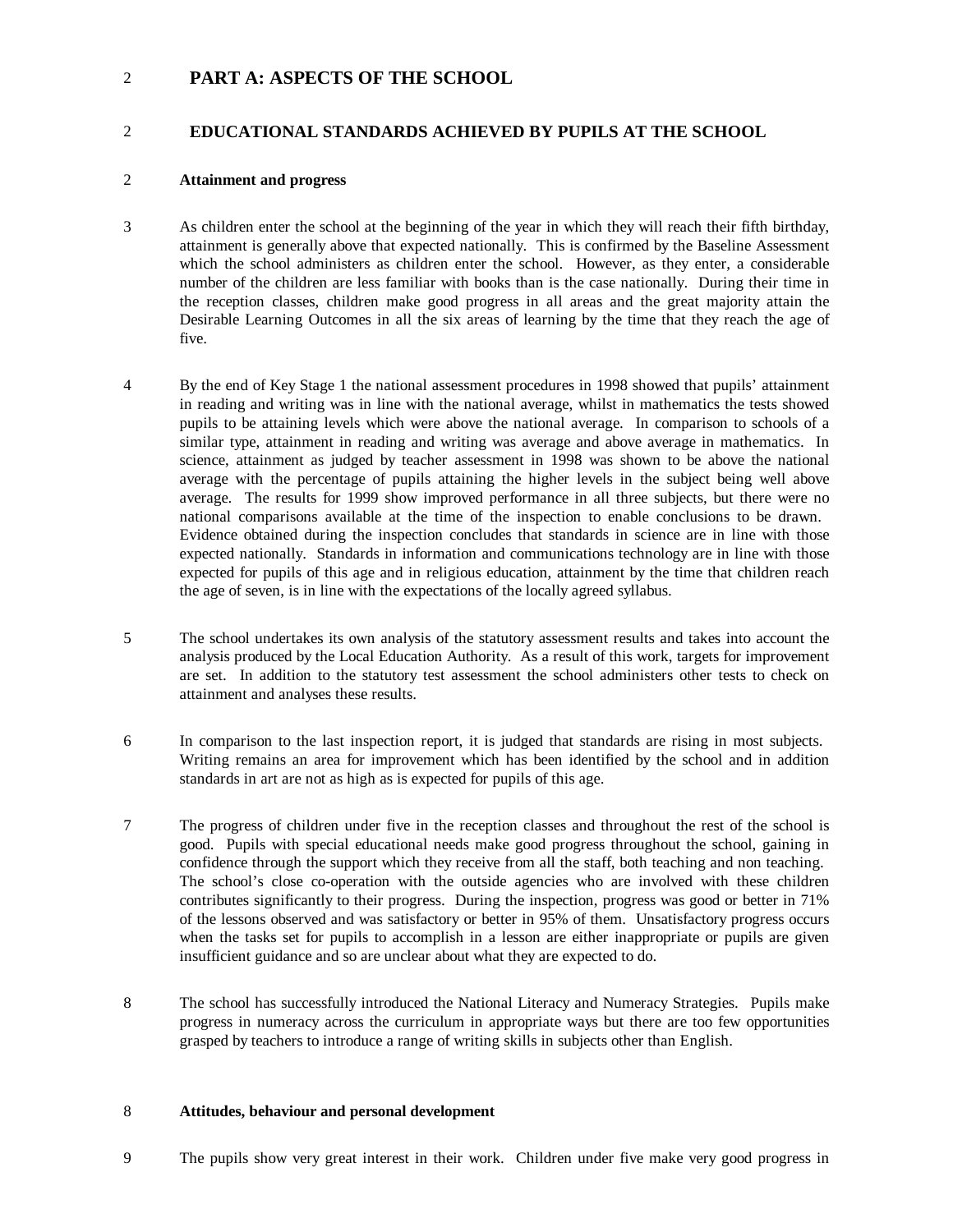## PART A: ASPECTS OF THE SCHOOL

## EDUCATIONAL STANDARDS ACHIEVED BY PUPILS AT THE SCHOOL

### Attainment and progress

3 As children enter the school at the beginning of the year in which they will reach their fifth birthday, attainment is generally above that expected nationally. This is confirmed by the Baseline Assessment which the school administers as children enter the school. However, as they enter, a considerable number of the children are less familiar with books than is the case nationally. During their time in the reception classes, children make good progress in all areas and the great majority attain the Desirable Learning Outcomes in all the six areas of learning by the time that they reach the age of five.

4 By the end of Key Stage 1 the national assessment procedures in 1998 showed that pupils' attainment in reading and writing was in line with the national average, whilst in mathematics the tests showed pupils to be attaining levels which were above the national average. In comparison to schools of a similar type, attainment in reading and writing was average and above average in mathematics. In science, attainment as judged by teacher assessment in 1998 was shown to be above the national average with the percentage of pupils attaining the higher levels in the subject being well above average. The results for 1999 show improved performance in all three subjects, but there were no national comparisons available at the time of the inspection to enable conclusions to be drawn. Evidence obtained during the inspection concludes that standards in science are in line with those expected nationally. Standards in information and communications technology are in line with those expected for pupils of this age and in religious education, attainment by the time that children reach the age of seven, is in line with the expectations of the locally agreed syllabus.

5 The school undertakes its own analysis of the statutory assessment results and takes into account the analysis produced by the Local Education Authority. As a result of this work, targets for improvement are set. In addition to the statutory test assessment the school administers other tests to check on attainment and analyses these results.

6 In comparison to the last inspection report, it is judged that standards are rising in most subjects. Writing remains an area for improvement which has been identified by the school and in addition standards in art are not as high as is expected for pupils of this age.

7 The progress of children under five in the reception classes and throughout the rest of the school is good. Pupils with special educational needs make good progress throughout the school, gaining in confidence through the support which they receive from all the staff, both teaching and non teaching. The school's close co-operation with the outside agencies who are involved with these children contributes significantly to their progress. During the inspection, progress was good or better in 71% of the lessons observed and was satisfactory or better in 95% of them. Unsatisfactory progress occurs when the tasks set for pupils to accomplish in a lesson are either inappropriate or pupils are given insufficient guidance and so are unclear about what they are expected to do.

8 The school has successfully introduced the National Literacy and Numeracy Strategies. Pupils make progress in numeracy across the curriculum in appropriate ways but there are too few opportunities grasped by teachers to introduce a range of writing skills in subjects other than English.

### Attitudes, behaviour and personal development

9 The pupils show very great interest in their work. Children under five make very good progress in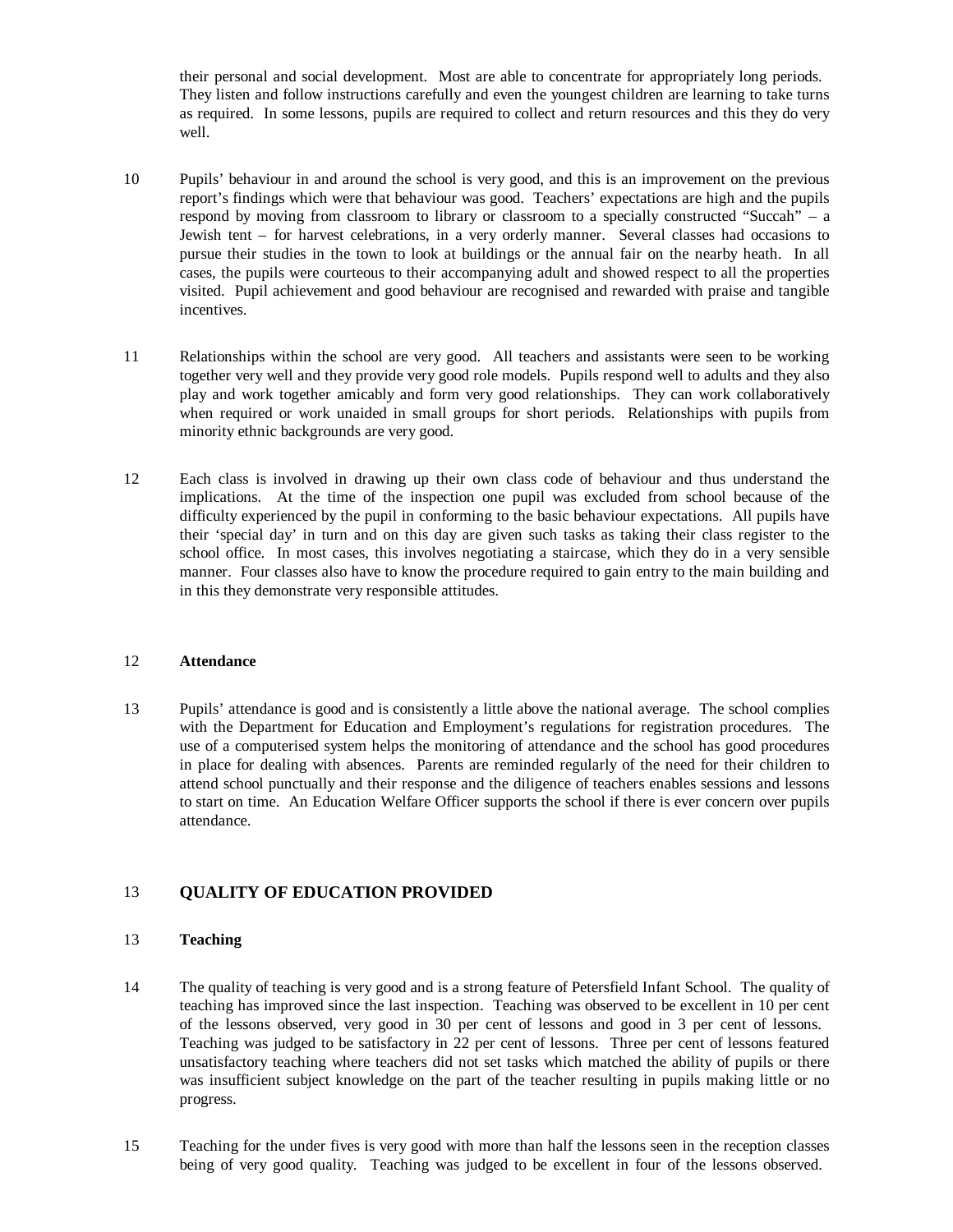their personal and social development. Most are able to concentrate for appropriately long periods. They listen and follow instructions carefully and even the youngest children are learning to take turns as required. In some lessons, pupils are required to collect and return resources and this they do very well.

10 Pupils' behaviour in and around the school is very good, and this is an improvement on the previous report's findings which were that behaviour was good. Teachers' expectations are high and the pupils respond by moving from classroom to library or classroom to a specially constructed "Succah" – a Jewish tent – for harvest celebrations, in a very orderly manner. Several classes had occasions to pursue their studies in the town to look at buildings or the annual fair on the nearby heath. In all cases, the pupils were courteous to their accompanying adult and showed respect to all the properties visited. Pupil achievement and good behaviour are recognised and rewarded with praise and tangible incentives.

11 Relationships within the school are very good. All teachers and assistants were seen to be working together very well and they provide very good role models. Pupils respond well to adults and they also play and work together amicably and form very good relationships. They can work collaboratively when required or work unaided in small groups for short periods. Relationships with pupils from minority ethnic backgrounds are very good.

12 Each class is involved in drawing up their own class code of behaviour and thus understand the implications. At the time of the inspection one pupil was excluded from school because of the difficulty experienced by the pupil in conforming to the basic behaviour expectations. All pupils have their 'special day' in turn and on this day are given such tasks as taking their class register to the school office. In most cases, this involves negotiating a staircase, which they do in a very sensible manner. Four classes also have to know the procedure required to gain entry to the main building and in this they demonstrate very responsible attitudes.

### 12 Attendance

13 Pupils' attendance is good and is consistently a little above the national average. The school complies with the Department for Education and Employment's regulations for registration procedures. The use of a computerised system helps the monitoring of attendance and the school has good procedures in place for dealing with absences. Parents are reminded regularly of the need for their children to attend school punctually and their response and the diligence of teachers enables sessions and lessons to start on time. An Education Welfare Officer supports the school if there is ever concern over pupils attendance.

## 13 QUALITY OF EDUCATION PROVIDED

### 13 Teaching

14 The quality of teaching is very good and is a strong feature of Petersfield Infant School. The quality of teaching has improved since the last inspection. Teaching was observed to be excellent in 10 per cent of the lessons observed, very good in 30 per cent of lessons and good in 3 per cent of lessons. Teaching was judged to be satisfactory in 22 per cent of lessons. Three per cent of lessons featured unsatisfactory teaching where teachers did not set tasks which matched the ability of pupils or there was insufficient subject knowledge on the part of the teacher resulting in pupils making little or no progress.

15 Teaching for the under fives is very good with more than half the lessons seen in the reception classes being of very good quality. Teaching was judged to be excellent in four of the lessons observed.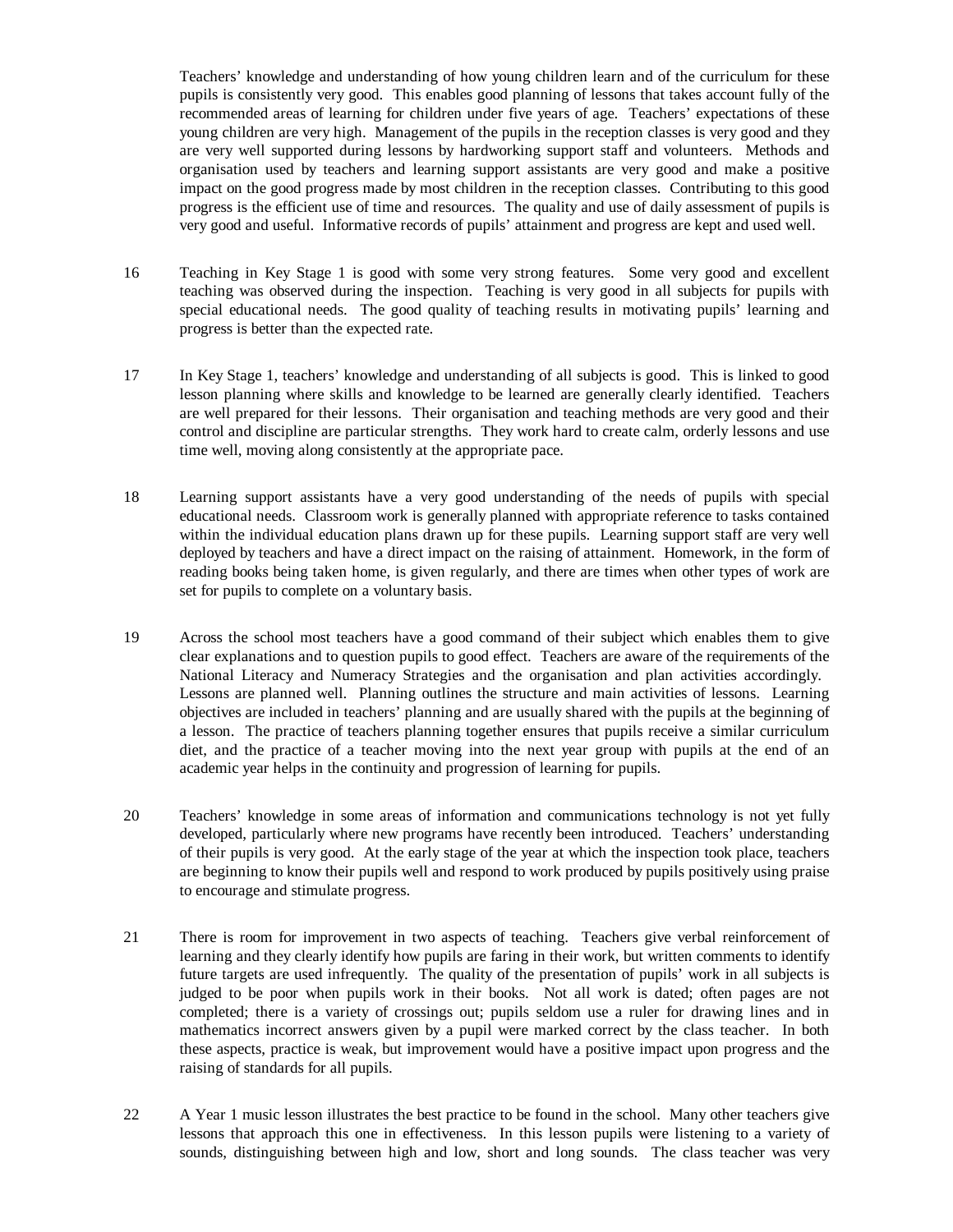Teachers' knowledge and understanding of how young children learn and of the curriculum for these pupils is consistently very good. This enables good planning of lessons that takes account fully of the recommended areas of learning for children under five years of age. Teachers' expectations of these young children are very high. Management of the pupils in the reception classes is very good and they are very well supported during lessons by hardworking support staff and volunteers. Methods and organisation used by teachers and learning support assistants are very good and make a positive impact on the good progress made by most children in the reception classes. Contributing to this good progress is the efficient use of time and resources. The quality and use of daily assessment of pupils is very good and useful. Informative records of pupils' attainment and progress are kept and used well.

16 Teaching in Key Stage 1 is good with some very strong features. Some very good and excellent teaching was observed during the inspection. Teaching is very good in all subjects for pupils with special educational needs. The good quality of teaching results in motivating pupils' learning and progress is better than the expected rate.

17 In Key Stage 1, teachers' knowledge and understanding of all subjects is good. This is linked to good lesson planning where skills and knowledge to be learned are generally clearly identified. Teachers are well prepared for their lessons. Their organisation and teaching methods are very good and their control and discipline are particular strengths. They work hard to create calm, orderly lessons and use time well, moving along consistently at the appropriate pace.

18 Learning support assistants have a very good understanding of the needs of pupils with special educational needs. Classroom work is generally planned with appropriate reference to tasks contained within the individual education plans drawn up for these pupils. Learning support staff are very well deployed by teachers and have a direct impact on the raising of attainment. Homework, in the form of reading books being taken home, is given regularly, and there are times when other types of work are set for pupils to complete on a voluntary basis.

19 Across the school most teachers have a good command of their subject which enables them to give clear explanations and to question pupils to good effect. Teachers are aware of the requirements of the National Literacy and Numeracy Strategies and the organisation and plan activities accordingly. Lessons are planned well. Planning outlines the structure and main activities of lessons. Learning objectives are included in teachers' planning and are usually shared with the pupils at the beginning of a lesson. The practice of teachers planning together ensures that pupils receive a similar curriculum diet, and the practice of a teacher moving into the next year group with pupils at the end of an academic year helps in the continuity and progression of learning for pupils.

20 Teachers' knowledge in some areas of information and communications technology is not yet fully developed, particularly where new programs have recently been introduced. Teachers' understanding of their pupils is very good. At the early stage of the year at which the inspection took place, teachers are beginning to know their pupils well and respond to work produced by pupils positively using praise to encourage and stimulate progress.

21 There is room for improvement in two aspects of teaching. Teachers give verbal reinforcement of learning and they clearly identify how pupils are faring in their work, but written comments to identify future targets are used infrequently. The quality of the presentation of pupils' work in all subjects is judged to be poor when pupils work in their books. Not all work is dated; often pages are not completed; there is a variety of crossings out; pupils seldom use a ruler for drawing lines and in mathematics incorrect answers given by a pupil were marked correct by the class teacher. In both these aspects, practice is weak, but improvement would have a positive impact upon progress and the raising of standards for all pupils.

22 A Year 1 music lesson illustrates the best practice to be found in the school. Many other teachers give lessons that approach this one in effectiveness. In this lesson pupils were listening to a variety of sounds, distinguishing between high and low, short and long sounds. The class teacher was very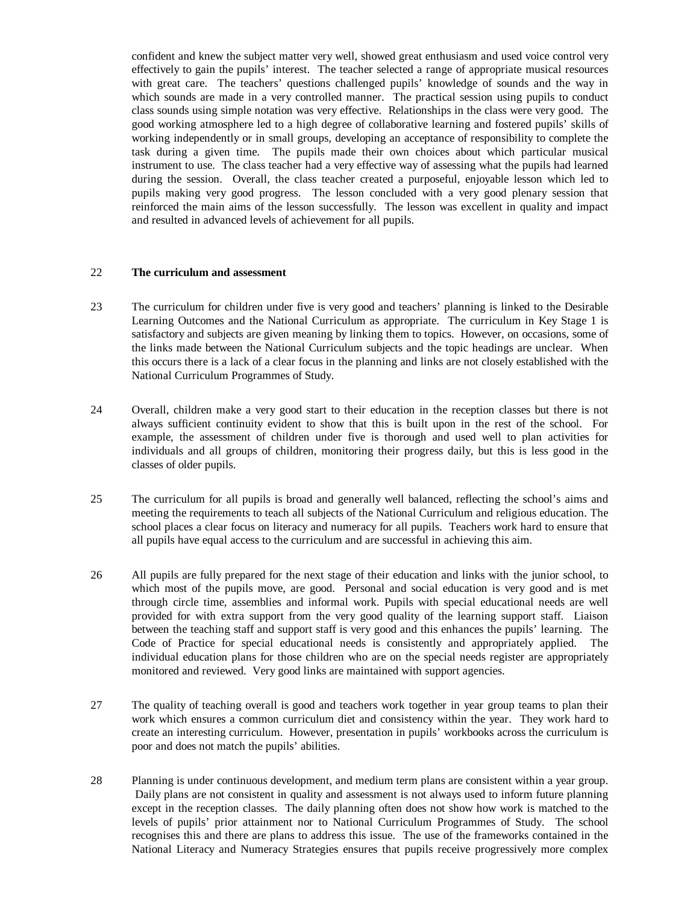confident and knew the subject matter very well, showed great enthusiasm and used voice control very effectively to gain the pupils' interest. The teacher selected a range of appropriate musical resources with great care. The teachers' questions challenged pupils' knowledge of sounds and the way in which sounds are made in a very controlled manner. The practical session using pupils to conduct class sounds using simple notation was very effective. Relationships in the class were very good. The good working atmosphere led to a high degree of collaborative learning and fostered pupils' skills of working independently or in small groups, developing an acceptance of responsibility to complete the task during a given time. The pupils made their own choices about which particular musical instrument to use. The class teacher had a very effective way of assessing what the pupils had learned during the session. Overall, the class teacher created a purposeful, enjoyable lesson which led to pupils making very good progress. The lesson concluded with a very good plenary session that reinforced the main aims of the lesson successfully. The lesson was excellent in quality and impact and resulted in advanced levels of achievement for all pupils.

22 **The curriculum and assessment**

23 The curriculum for children under five is very good and teachers' planning is linked to the Desirable Learning Outcomes and the National Curriculum as appropriate. The curriculum in Key Stage 1 is satisfactory and subjects are given meaning by linking them to topics. However, on occasions, some of the links made between the National Curriculum subjects and the topic headings are unclear. When this occurs there is a lack of a clear focus in the planning and links are not closely established with the National Curriculum Programmes of Study.

24 Overall, children make a very good start to their education in the reception classes but there is not always sufficient continuity evident to show that this is built upon in the rest of the school. For example, the assessment of children under five is thorough and used well to plan activities for individuals and all groups of children, monitoring their progress daily, but this is less good in the classes of older pupils.

25 The curriculum for all pupils is broad and generally well balanced, reflecting the school's aims and meeting the requirements to teach all subjects of the National Curriculum and religious education. The school places a clear focus on literacy and numeracy for all pupils. Teachers work hard to ensure that all pupils have equal access to the curriculum and are successful in achieving this aim.

26 All pupils are fully prepared for the next stage of their education and links with the junior school, to which most of the pupils move, are good. Personal and social education is very good and is met through circle time, assemblies and informal work. Pupils with special educational needs are well provided for with extra support from the very good quality of the learning support staff. Liaison between the teaching staff and support staff is very good and this enhances the pupils' learning. The Code of Practice for special educational needs is consistently and appropriately applied. The individual education plans for those children who are on the special needs register are appropriately monitored and reviewed. Very good links are maintained with support agencies.

27 The quality of teaching overall is good and teachers work together in year group teams to plan their work which ensures a common curriculum diet and consistency within the year. They work hard to create an interesting curriculum. However, presentation in pupils' workbooks across the curriculum is poor and does not match the pupils' abilities.

28 Planning is under continuous development, and medium term plans are consistent within a year group. Daily plans are not consistent in quality and assessment is not always used to inform future planning except in the reception classes. The daily planning often does not show how work is matched to the levels of pupils' prior attainment nor to National Curriculum Programmes of Study. The school recognises this and there are plans to address this issue. The use of the frameworks contained in the National Literacy and Numeracy Strategies ensures that pupils receive progressively more complex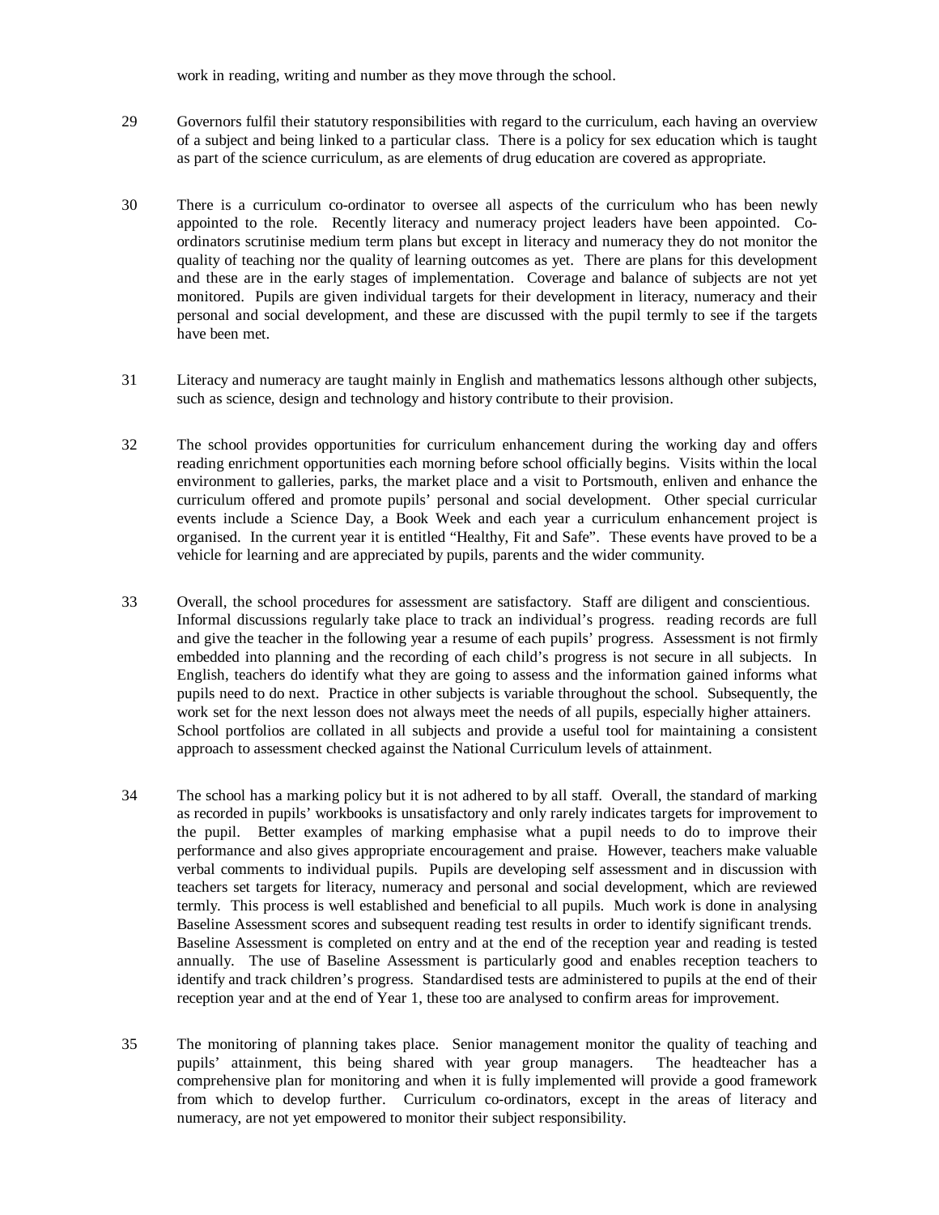work in reading, writing and number as they move through the school.

29 Governors fulfil their statutory responsibilities with regard to the curriculum, each having an overview of a subject and being linked to a particular class. There is a policy for sex education which is taught as part of the science curriculum, as are elements of drug education are covered as appropriate.

30 There is a curriculum co-ordinator to oversee all aspects of the curriculum who has been newly appointed to the role. Recently literacy and numeracy project leaders have been appointed. Co-ordinators scrutinise medium term plans but except in literacy and numeracy they do not monitor the quality of teaching nor the quality of learning outcomes as yet. There are plans for this development and these are in the early stages of implementation. Coverage and balance of subjects are not yet monitored. Pupils are given individual targets for their development in literacy, numeracy and their personal and social development, and these are discussed with the pupil termly to see if the targets have been met.

31 Literacy and numeracy are taught mainly in English and mathematics lessons although other subjects, such as science, design and technology and history contribute to their provision.

32 The school provides opportunities for curriculum enhancement during the working day and offers reading enrichment opportunities each morning before school officially begins. Visits within the local environment to galleries, parks, the market place and a visit to Portsmouth, enliven and enhance the curriculum offered and promote pupils' personal and social development. Other special curricular events include a Science Day, a Book Week and each year a curriculum enhancement project is organised. In the current year it is entitled "Healthy, Fit and Safe". These events have proved to be a vehicle for learning and are appreciated by pupils, parents and the wider community.

33 Overall, the school procedures for assessment are satisfactory. Staff are diligent and conscientious. Informal discussions regularly take place to track an individual's progress. reading records are full and give the teacher in the following year a resume of each pupils' progress. Assessment is not firmly embedded into planning and the recording of each child's progress is not secure in all subjects. In English, teachers do identify what they are going to assess and the information gained informs what pupils need to do next. Practice in other subjects is variable throughout the school. Subsequently, the work set for the next lesson does not always meet the needs of all pupils, especially higher attainers. School portfolios are collated in all subjects and provide a useful tool for maintaining a consistent approach to assessment checked against the National Curriculum levels of attainment.

34 The school has a marking policy but it is not adhered to by all staff. Overall, the standard of marking as recorded in pupils' workbooks is unsatisfactory and only rarely indicates targets for improvement to the pupil. Better examples of marking emphasise what a pupil needs to do to improve their performance and also gives appropriate encouragement and praise. However, teachers make valuable verbal comments to individual pupils. Pupils are developing self assessment and in discussion with teachers set targets for literacy, numeracy and personal and social development, which are reviewed termly. This process is well established and beneficial to all pupils. Much work is done in analysing Baseline Assessment scores and subsequent reading test results in order to identify significant trends. Baseline Assessment is completed on entry and at the end of the reception year and reading is tested annually. The use of Baseline Assessment is particularly good and enables reception teachers to identify and track children's progress. Standardised tests are administered to pupils at the end of their reception year and at the end of Year 1, these too are analysed to confirm areas for improvement.

35 The monitoring of planning takes place. Senior management monitor the quality of teaching and pupils' attainment, this being shared with year group managers. The headteacher has a comprehensive plan for monitoring and when it is fully implemented will provide a good framework from which to develop further. Curriculum co-ordinators, except in the areas of literacy and numeracy, are not yet empowered to monitor their subject responsibility.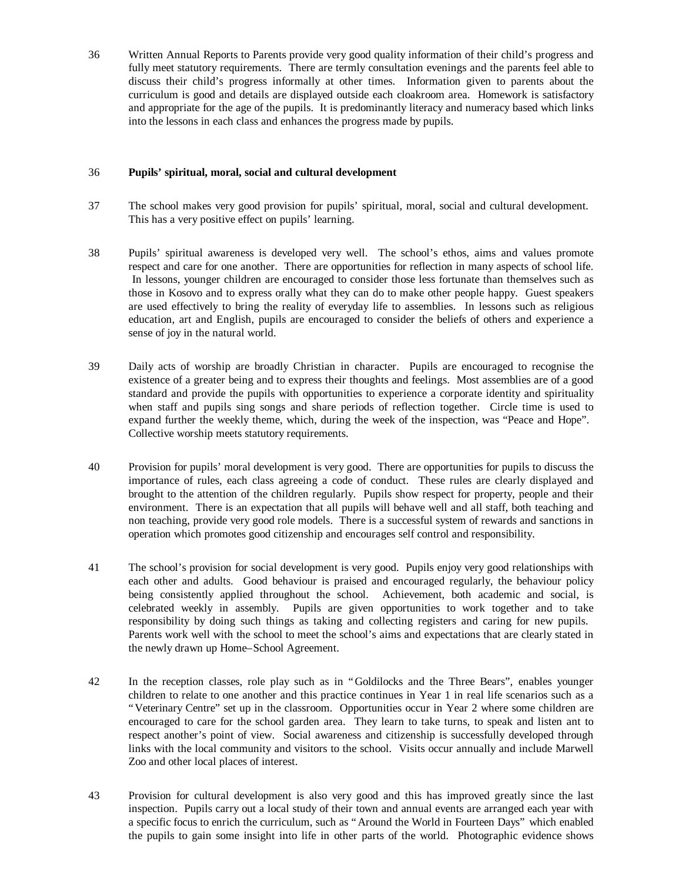36 Written Annual Reports to Parents provide very good quality information of their child's progress and fully meet statutory requirements. There are termly consultation evenings and the parents feel able to discuss their child's progress informally at other times. Information given to parents about the curriculum is good and details are displayed outside each cloakroom area. Homework is satisfactory and appropriate for the age of the pupils. It is predominantly literacy and numeracy based which links into the lessons in each class and enhances the progress made by pupils.

36 **Pupils' spiritual, moral, social and cultural development**

37 The school makes very good provision for pupils' spiritual, moral, social and cultural development. This has a very positive effect on pupils' learning.

38 Pupils' spiritual awareness is developed very well. The school's ethos, aims and values promote respect and care for one another. There are opportunities for reflection in many aspects of school life. In lessons, younger children are encouraged to consider those less fortunate than themselves such as those in Kosovo and to express orally what they can do to make other people happy. Guest speakers are used effectively to bring the reality of everyday life to assemblies. In lessons such as religious education, art and English, pupils are encouraged to consider the beliefs of others and experience a sense of joy in the natural world.

39 Daily acts of worship are broadly Christian in character. Pupils are encouraged to recognise the existence of a greater being and to express their thoughts and feelings. Most assemblies are of a good standard and provide the pupils with opportunities to experience a corporate identity and spirituality when staff and pupils sing songs and share periods of reflection together. Circle time is used to expand further the weekly theme, which, during the week of the inspection, was "Peace and Hope". Collective worship meets statutory requirements.

40 Provision for pupils' moral development is very good. There are opportunities for pupils to discuss the importance of rules, each class agreeing a code of conduct. These rules are clearly displayed and brought to the attention of the children regularly. Pupils show respect for property, people and their environment. There is an expectation that all pupils will behave well and all staff, both teaching and non teaching, provide very good role models. There is a successful system of rewards and sanctions in operation which promotes good citizenship and encourages self control and responsibility.

41 The school's provision for social development is very good. Pupils enjoy very good relationships with each other and adults. Good behaviour is praised and encouraged regularly, the behaviour policy being consistently applied throughout the school. Achievement, both academic and social, is celebrated weekly in assembly. Pupils are given opportunities to work together and to take responsibility by doing such things as taking and collecting registers and caring for new pupils. Parents work well with the school to meet the school's aims and expectations that are clearly stated in the newly drawn up Home–School Agreement.

42 In the reception classes, role play such as in "Goldilocks and the Three Bears", enables younger children to relate to one another and this practice continues in Year 1 in real life scenarios such as a "Veterinary Centre" set up in the classroom. Opportunities occur in Year 2 where some children are encouraged to care for the school garden area. They learn to take turns, to speak and listen ant to respect another's point of view. Social awareness and citizenship is successfully developed through links with the local community and visitors to the school. Visits occur annually and include Marwell Zoo and other local places of interest.

43 Provision for cultural development is also very good and this has improved greatly since the last inspection. Pupils carry out a local study of their town and annual events are arranged each year with a specific focus to enrich the curriculum, such as "Around the World in Fourteen Days" which enabled the pupils to gain some insight into life in other parts of the world. Photographic evidence shows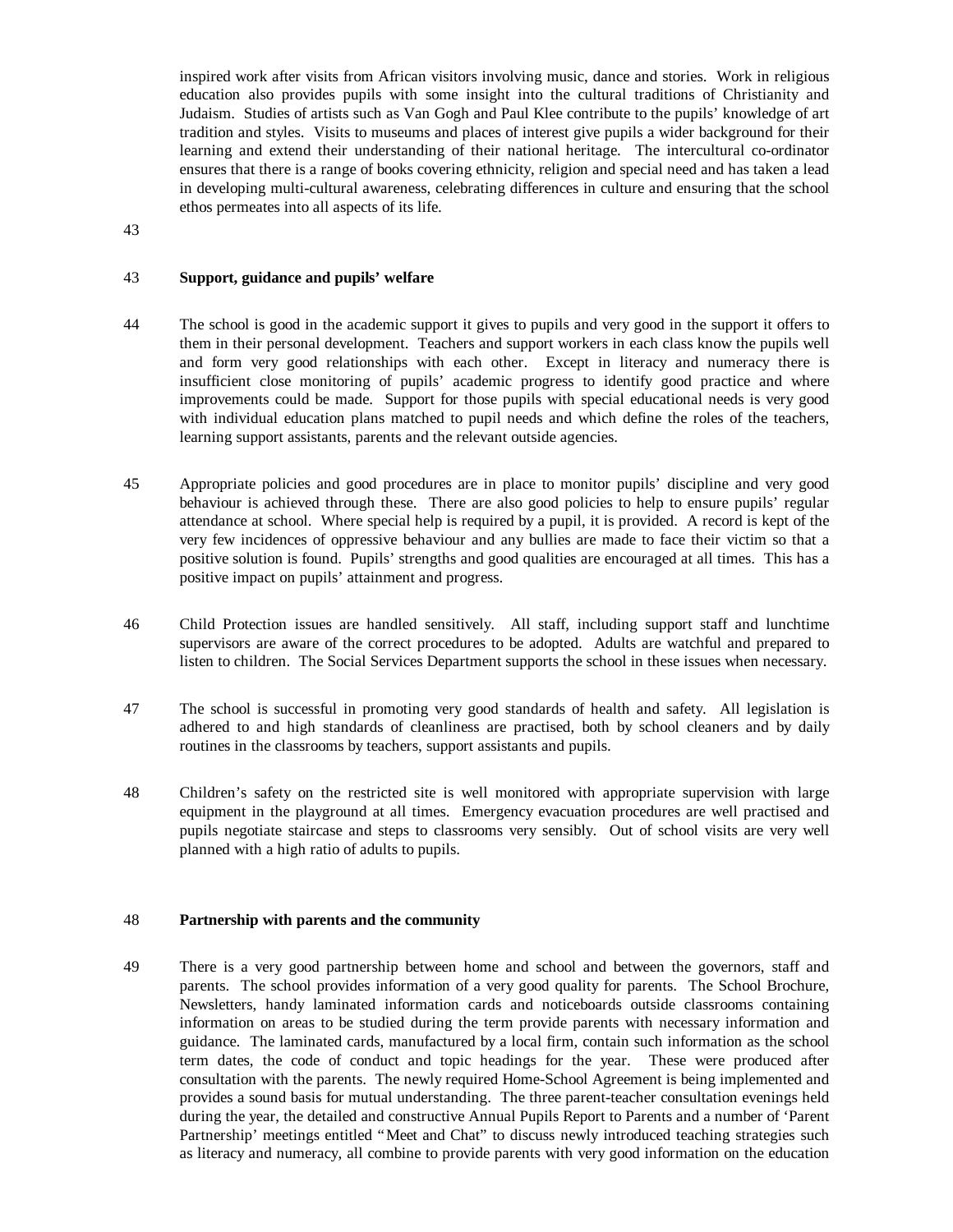inspired work after visits from African visitors involving music, dance and stories. Work in religious education also provides pupils with some insight into the cultural traditions of Christianity and Judaism. Studies of artists such as Van Gogh and Paul Klee contribute to the pupils' knowledge of art tradition and styles. Visits to museums and places of interest give pupils a wider background for their learning and extend their understanding of their national heritage. The intercultural co-ordinator ensures that there is a range of books covering ethnicity, religion and special need and has taken a lead in developing multi-cultural awareness, celebrating differences in culture and ensuring that the school ethos permeates into all aspects of its life.

43

43 **Support, guidance and pupils' welfare**

44 The school is good in the academic support it gives to pupils and very good in the support it offers to them in their personal development. Teachers and support workers in each class know the pupils well and form very good relationships with each other. Except in literacy and numeracy there is insufficient close monitoring of pupils' academic progress to identify good practice and where improvements could be made. Support for those pupils with special educational needs is very good with individual education plans matched to pupil needs and which define the roles of the teachers, learning support assistants, parents and the relevant outside agencies.

45 Appropriate policies and good procedures are in place to monitor pupils' discipline and very good behaviour is achieved through these. There are also good policies to help to ensure pupils' regular attendance at school. Where special help is required by a pupil, it is provided. A record is kept of the very few incidences of oppressive behaviour and any bullies are made to face their victim so that a positive solution is found. Pupils' strengths and good qualities are encouraged at all times. This has a positive impact on pupils' attainment and progress.

46 Child Protection issues are handled sensitively. All staff, including support staff and lunchtime supervisors are aware of the correct procedures to be adopted. Adults are watchful and prepared to listen to children. The Social Services Department supports the school in these issues when necessary.

47 The school is successful in promoting very good standards of health and safety. All legislation is adhered to and high standards of cleanliness are practised, both by school cleaners and by daily routines in the classrooms by teachers, support assistants and pupils.

48 Children's safety on the restricted site is well monitored with appropriate supervision with large equipment in the playground at all times. Emergency evacuation procedures are well practised and pupils negotiate staircase and steps to classrooms very sensibly. Out of school visits are very well planned with a high ratio of adults to pupils.

48 **Partnership with parents and the community**

49 There is a very good partnership between home and school and between the governors, staff and parents. The school provides information of a very good quality for parents. The School Brochure, Newsletters, handy laminated information cards and noticeboards outside classrooms containing information on areas to be studied during the term provide parents with necessary information and guidance. The laminated cards, manufactured by a local firm, contain such information as the school term dates, the code of conduct and topic headings for the year. These were produced after consultation with the parents. The newly required Home-School Agreement is being implemented and provides a sound basis for mutual understanding. The three parent-teacher consultation evenings held during the year, the detailed and constructive Annual Pupils Report to Parents and a number of 'Parent Partnership' meetings entitled "Meet and Chat" to discuss newly introduced teaching strategies such as literacy and numeracy, all combine to provide parents with very good information on the education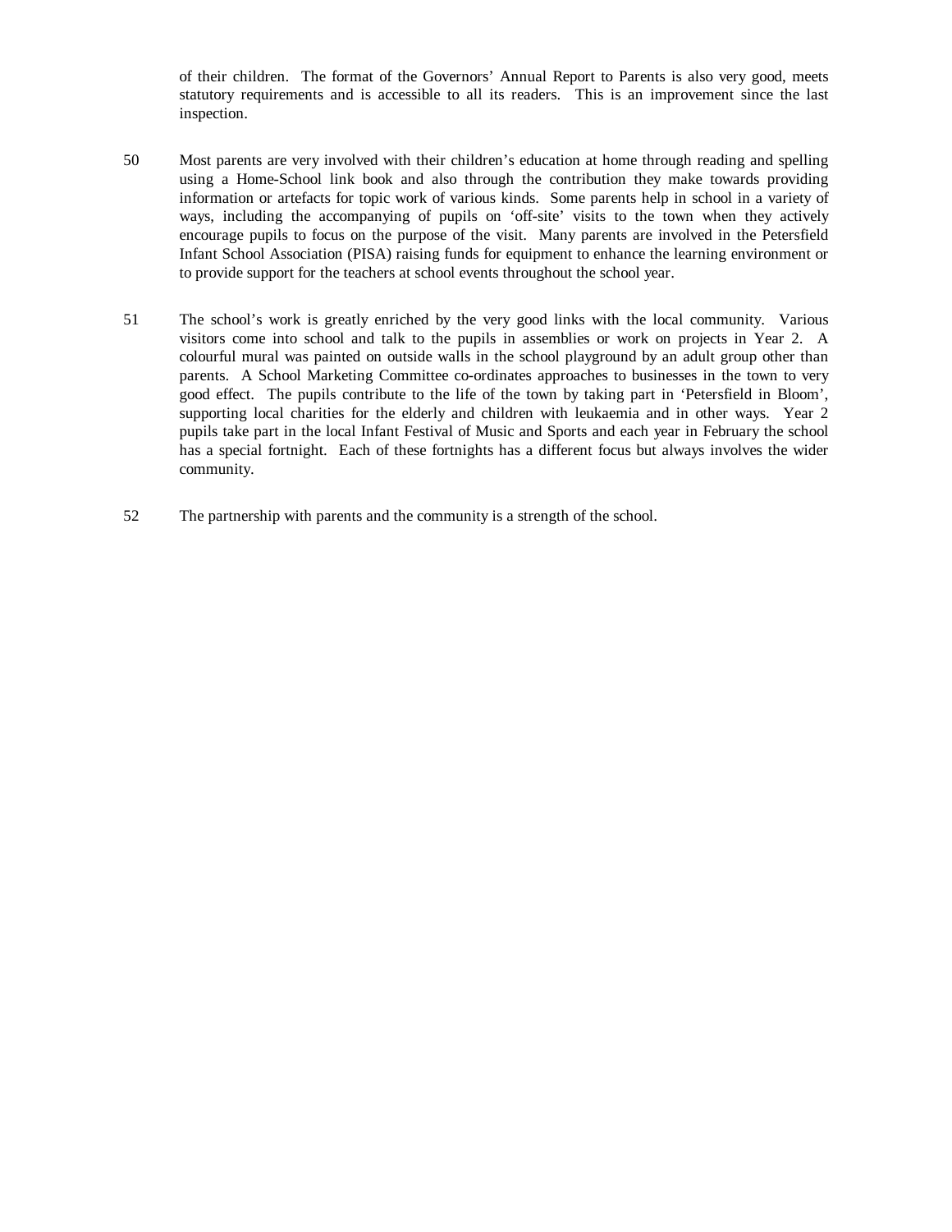of their children. The format of the Governors' Annual Report to Parents is also very good, meets statutory requirements and is accessible to all its readers. This is an improvement since the last inspection.

50 Most parents are very involved with their children's education at home through reading and spelling using a Home-School link book and also through the contribution they make towards providing information or artefacts for topic work of various kinds. Some parents help in school in a variety of ways, including the accompanying of pupils on 'off-site' visits to the town when they actively encourage pupils to focus on the purpose of the visit. Many parents are involved in the Petersfield Infant School Association (PISA) raising funds for equipment to enhance the learning environment or to provide support for the teachers at school events throughout the school year.

51 The school's work is greatly enriched by the very good links with the local community. Various visitors come into school and talk to the pupils in assemblies or work on projects in Year 2. A colourful mural was painted on outside walls in the school playground by an adult group other than parents. A School Marketing Committee co-ordinates approaches to businesses in the town to very good effect. The pupils contribute to the life of the town by taking part in 'Petersfield in Bloom', supporting local charities for the elderly and children with leukaemia and in other ways. Year 2 pupils take part in the local Infant Festival of Music and Sports and each year in February the school has a special fortnight. Each of these fortnights has a different focus but always involves the wider community.

52 The partnership with parents and the community is a strength of the school.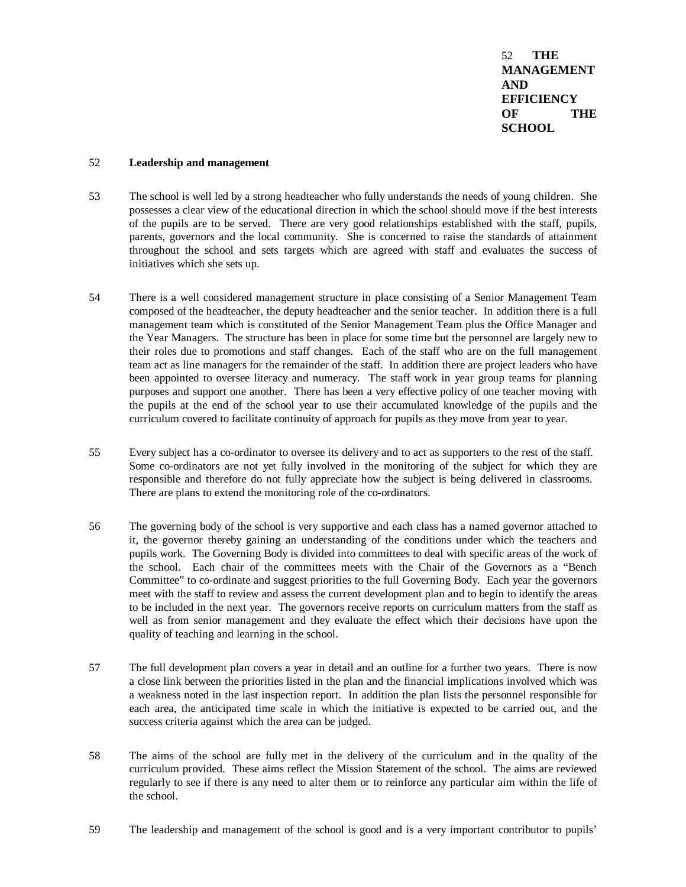# 52 THE MANAGEMENT AND EFFICIENCY OF THE SCHOOL

## 52 Leadership and management

53 The school is well led by a strong headteacher who fully understands the needs of young children. She possesses a clear view of the educational direction in which the school should move if the best interests of the pupils are to be served. There are very good relationships established with the staff, pupils, parents, governors and the local community. She is concerned to raise the standards of attainment throughout the school and sets targets which are agreed with staff and evaluates the success of initiatives which she sets up.

54 There is a well considered management structure in place consisting of a Senior Management Team composed of the headteacher, the deputy headteacher and the senior teacher. In addition there is a full management team which is constituted of the Senior Management Team plus the Office Manager and the Year Managers. The structure has been in place for some time but the personnel are largely new to their roles due to promotions and staff changes. Each of the staff who are on the full management team act as line managers for the remainder of the staff. In addition there are project leaders who have been appointed to oversee literacy and numeracy. The staff work in year group teams for planning purposes and support one another. There has been a very effective policy of one teacher moving with the pupils at the end of the school year to use their accumulated knowledge of the pupils and the curriculum covered to facilitate continuity of approach for pupils as they move from year to year.

55 Every subject has a co-ordinator to oversee its delivery and to act as supporters to the rest of the staff. Some co-ordinators are not yet fully involved in the monitoring of the subject for which they are responsible and therefore do not fully appreciate how the subject is being delivered in classrooms. There are plans to extend the monitoring role of the co-ordinators.

56 The governing body of the school is very supportive and each class has a named governor attached to it, the governor thereby gaining an understanding of the conditions under which the teachers and pupils work. The Governing Body is divided into committees to deal with specific areas of the work of the school. Each chair of the committees meets with the Chair of the Governors as a "Bench Committee" to co-ordinate and suggest priorities to the full Governing Body. Each year the governors meet with the staff to review and assess the current development plan and to begin to identify the areas to be included in the next year. The governors receive reports on curriculum matters from the staff as well as from senior management and they evaluate the effect which their decisions have upon the quality of teaching and learning in the school.

57 The full development plan covers a year in detail and an outline for a further two years. There is now a close link between the priorities listed in the plan and the financial implications involved which was a weakness noted in the last inspection report. In addition the plan lists the personnel responsible for each area, the anticipated time scale in which the initiative is expected to be carried out, and the success criteria against which the area can be judged.

58 The aims of the school are fully met in the delivery of the curriculum and in the quality of the curriculum provided. These aims reflect the Mission Statement of the school. The aims are reviewed regularly to see if there is any need to alter them or to reinforce any particular aim within the life of the school.

59 The leadership and management of the school is good and is a very important contributor to pupils'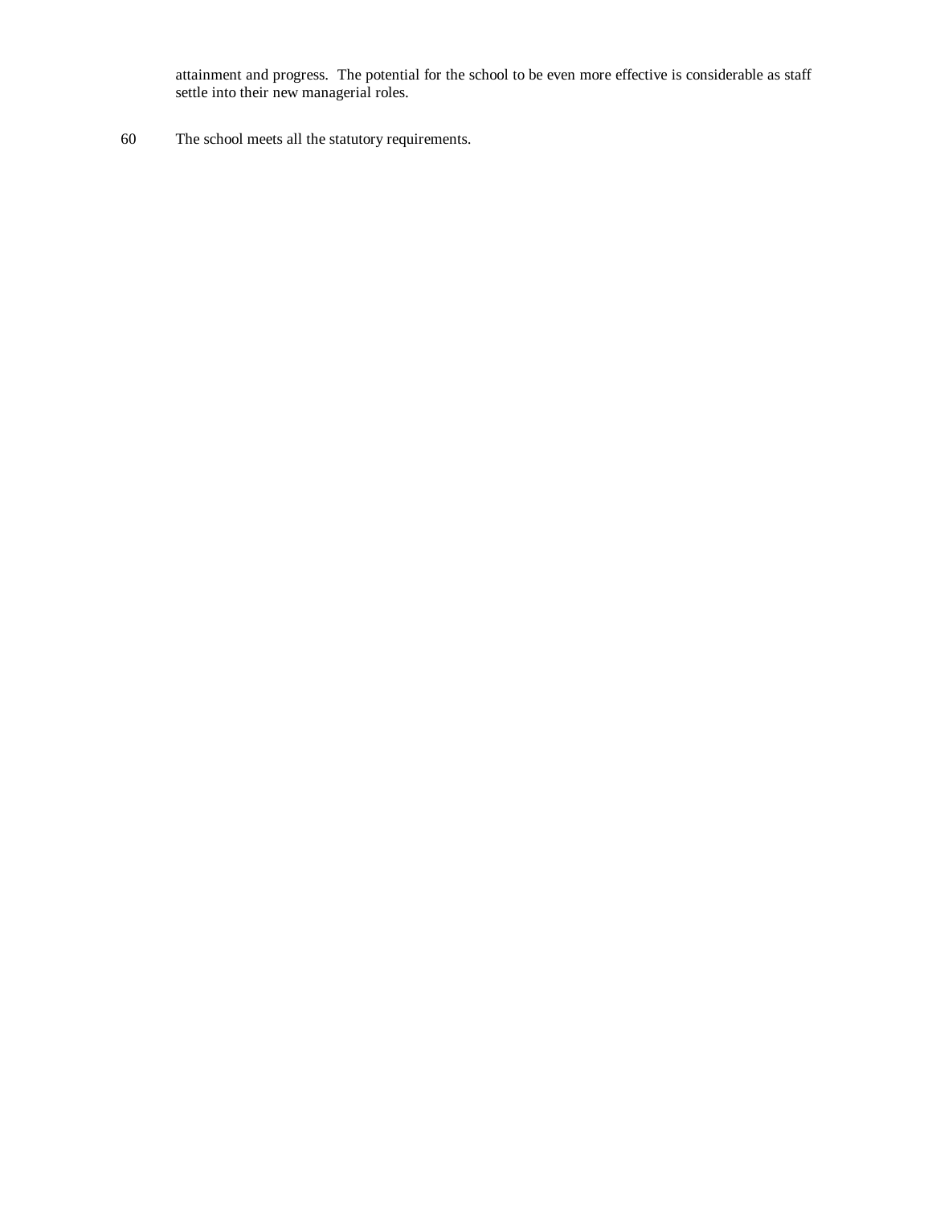attainment and progress. The potential for the school to be even more effective is considerable as staff settle into their new managerial roles.

60 The school meets all the statutory requirements.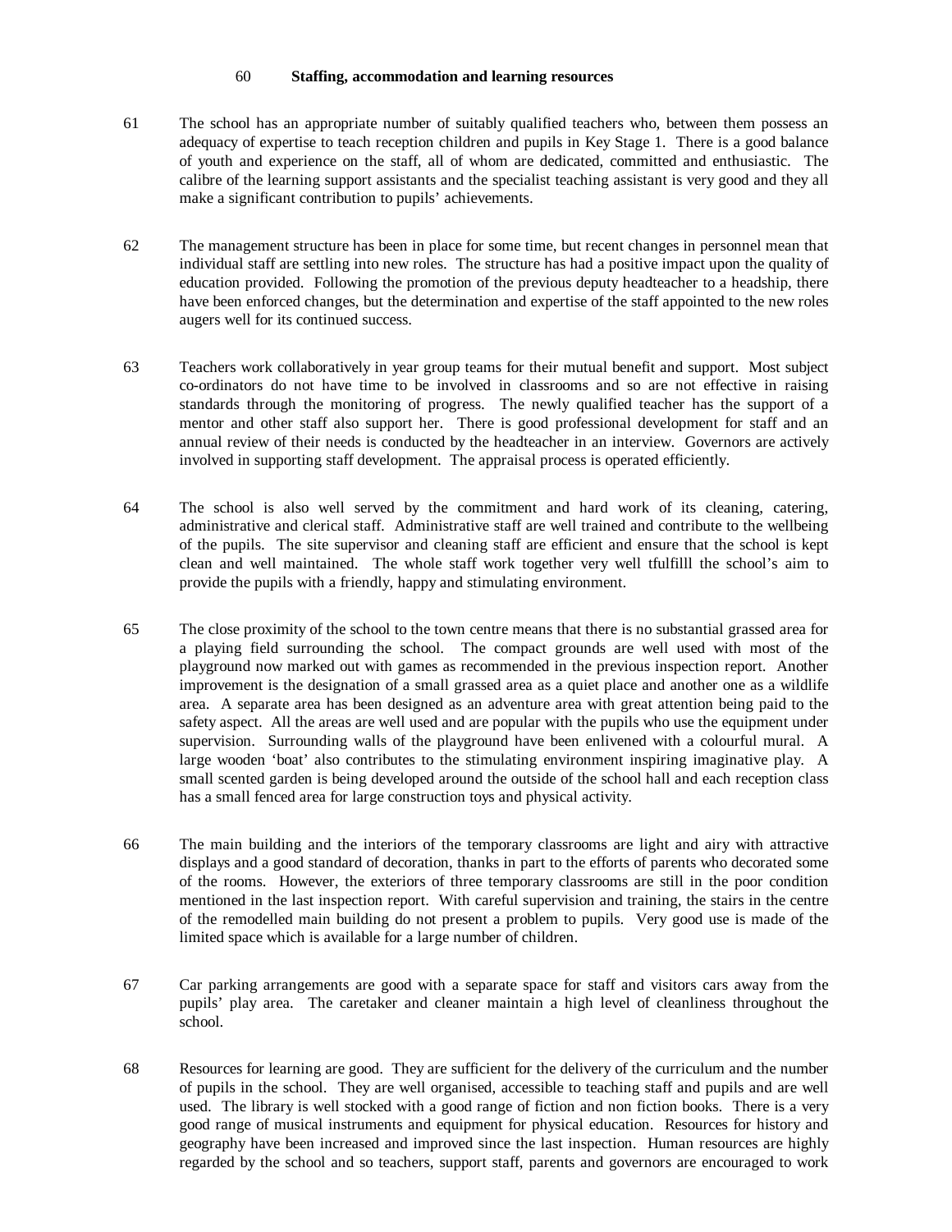60 **Staffing, accommodation and learning resources**

61 The school has an appropriate number of suitably qualified teachers who, between them possess an adequacy of expertise to teach reception children and pupils in Key Stage 1. There is a good balance of youth and experience on the staff, all of whom are dedicated, committed and enthusiastic. The calibre of the learning support assistants and the specialist teaching assistant is very good and they all make a significant contribution to pupils' achievements.

62 The management structure has been in place for some time, but recent changes in personnel mean that individual staff are settling into new roles. The structure has had a positive impact upon the quality of education provided. Following the promotion of the previous deputy headteacher to a headship, there have been enforced changes, but the determination and expertise of the staff appointed to the new roles augers well for its continued success.

63 Teachers work collaboratively in year group teams for their mutual benefit and support. Most subject co-ordinators do not have time to be involved in classrooms and so are not effective in raising standards through the monitoring of progress. The newly qualified teacher has the support of a mentor and other staff also support her. There is good professional development for staff and an annual review of their needs is conducted by the headteacher in an interview. Governors are actively involved in supporting staff development. The appraisal process is operated efficiently.

64 The school is also well served by the commitment and hard work of its cleaning, catering, administrative and clerical staff. Administrative staff are well trained and contribute to the wellbeing of the pupils. The site supervisor and cleaning staff are efficient and ensure that the school is kept clean and well maintained. The whole staff work together very well tfulfilll the school's aim to provide the pupils with a friendly, happy and stimulating environment.

65 The close proximity of the school to the town centre means that there is no substantial grassed area for a playing field surrounding the school. The compact grounds are well used with most of the playground now marked out with games as recommended in the previous inspection report. Another improvement is the designation of a small grassed area as a quiet place and another one as a wildlife area. A separate area has been designed as an adventure area with great attention being paid to the safety aspect. All the areas are well used and are popular with the pupils who use the equipment under supervision. Surrounding walls of the playground have been enlivened with a colourful mural. A large wooden 'boat' also contributes to the stimulating environment inspiring imaginative play. A small scented garden is being developed around the outside of the school hall and each reception class has a small fenced area for large construction toys and physical activity.

66 The main building and the interiors of the temporary classrooms are light and airy with attractive displays and a good standard of decoration, thanks in part to the efforts of parents who decorated some of the rooms. However, the exteriors of three temporary classrooms are still in the poor condition mentioned in the last inspection report. With careful supervision and training, the stairs in the centre of the remodelled main building do not present a problem to pupils. Very good use is made of the limited space which is available for a large number of children.

67 Car parking arrangements are good with a separate space for staff and visitors cars away from the pupils' play area. The caretaker and cleaner maintain a high level of cleanliness throughout the school.

68 Resources for learning are good. They are sufficient for the delivery of the curriculum and the number of pupils in the school. They are well organised, accessible to teaching staff and pupils and are well used. The library is well stocked with a good range of fiction and non fiction books. There is a very good range of musical instruments and equipment for physical education. Resources for history and geography have been increased and improved since the last inspection. Human resources are highly regarded by the school and so teachers, support staff, parents and governors are encouraged to work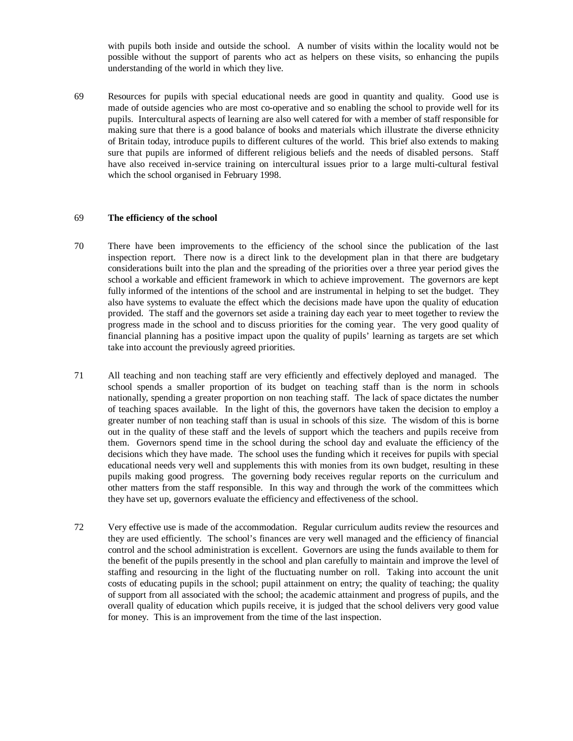with pupils both inside and outside the school. A number of visits within the locality would not be possible without the support of parents who act as helpers on these visits, so enhancing the pupils understanding of the world in which they live.

69 Resources for pupils with special educational needs are good in quantity and quality. Good use is made of outside agencies who are most co-operative and so enabling the school to provide well for its pupils. Intercultural aspects of learning are also well catered for with a member of staff responsible for making sure that there is a good balance of books and materials which illustrate the diverse ethnicity of Britain today, introduce pupils to different cultures of the world. This brief also extends to making sure that pupils are informed of different religious beliefs and the needs of disabled persons. Staff have also received in-service training on intercultural issues prior to a large multi-cultural festival which the school organised in February 1998.

## 69 The efficiency of the school

70 There have been improvements to the efficiency of the school since the publication of the last inspection report. There now is a direct link to the development plan in that there are budgetary considerations built into the plan and the spreading of the priorities over a three year period gives the school a workable and efficient framework in which to achieve improvement. The governors are kept fully informed of the intentions of the school and are instrumental in helping to set the budget. They also have systems to evaluate the effect which the decisions made have upon the quality of education provided. The staff and the governors set aside a training day each year to meet together to review the progress made in the school and to discuss priorities for the coming year. The very good quality of financial planning has a positive impact upon the quality of pupils' learning as targets are set which take into account the previously agreed priorities.

71 All teaching and non teaching staff are very efficiently and effectively deployed and managed. The school spends a smaller proportion of its budget on teaching staff than is the norm in schools nationally, spending a greater proportion on non teaching staff. The lack of space dictates the number of teaching spaces available. In the light of this, the governors have taken the decision to employ a greater number of non teaching staff than is usual in schools of this size. The wisdom of this is borne out in the quality of these staff and the levels of support which the teachers and pupils receive from them. Governors spend time in the school during the school day and evaluate the efficiency of the decisions which they have made. The school uses the funding which it receives for pupils with special educational needs very well and supplements this with monies from its own budget, resulting in these pupils making good progress. The governing body receives regular reports on the curriculum and other matters from the staff responsible. In this way and through the work of the committees which they have set up, governors evaluate the efficiency and effectiveness of the school.

72 Very effective use is made of the accommodation. Regular curriculum audits review the resources and they are used efficiently. The school's finances are very well managed and the efficiency of financial control and the school administration is excellent. Governors are using the funds available to them for the benefit of the pupils presently in the school and plan carefully to maintain and improve the level of staffing and resourcing in the light of the fluctuating number on roll. Taking into account the unit costs of educating pupils in the school; pupil attainment on entry; the quality of teaching; the quality of support from all associated with the school; the academic attainment and progress of pupils, and the overall quality of education which pupils receive, it is judged that the school delivers very good value for money. This is an improvement from the time of the last inspection.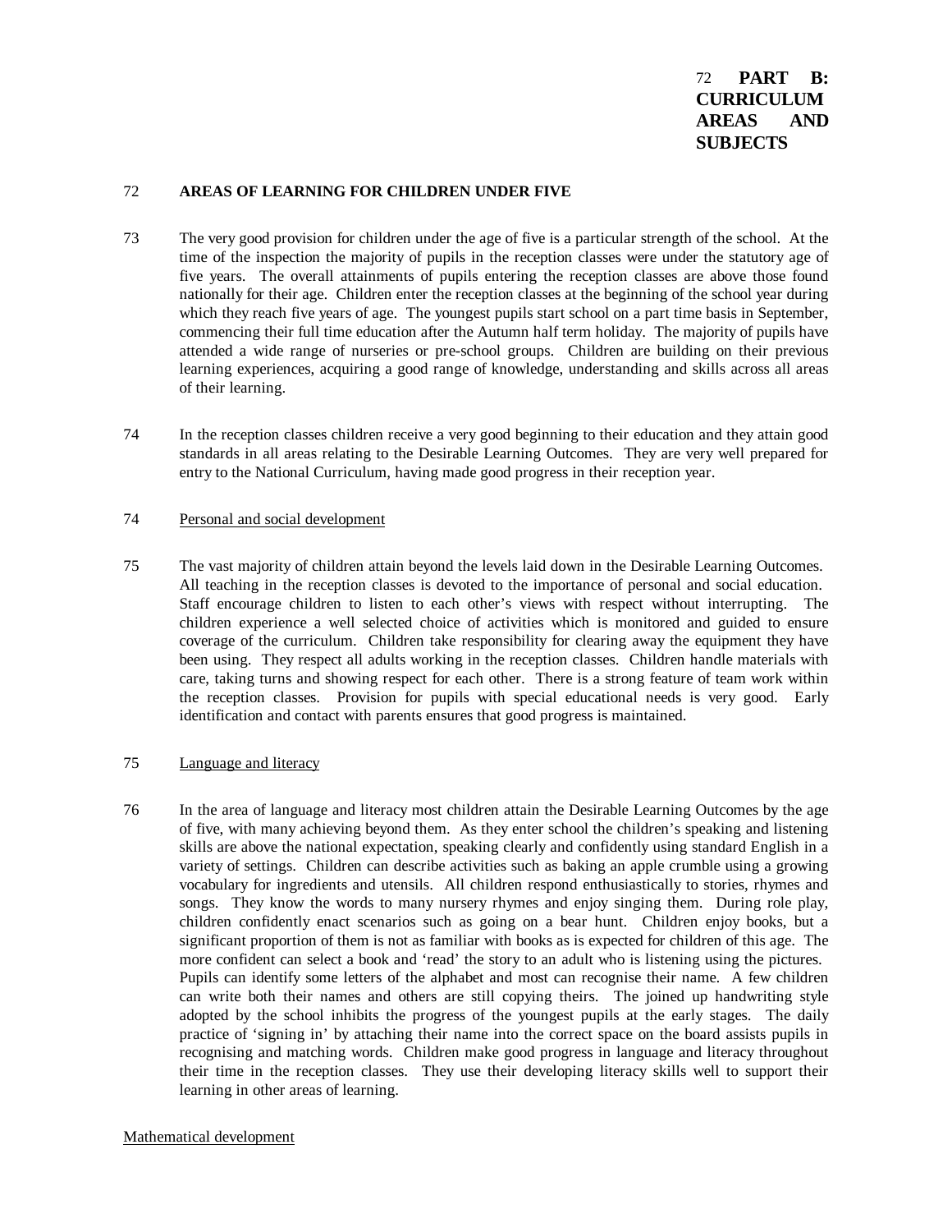# 72 PART B: CURRICULUM AREAS AND SUBJECTS

## 72 AREAS OF LEARNING FOR CHILDREN UNDER FIVE

73 The very good provision for children under the age of five is a particular strength of the school. At the time of the inspection the majority of pupils in the reception classes were under the statutory age of five years. The overall attainments of pupils entering the reception classes are above those found nationally for their age. Children enter the reception classes at the beginning of the school year during which they reach five years of age. The youngest pupils start school on a part time basis in September, commencing their full time education after the Autumn half term holiday. The majority of pupils have attended a wide range of nurseries or pre-school groups. Children are building on their previous learning experiences, acquiring a good range of knowledge, understanding and skills across all areas of their learning.

74 In the reception classes children receive a very good beginning to their education and they attain good standards in all areas relating to the Desirable Learning Outcomes. They are very well prepared for entry to the National Curriculum, having made good progress in their reception year.

### 74 Personal and social development

75 The vast majority of children attain beyond the levels laid down in the Desirable Learning Outcomes. All teaching in the reception classes is devoted to the importance of personal and social education. Staff encourage children to listen to each other's views with respect without interrupting. The children experience a well selected choice of activities which is monitored and guided to ensure coverage of the curriculum. Children take responsibility for clearing away the equipment they have been using. They respect all adults working in the reception classes. Children handle materials with care, taking turns and showing respect for each other. There is a strong feature of team work within the reception classes. Provision for pupils with special educational needs is very good. Early identification and contact with parents ensures that good progress is maintained.

### 75 Language and literacy

76 In the area of language and literacy most children attain the Desirable Learning Outcomes by the age of five, with many achieving beyond them. As they enter school the children's speaking and listening skills are above the national expectation, speaking clearly and confidently using standard English in a variety of settings. Children can describe activities such as baking an apple crumble using a growing vocabulary for ingredients and utensils. All children respond enthusiastically to stories, rhymes and songs. They know the words to many nursery rhymes and enjoy singing them. During role play, children confidently enact scenarios such as going on a bear hunt. Children enjoy books, but a significant proportion of them is not as familiar with books as is expected for children of this age. The more confident can select a book and 'read' the story to an adult who is listening using the pictures. Pupils can identify some letters of the alphabet and most can recognise their name. A few children can write both their names and others are still copying theirs. The joined up handwriting style adopted by the school inhibits the progress of the youngest pupils at the early stages. The daily practice of 'signing in' by attaching their name into the correct space on the board assists pupils in recognising and matching words. Children make good progress in language and literacy throughout their time in the reception classes. They use their developing literacy skills well to support their learning in other areas of learning.

### Mathematical development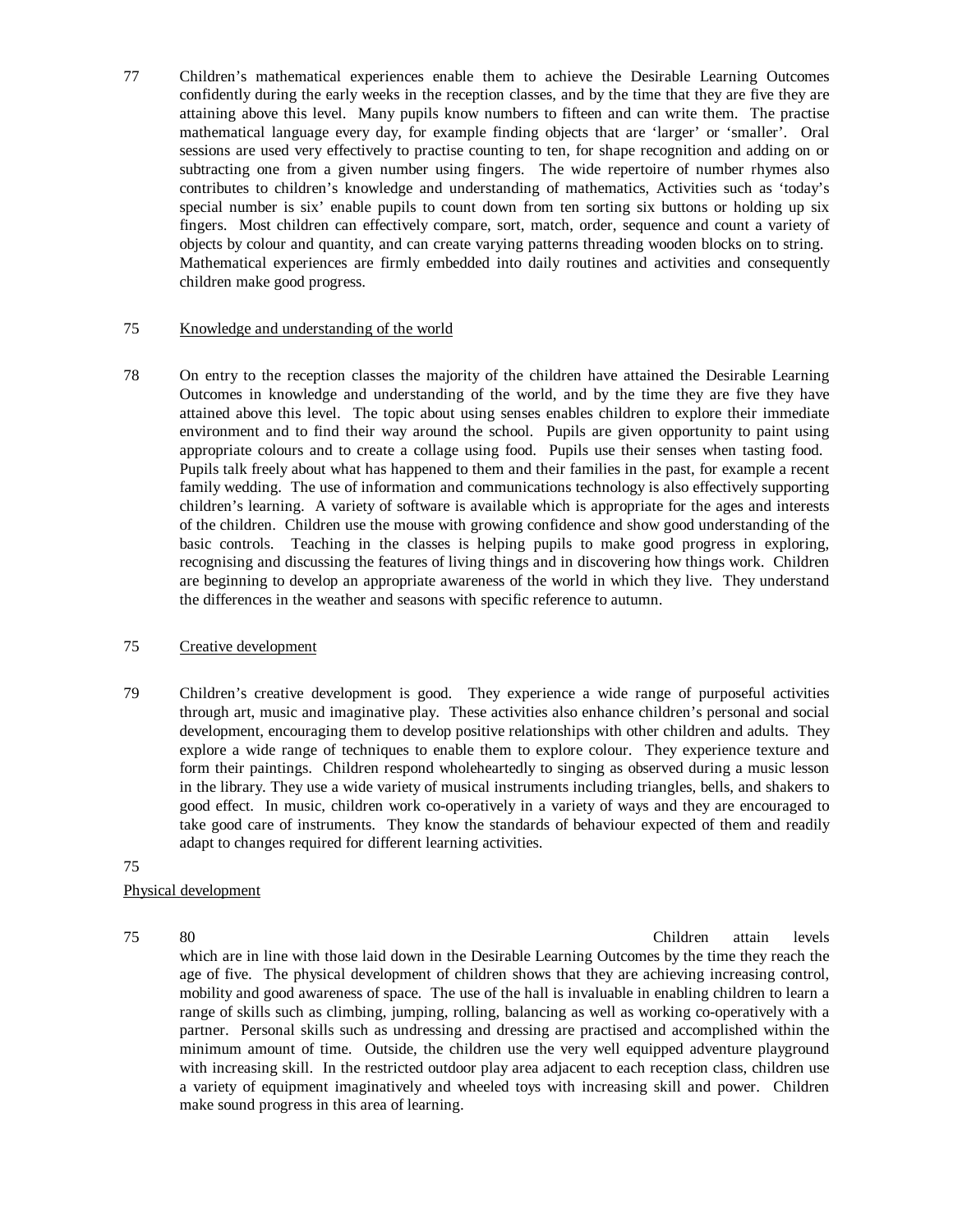77 Children's mathematical experiences enable them to achieve the Desirable Learning Outcomes confidently during the early weeks in the reception classes, and by the time that they are five they are attaining above this level. Many pupils know numbers to fifteen and can write them. The practise mathematical language every day, for example finding objects that are 'larger' or 'smaller'. Oral sessions are used very effectively to practise counting to ten, for shape recognition and adding on or subtracting one from a given number using fingers. The wide repertoire of number rhymes also contributes to children's knowledge and understanding of mathematics, Activities such as 'today's special number is six' enable pupils to count down from ten sorting six buttons or holding up six fingers. Most children can effectively compare, sort, match, order, sequence and count a variety of objects by colour and quantity, and can create varying patterns threading wooden blocks on to string. Mathematical experiences are firmly embedded into daily routines and activities and consequently children make good progress.

75 Knowledge and understanding of the world

78 On entry to the reception classes the majority of the children have attained the Desirable Learning Outcomes in knowledge and understanding of the world, and by the time they are five they have attained above this level. The topic about using senses enables children to explore their immediate environment and to find their way around the school. Pupils are given opportunity to paint using appropriate colours and to create a collage using food. Pupils use their senses when tasting food. Pupils talk freely about what has happened to them and their families in the past, for example a recent family wedding. The use of information and communications technology is also effectively supporting children's learning. A variety of software is available which is appropriate for the ages and interests of the children. Children use the mouse with growing confidence and show good understanding of the basic controls. Teaching in the classes is helping pupils to make good progress in exploring, recognising and discussing the features of living things and in discovering how things work. Children are beginning to develop an appropriate awareness of the world in which they live. They understand the differences in the weather and seasons with specific reference to autumn.

75 Creative development

79 Children's creative development is good. They experience a wide range of purposeful activities through art, music and imaginative play. These activities also enhance children's personal and social development, encouraging them to develop positive relationships with other children and adults. They explore a wide range of techniques to enable them to explore colour. They experience texture and form their paintings. Children respond wholeheartedly to singing as observed during a music lesson in the library. They use a wide variety of musical instruments including triangles, bells, and shakers to good effect. In music, children work co-operatively in a variety of ways and they are encouraged to take good care of instruments. They know the standards of behaviour expected of them and readily adapt to changes required for different learning activities.

75

Physical development

75 80 Children attain levels which are in line with those laid down in the Desirable Learning Outcomes by the time they reach the age of five. The physical development of children shows that they are achieving increasing control, mobility and good awareness of space. The use of the hall is invaluable in enabling children to learn a range of skills such as climbing, jumping, rolling, balancing as well as working co-operatively with a partner. Personal skills such as undressing and dressing are practised and accomplished within the minimum amount of time. Outside, the children use the very well equipped adventure playground with increasing skill. In the restricted outdoor play area adjacent to each reception class, children use a variety of equipment imaginatively and wheeled toys with increasing skill and power. Children make sound progress in this area of learning.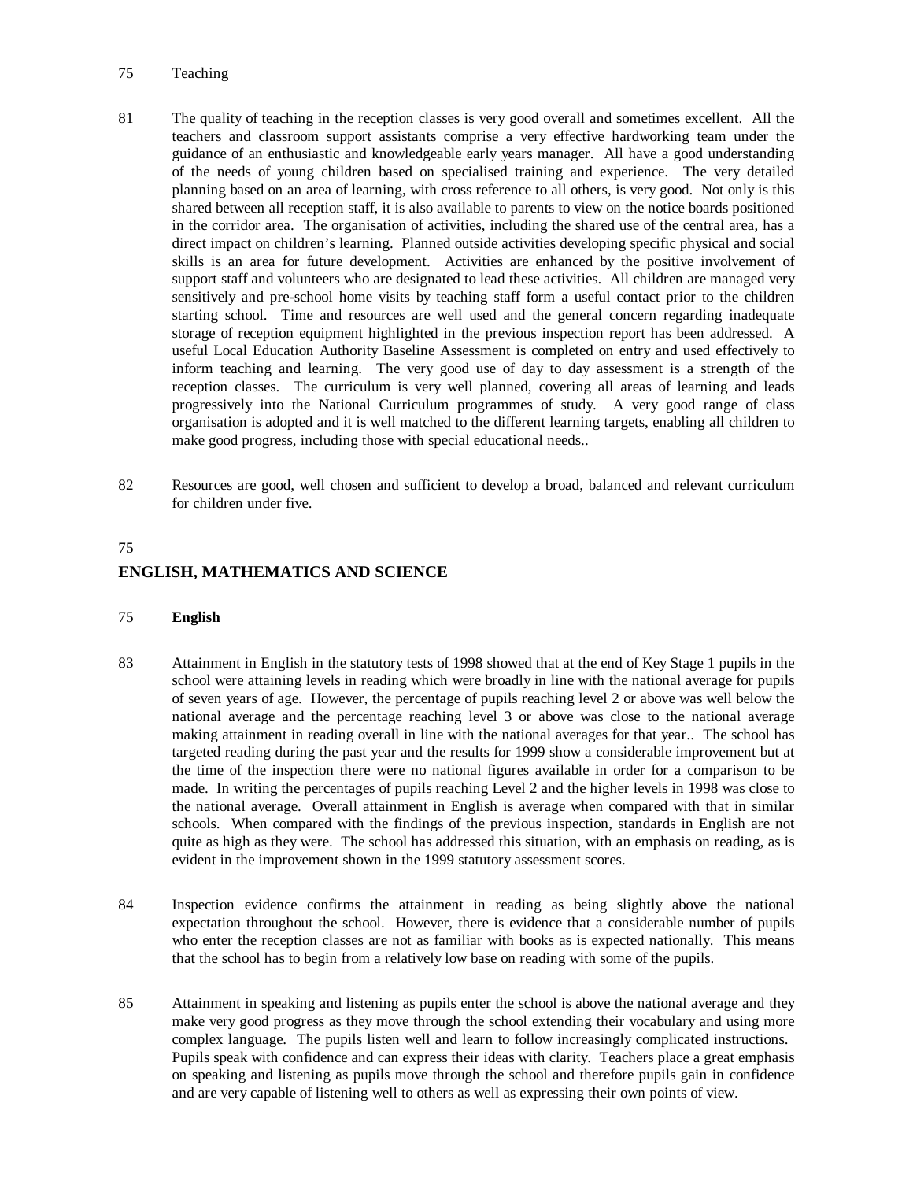75 Teaching

81 The quality of teaching in the reception classes is very good overall and sometimes excellent. All the teachers and classroom support assistants comprise a very effective hardworking team under the guidance of an enthusiastic and knowledgeable early years manager. All have a good understanding of the needs of young children based on specialised training and experience. The very detailed planning based on an area of learning, with cross reference to all others, is very good. Not only is this shared between all reception staff, it is also available to parents to view on the notice boards positioned in the corridor area. The organisation of activities, including the shared use of the central area, has a direct impact on children's learning. Planned outside activities developing specific physical and social skills is an area for future development. Activities are enhanced by the positive involvement of support staff and volunteers who are designated to lead these activities. All children are managed very sensitively and pre-school home visits by teaching staff form a useful contact prior to the children starting school. Time and resources are well used and the general concern regarding inadequate storage of reception equipment highlighted in the previous inspection report has been addressed. A useful Local Education Authority Baseline Assessment is completed on entry and used effectively to inform teaching and learning. The very good use of day to day assessment is a strength of the reception classes. The curriculum is very well planned, covering all areas of learning and leads progressively into the National Curriculum programmes of study. A very good range of class organisation is adopted and it is well matched to the different learning targets, enabling all children to make good progress, including those with special educational needs..

82 Resources are good, well chosen and sufficient to develop a broad, balanced and relevant curriculum for children under five.

75

## ENGLISH, MATHEMATICS AND SCIENCE

75 **English**

83 Attainment in English in the statutory tests of 1998 showed that at the end of Key Stage 1 pupils in the school were attaining levels in reading which were broadly in line with the national average for pupils of seven years of age. However, the percentage of pupils reaching level 2 or above was well below the national average and the percentage reaching level 3 or above was close to the national average making attainment in reading overall in line with the national averages for that year.. The school has targeted reading during the past year and the results for 1999 show a considerable improvement but at the time of the inspection there were no national figures available in order for a comparison to be made. In writing the percentages of pupils reaching Level 2 and the higher levels in 1998 was close to the national average. Overall attainment in English is average when compared with that in similar schools. When compared with the findings of the previous inspection, standards in English are not quite as high as they were. The school has addressed this situation, with an emphasis on reading, as is evident in the improvement shown in the 1999 statutory assessment scores.

84 Inspection evidence confirms the attainment in reading as being slightly above the national expectation throughout the school. However, there is evidence that a considerable number of pupils who enter the reception classes are not as familiar with books as is expected nationally. This means that the school has to begin from a relatively low base on reading with some of the pupils.

85 Attainment in speaking and listening as pupils enter the school is above the national average and they make very good progress as they move through the school extending their vocabulary and using more complex language. The pupils listen well and learn to follow increasingly complicated instructions. Pupils speak with confidence and can express their ideas with clarity. Teachers place a great emphasis on speaking and listening as pupils move through the school and therefore pupils gain in confidence and are very capable of listening well to others as well as expressing their own points of view.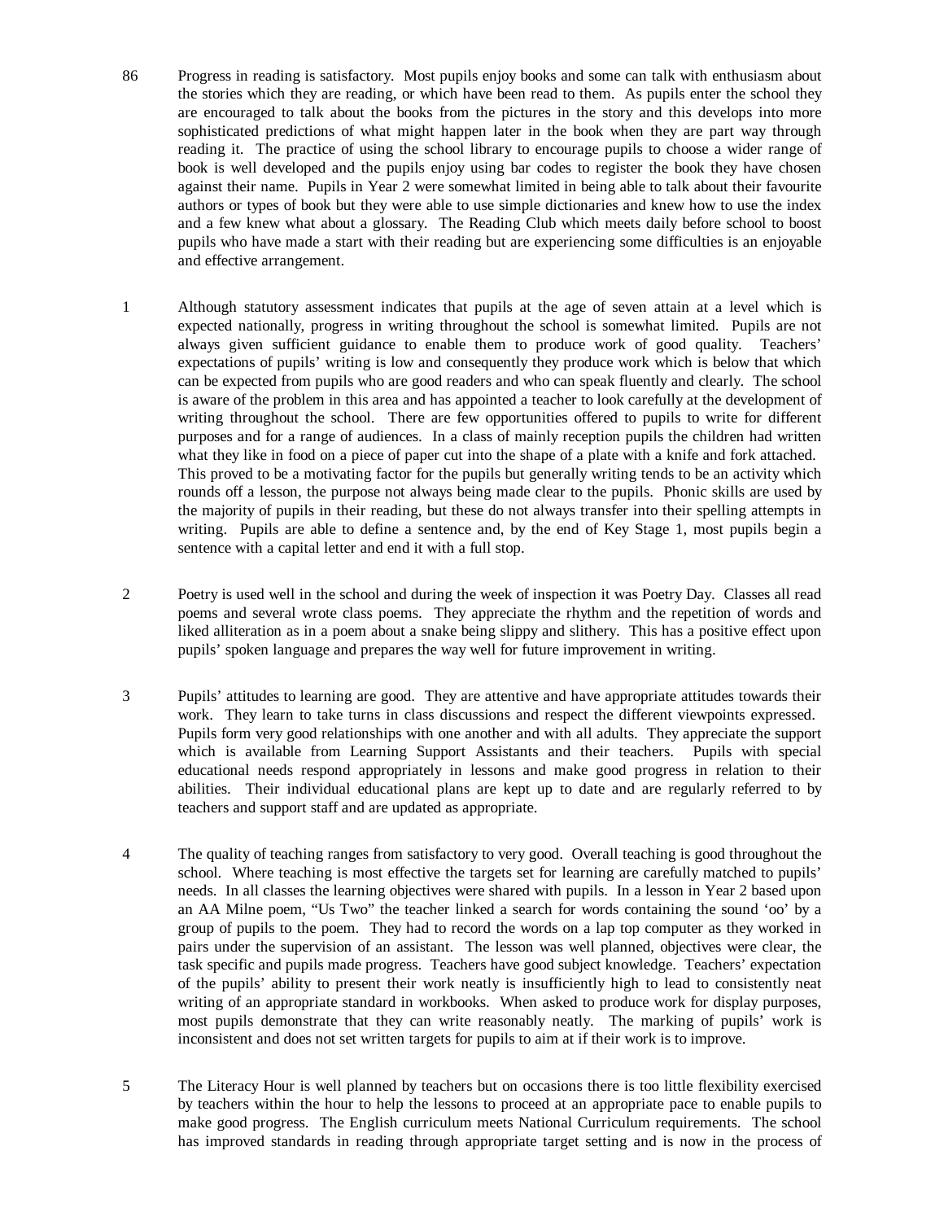86 Progress in reading is satisfactory. Most pupils enjoy books and some can talk with enthusiasm about the stories which they are reading, or which have been read to them. As pupils enter the school they are encouraged to talk about the books from the pictures in the story and this develops into more sophisticated predictions of what might happen later in the book when they are part way through reading it. The practice of using the school library to encourage pupils to choose a wider range of book is well developed and the pupils enjoy using bar codes to register the book they have chosen against their name. Pupils in Year 2 were somewhat limited in being able to talk about their favourite authors or types of book but they were able to use simple dictionaries and knew how to use the index and a few knew what about a glossary. The Reading Club which meets daily before school to boost pupils who have made a start with their reading but are experiencing some difficulties is an enjoyable and effective arrangement.

1 Although statutory assessment indicates that pupils at the age of seven attain at a level which is expected nationally, progress in writing throughout the school is somewhat limited. Pupils are not always given sufficient guidance to enable them to produce work of good quality. Teachers' expectations of pupils' writing is low and consequently they produce work which is below that which can be expected from pupils who are good readers and who can speak fluently and clearly. The school is aware of the problem in this area and has appointed a teacher to look carefully at the development of writing throughout the school. There are few opportunities offered to pupils to write for different purposes and for a range of audiences. In a class of mainly reception pupils the children had written what they like in food on a piece of paper cut into the shape of a plate with a knife and fork attached. This proved to be a motivating factor for the pupils but generally writing tends to be an activity which rounds off a lesson, the purpose not always being made clear to the pupils. Phonic skills are used by the majority of pupils in their reading, but these do not always transfer into their spelling attempts in writing. Pupils are able to define a sentence and, by the end of Key Stage 1, most pupils begin a sentence with a capital letter and end it with a full stop.

2 Poetry is used well in the school and during the week of inspection it was Poetry Day. Classes all read poems and several wrote class poems. They appreciate the rhythm and the repetition of words and liked alliteration as in a poem about a snake being slippy and slithery. This has a positive effect upon pupils' spoken language and prepares the way well for future improvement in writing.

3 Pupils' attitudes to learning are good. They are attentive and have appropriate attitudes towards their work. They learn to take turns in class discussions and respect the different viewpoints expressed. Pupils form very good relationships with one another and with all adults. They appreciate the support which is available from Learning Support Assistants and their teachers. Pupils with special educational needs respond appropriately in lessons and make good progress in relation to their abilities. Their individual educational plans are kept up to date and are regularly referred to by teachers and support staff and are updated as appropriate.

4 The quality of teaching ranges from satisfactory to very good. Overall teaching is good throughout the school. Where teaching is most effective the targets set for learning are carefully matched to pupils' needs. In all classes the learning objectives were shared with pupils. In a lesson in Year 2 based upon an AA Milne poem, "Us Two" the teacher linked a search for words containing the sound 'oo' by a group of pupils to the poem. They had to record the words on a lap top computer as they worked in pairs under the supervision of an assistant. The lesson was well planned, objectives were clear, the task specific and pupils made progress. Teachers have good subject knowledge. Teachers' expectation of the pupils' ability to present their work neatly is insufficiently high to lead to consistently neat writing of an appropriate standard in workbooks. When asked to produce work for display purposes, most pupils demonstrate that they can write reasonably neatly. The marking of pupils' work is inconsistent and does not set written targets for pupils to aim at if their work is to improve.

5 The Literacy Hour is well planned by teachers but on occasions there is too little flexibility exercised by teachers within the hour to help the lessons to proceed at an appropriate pace to enable pupils to make good progress. The English curriculum meets National Curriculum requirements. The school has improved standards in reading through appropriate target setting and is now in the process of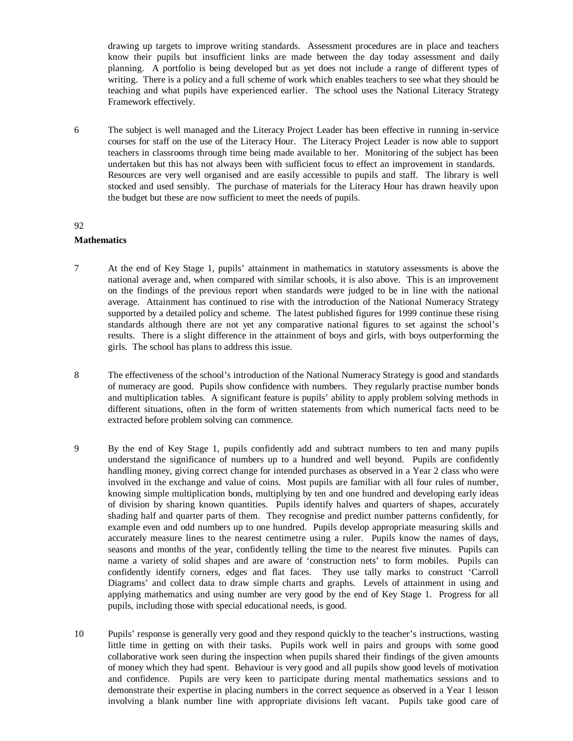drawing up targets to improve writing standards. Assessment procedures are in place and teachers know their pupils but insufficient links are made between the day today assessment and daily planning. A portfolio is being developed but as yet does not include a range of different types of writing. There is a policy and a full scheme of work which enables teachers to see what they should be teaching and what pupils have experienced earlier. The school uses the National Literacy Strategy Framework effectively.

6 The subject is well managed and the Literacy Project Leader has been effective in running in-service courses for staff on the use of the Literacy Hour. The Literacy Project Leader is now able to support teachers in classrooms through time being made available to her. Monitoring of the subject has been undertaken but this has not always been with sufficient focus to effect an improvement in standards. Resources are very well organised and are easily accessible to pupils and staff. The library is well stocked and used sensibly. The purchase of materials for the Literacy Hour has drawn heavily upon the budget but these are now sufficient to meet the needs of pupils.

92

**Mathematics**

7 At the end of Key Stage 1, pupils' attainment in mathematics in statutory assessments is above the national average and, when compared with similar schools, it is also above. This is an improvement on the findings of the previous report when standards were judged to be in line with the national average. Attainment has continued to rise with the introduction of the National Numeracy Strategy supported by a detailed policy and scheme. The latest published figures for 1999 continue these rising standards although there are not yet any comparative national figures to set against the school's results. There is a slight difference in the attainment of boys and girls, with boys outperforming the girls. The school has plans to address this issue.

8 The effectiveness of the school's introduction of the National Numeracy Strategy is good and standards of numeracy are good. Pupils show confidence with numbers. They regularly practise number bonds and multiplication tables. A significant feature is pupils' ability to apply problem solving methods in different situations, often in the form of written statements from which numerical facts need to be extracted before problem solving can commence.

9 By the end of Key Stage 1, pupils confidently add and subtract numbers to ten and many pupils understand the significance of numbers up to a hundred and well beyond. Pupils are confidently handling money, giving correct change for intended purchases as observed in a Year 2 class who were involved in the exchange and value of coins. Most pupils are familiar with all four rules of number, knowing simple multiplication bonds, multiplying by ten and one hundred and developing early ideas of division by sharing known quantities. Pupils identify halves and quarters of shapes, accurately shading half and quarter parts of them. They recognise and predict number patterns confidently, for example even and odd numbers up to one hundred. Pupils develop appropriate measuring skills and accurately measure lines to the nearest centimetre using a ruler. Pupils know the names of days, seasons and months of the year, confidently telling the time to the nearest five minutes. Pupils can name a variety of solid shapes and are aware of 'construction nets' to form mobiles. Pupils can confidently identify corners, edges and flat faces. They use tally marks to construct 'Carroll Diagrams' and collect data to draw simple charts and graphs. Levels of attainment in using and applying mathematics and using number are very good by the end of Key Stage 1. Progress for all pupils, including those with special educational needs, is good.

10 Pupils' response is generally very good and they respond quickly to the teacher's instructions, wasting little time in getting on with their tasks. Pupils work well in pairs and groups with some good collaborative work seen during the inspection when pupils shared their findings of the given amounts of money which they had spent. Behaviour is very good and all pupils show good levels of motivation and confidence. Pupils are very keen to participate during mental mathematics sessions and to demonstrate their expertise in placing numbers in the correct sequence as observed in a Year 1 lesson involving a blank number line with appropriate divisions left vacant. Pupils take good care of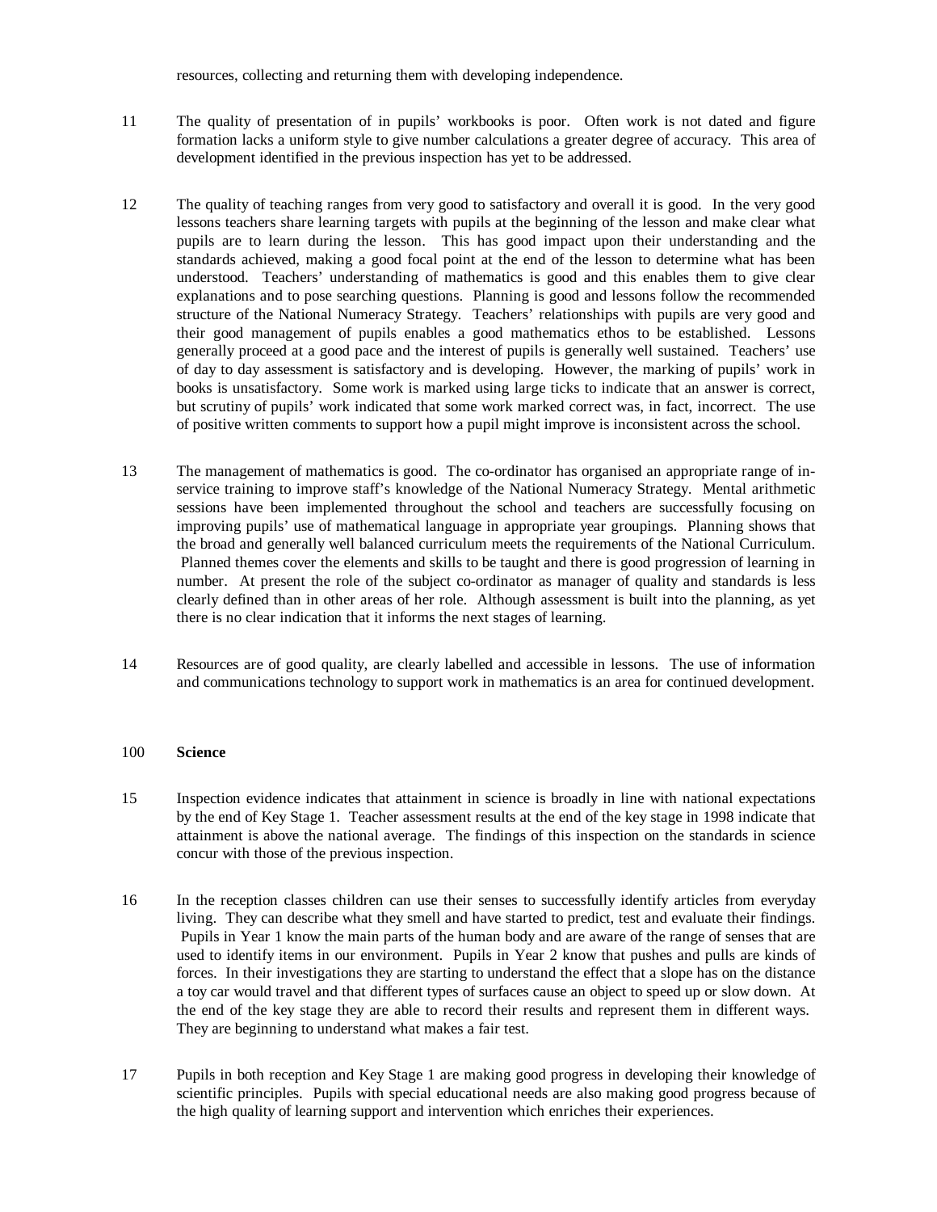resources, collecting and returning them with developing independence.

11 The quality of presentation of in pupils' workbooks is poor. Often work is not dated and figure formation lacks a uniform style to give number calculations a greater degree of accuracy. This area of development identified in the previous inspection has yet to be addressed.

12 The quality of teaching ranges from very good to satisfactory and overall it is good. In the very good lessons teachers share learning targets with pupils at the beginning of the lesson and make clear what pupils are to learn during the lesson. This has good impact upon their understanding and the standards achieved, making a good focal point at the end of the lesson to determine what has been understood. Teachers' understanding of mathematics is good and this enables them to give clear explanations and to pose searching questions. Planning is good and lessons follow the recommended structure of the National Numeracy Strategy. Teachers' relationships with pupils are very good and their good management of pupils enables a good mathematics ethos to be established. Lessons generally proceed at a good pace and the interest of pupils is generally well sustained. Teachers' use of day to day assessment is satisfactory and is developing. However, the marking of pupils' work in books is unsatisfactory. Some work is marked using large ticks to indicate that an answer is correct, but scrutiny of pupils' work indicated that some work marked correct was, in fact, incorrect. The use of positive written comments to support how a pupil might improve is inconsistent across the school.

13 The management of mathematics is good. The co-ordinator has organised an appropriate range of in-service training to improve staff's knowledge of the National Numeracy Strategy. Mental arithmetic sessions have been implemented throughout the school and teachers are successfully focusing on improving pupils' use of mathematical language in appropriate year groupings. Planning shows that the broad and generally well balanced curriculum meets the requirements of the National Curriculum. Planned themes cover the elements and skills to be taught and there is good progression of learning in number. At present the role of the subject co-ordinator as manager of quality and standards is less clearly defined than in other areas of her role. Although assessment is built into the planning, as yet there is no clear indication that it informs the next stages of learning.

14 Resources are of good quality, are clearly labelled and accessible in lessons. The use of information and communications technology to support work in mathematics is an area for continued development.

100 **Science**

15 Inspection evidence indicates that attainment in science is broadly in line with national expectations by the end of Key Stage 1. Teacher assessment results at the end of the key stage in 1998 indicate that attainment is above the national average. The findings of this inspection on the standards in science concur with those of the previous inspection.

16 In the reception classes children can use their senses to successfully identify articles from everyday living. They can describe what they smell and have started to predict, test and evaluate their findings. Pupils in Year 1 know the main parts of the human body and are aware of the range of senses that are used to identify items in our environment. Pupils in Year 2 know that pushes and pulls are kinds of forces. In their investigations they are starting to understand the effect that a slope has on the distance a toy car would travel and that different types of surfaces cause an object to speed up or slow down. At the end of the key stage they are able to record their results and represent them in different ways. They are beginning to understand what makes a fair test.

17 Pupils in both reception and Key Stage 1 are making good progress in developing their knowledge of scientific principles. Pupils with special educational needs are also making good progress because of the high quality of learning support and intervention which enriches their experiences.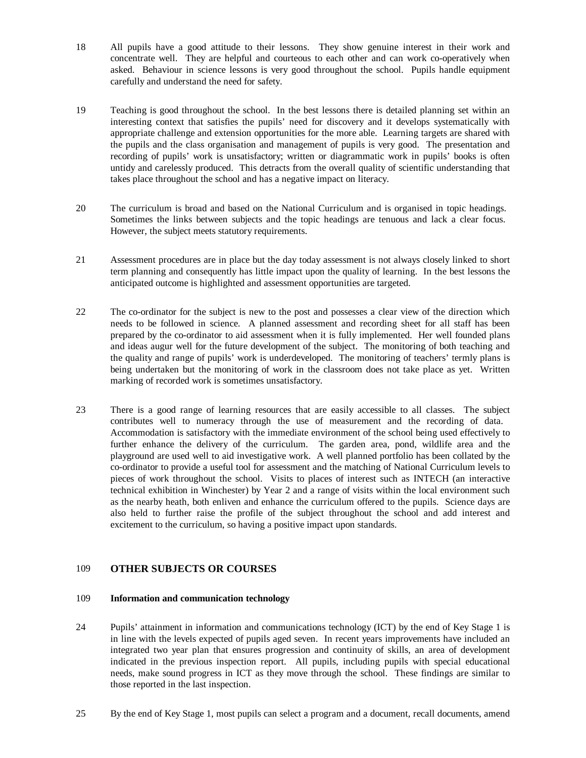18 All pupils have a good attitude to their lessons. They show genuine interest in their work and concentrate well. They are helpful and courteous to each other and can work co-operatively when asked. Behaviour in science lessons is very good throughout the school. Pupils handle equipment carefully and understand the need for safety.

19 Teaching is good throughout the school. In the best lessons there is detailed planning set within an interesting context that satisfies the pupils' need for discovery and it develops systematically with appropriate challenge and extension opportunities for the more able. Learning targets are shared with the pupils and the class organisation and management of pupils is very good. The presentation and recording of pupils' work is unsatisfactory; written or diagrammatic work in pupils' books is often untidy and carelessly produced. This detracts from the overall quality of scientific understanding that takes place throughout the school and has a negative impact on literacy.

20 The curriculum is broad and based on the National Curriculum and is organised in topic headings. Sometimes the links between subjects and the topic headings are tenuous and lack a clear focus. However, the subject meets statutory requirements.

21 Assessment procedures are in place but the day today assessment is not always closely linked to short term planning and consequently has little impact upon the quality of learning. In the best lessons the anticipated outcome is highlighted and assessment opportunities are targeted.

22 The co-ordinator for the subject is new to the post and possesses a clear view of the direction which needs to be followed in science. A planned assessment and recording sheet for all staff has been prepared by the co-ordinator to aid assessment when it is fully implemented. Her well founded plans and ideas augur well for the future development of the subject. The monitoring of both teaching and the quality and range of pupils' work is underdeveloped. The monitoring of teachers' termly plans is being undertaken but the monitoring of work in the classroom does not take place as yet. Written marking of recorded work is sometimes unsatisfactory.

23 There is a good range of learning resources that are easily accessible to all classes. The subject contributes well to numeracy through the use of measurement and the recording of data. Accommodation is satisfactory with the immediate environment of the school being used effectively to further enhance the delivery of the curriculum. The garden area, pond, wildlife area and the playground are used well to aid investigative work. A well planned portfolio has been collated by the co-ordinator to provide a useful tool for assessment and the matching of National Curriculum levels to pieces of work throughout the school. Visits to places of interest such as INTECH (an interactive technical exhibition in Winchester) by Year 2 and a range of visits within the local environment such as the nearby heath, both enliven and enhance the curriculum offered to the pupils. Science days are also held to further raise the profile of the subject throughout the school and add interest and excitement to the curriculum, so having a positive impact upon standards.

## 109 OTHER SUBJECTS OR COURSES

### 109 Information and communication technology

24 Pupils' attainment in information and communications technology (ICT) by the end of Key Stage 1 is in line with the levels expected of pupils aged seven. In recent years improvements have included an integrated two year plan that ensures progression and continuity of skills, an area of development indicated in the previous inspection report. All pupils, including pupils with special educational needs, make sound progress in ICT as they move through the school. These findings are similar to those reported in the last inspection.

25 By the end of Key Stage 1, most pupils can select a program and a document, recall documents, amend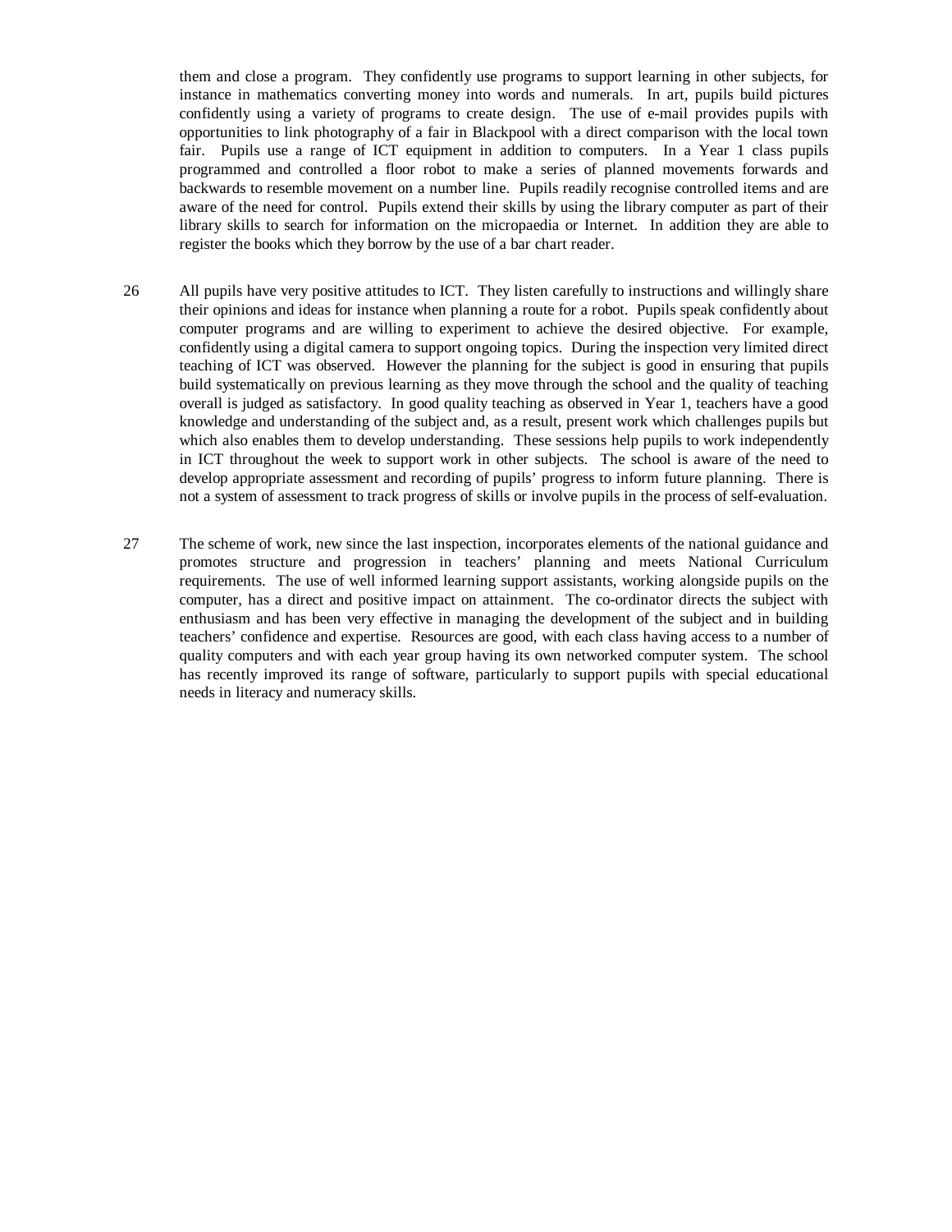them and close a program. They confidently use programs to support learning in other subjects, for instance in mathematics converting money into words and numerals. In art, pupils build pictures confidently using a variety of programs to create design. The use of e-mail provides pupils with opportunities to link photography of a fair in Blackpool with a direct comparison with the local town fair. Pupils use a range of ICT equipment in addition to computers. In a Year 1 class pupils programmed and controlled a floor robot to make a series of planned movements forwards and backwards to resemble movement on a number line. Pupils readily recognise controlled items and are aware of the need for control. Pupils extend their skills by using the library computer as part of their library skills to search for information on the micropaedia or Internet. In addition they are able to register the books which they borrow by the use of a bar chart reader.

26 All pupils have very positive attitudes to ICT. They listen carefully to instructions and willingly share their opinions and ideas for instance when planning a route for a robot. Pupils speak confidently about computer programs and are willing to experiment to achieve the desired objective. For example, confidently using a digital camera to support ongoing topics. During the inspection very limited direct teaching of ICT was observed. However the planning for the subject is good in ensuring that pupils build systematically on previous learning as they move through the school and the quality of teaching overall is judged as satisfactory. In good quality teaching as observed in Year 1, teachers have a good knowledge and understanding of the subject and, as a result, present work which challenges pupils but which also enables them to develop understanding. These sessions help pupils to work independently in ICT throughout the week to support work in other subjects. The school is aware of the need to develop appropriate assessment and recording of pupils' progress to inform future planning. There is not a system of assessment to track progress of skills or involve pupils in the process of self-evaluation.

27 The scheme of work, new since the last inspection, incorporates elements of the national guidance and promotes structure and progression in teachers' planning and meets National Curriculum requirements. The use of well informed learning support assistants, working alongside pupils on the computer, has a direct and positive impact on attainment. The co-ordinator directs the subject with enthusiasm and has been very effective in managing the development of the subject and in building teachers' confidence and expertise. Resources are good, with each class having access to a number of quality computers and with each year group having its own networked computer system. The school has recently improved its range of software, particularly to support pupils with special educational needs in literacy and numeracy skills.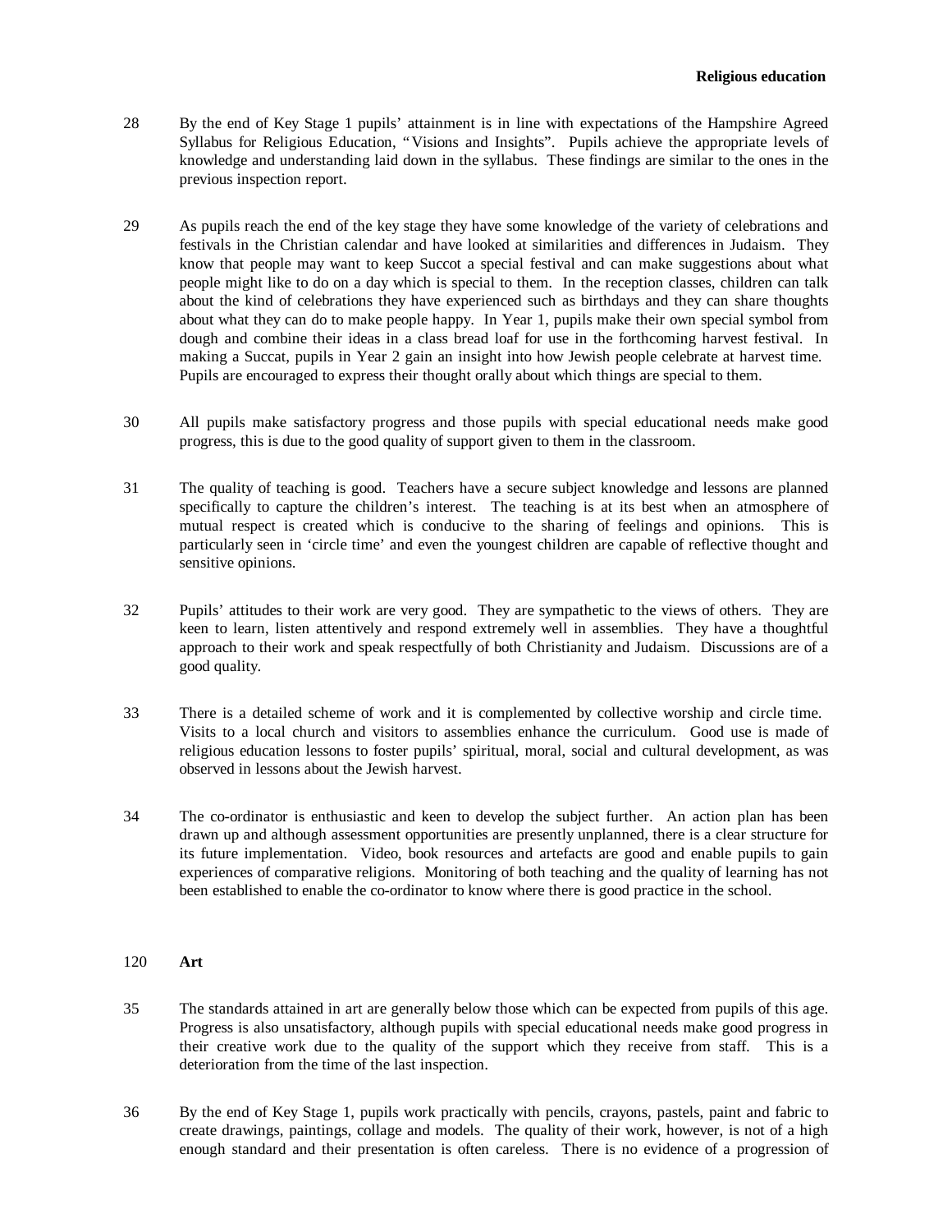## Religious education

28 By the end of Key Stage 1 pupils' attainment is in line with expectations of the Hampshire Agreed Syllabus for Religious Education, "Visions and Insights". Pupils achieve the appropriate levels of knowledge and understanding laid down in the syllabus. These findings are similar to the ones in the previous inspection report.

29 As pupils reach the end of the key stage they have some knowledge of the variety of celebrations and festivals in the Christian calendar and have looked at similarities and differences in Judaism. They know that people may want to keep Succot a special festival and can make suggestions about what people might like to do on a day which is special to them. In the reception classes, children can talk about the kind of celebrations they have experienced such as birthdays and they can share thoughts about what they can do to make people happy. In Year 1, pupils make their own special symbol from dough and combine their ideas in a class bread loaf for use in the forthcoming harvest festival. In making a Succat, pupils in Year 2 gain an insight into how Jewish people celebrate at harvest time. Pupils are encouraged to express their thought orally about which things are special to them.

30 All pupils make satisfactory progress and those pupils with special educational needs make good progress, this is due to the good quality of support given to them in the classroom.

31 The quality of teaching is good. Teachers have a secure subject knowledge and lessons are planned specifically to capture the children's interest. The teaching is at its best when an atmosphere of mutual respect is created which is conducive to the sharing of feelings and opinions. This is particularly seen in 'circle time' and even the youngest children are capable of reflective thought and sensitive opinions.

32 Pupils' attitudes to their work are very good. They are sympathetic to the views of others. They are keen to learn, listen attentively and respond extremely well in assemblies. They have a thoughtful approach to their work and speak respectfully of both Christianity and Judaism. Discussions are of a good quality.

33 There is a detailed scheme of work and it is complemented by collective worship and circle time. Visits to a local church and visitors to assemblies enhance the curriculum. Good use is made of religious education lessons to foster pupils' spiritual, moral, social and cultural development, as was observed in lessons about the Jewish harvest.

34 The co-ordinator is enthusiastic and keen to develop the subject further. An action plan has been drawn up and although assessment opportunities are presently unplanned, there is a clear structure for its future implementation. Video, book resources and artefacts are good and enable pupils to gain experiences of comparative religions. Monitoring of both teaching and the quality of learning has not been established to enable the co-ordinator to know where there is good practice in the school.

120 **Art**

35 The standards attained in art are generally below those which can be expected from pupils of this age. Progress is also unsatisfactory, although pupils with special educational needs make good progress in their creative work due to the quality of the support which they receive from staff. This is a deterioration from the time of the last inspection.

36 By the end of Key Stage 1, pupils work practically with pencils, crayons, pastels, paint and fabric to create drawings, paintings, collage and models. The quality of their work, however, is not of a high enough standard and their presentation is often careless. There is no evidence of a progression of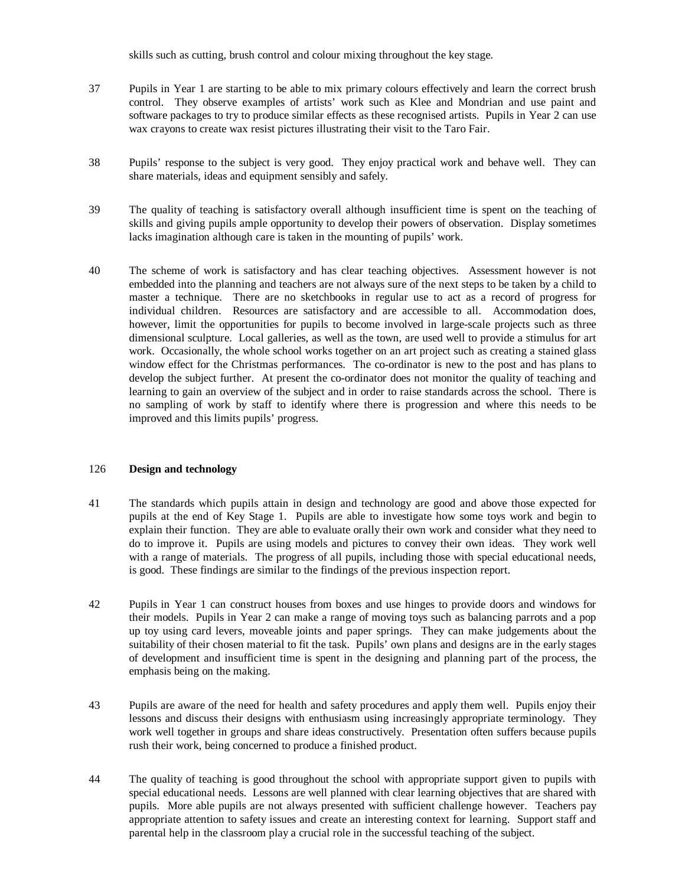skills such as cutting, brush control and colour mixing throughout the key stage.

37 Pupils in Year 1 are starting to be able to mix primary colours effectively and learn the correct brush control. They observe examples of artists' work such as Klee and Mondrian and use paint and software packages to try to produce similar effects as these recognised artists. Pupils in Year 2 can use wax crayons to create wax resist pictures illustrating their visit to the Taro Fair.

38 Pupils' response to the subject is very good. They enjoy practical work and behave well. They can share materials, ideas and equipment sensibly and safely.

39 The quality of teaching is satisfactory overall although insufficient time is spent on the teaching of skills and giving pupils ample opportunity to develop their powers of observation. Display sometimes lacks imagination although care is taken in the mounting of pupils' work.

40 The scheme of work is satisfactory and has clear teaching objectives. Assessment however is not embedded into the planning and teachers are not always sure of the next steps to be taken by a child to master a technique. There are no sketchbooks in regular use to act as a record of progress for individual children. Resources are satisfactory and are accessible to all. Accommodation does, however, limit the opportunities for pupils to become involved in large-scale projects such as three dimensional sculpture. Local galleries, as well as the town, are used well to provide a stimulus for art work. Occasionally, the whole school works together on an art project such as creating a stained glass window effect for the Christmas performances. The co-ordinator is new to the post and has plans to develop the subject further. At present the co-ordinator does not monitor the quality of teaching and learning to gain an overview of the subject and in order to raise standards across the school. There is no sampling of work by staff to identify where there is progression and where this needs to be improved and this limits pupils' progress.

## 126 **Design and technology**

41 The standards which pupils attain in design and technology are good and above those expected for pupils at the end of Key Stage 1. Pupils are able to investigate how some toys work and begin to explain their function. They are able to evaluate orally their own work and consider what they need to do to improve it. Pupils are using models and pictures to convey their own ideas. They work well with a range of materials. The progress of all pupils, including those with special educational needs, is good. These findings are similar to the findings of the previous inspection report.

42 Pupils in Year 1 can construct houses from boxes and use hinges to provide doors and windows for their models. Pupils in Year 2 can make a range of moving toys such as balancing parrots and a pop up toy using card levers, moveable joints and paper springs. They can make judgements about the suitability of their chosen material to fit the task. Pupils' own plans and designs are in the early stages of development and insufficient time is spent in the designing and planning part of the process, the emphasis being on the making.

43 Pupils are aware of the need for health and safety procedures and apply them well. Pupils enjoy their lessons and discuss their designs with enthusiasm using increasingly appropriate terminology. They work well together in groups and share ideas constructively. Presentation often suffers because pupils rush their work, being concerned to produce a finished product.

44 The quality of teaching is good throughout the school with appropriate support given to pupils with special educational needs. Lessons are well planned with clear learning objectives that are shared with pupils. More able pupils are not always presented with sufficient challenge however. Teachers pay appropriate attention to safety issues and create an interesting context for learning. Support staff and parental help in the classroom play a crucial role in the successful teaching of the subject.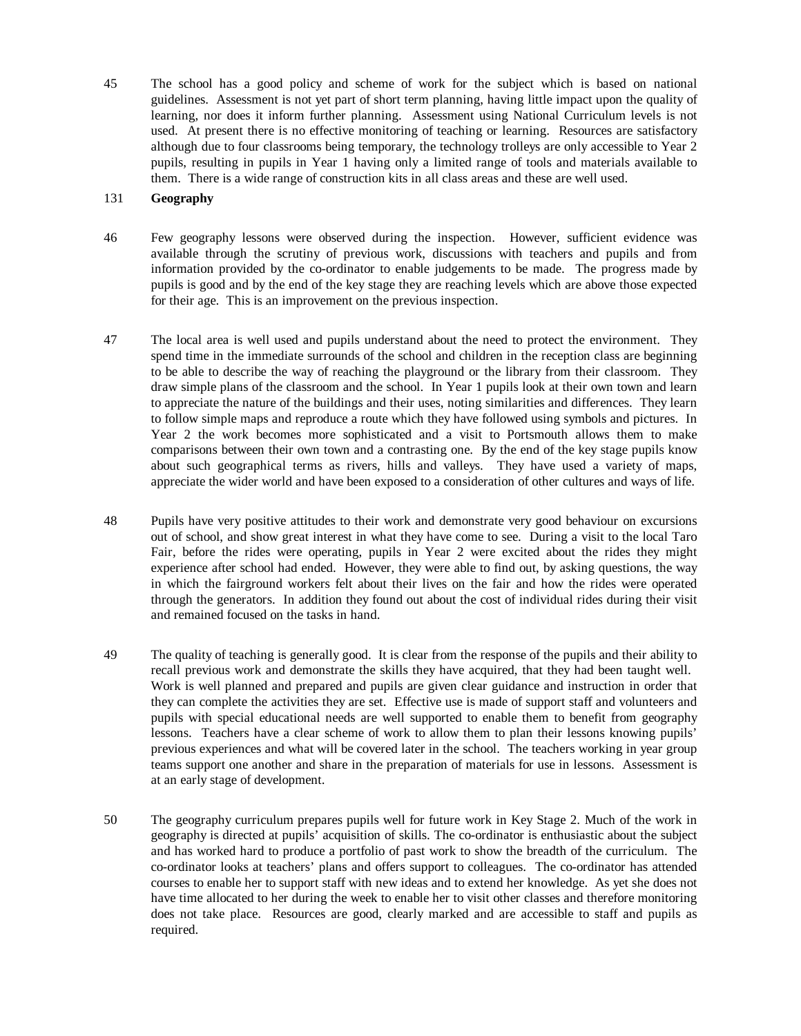45 The school has a good policy and scheme of work for the subject which is based on national guidelines. Assessment is not yet part of short term planning, having little impact upon the quality of learning, nor does it inform further planning. Assessment using National Curriculum levels is not used. At present there is no effective monitoring of teaching or learning. Resources are satisfactory although due to four classrooms being temporary, the technology trolleys are only accessible to Year 2 pupils, resulting in pupils in Year 1 having only a limited range of tools and materials available to them. There is a wide range of construction kits in all class areas and these are well used.

131 **Geography**

46 Few geography lessons were observed during the inspection. However, sufficient evidence was available through the scrutiny of previous work, discussions with teachers and pupils and from information provided by the co-ordinator to enable judgements to be made. The progress made by pupils is good and by the end of the key stage they are reaching levels which are above those expected for their age. This is an improvement on the previous inspection.

47 The local area is well used and pupils understand about the need to protect the environment. They spend time in the immediate surrounds of the school and children in the reception class are beginning to be able to describe the way of reaching the playground or the library from their classroom. They draw simple plans of the classroom and the school. In Year 1 pupils look at their own town and learn to appreciate the nature of the buildings and their uses, noting similarities and differences. They learn to follow simple maps and reproduce a route which they have followed using symbols and pictures. In Year 2 the work becomes more sophisticated and a visit to Portsmouth allows them to make comparisons between their own town and a contrasting one. By the end of the key stage pupils know about such geographical terms as rivers, hills and valleys. They have used a variety of maps, appreciate the wider world and have been exposed to a consideration of other cultures and ways of life.

48 Pupils have very positive attitudes to their work and demonstrate very good behaviour on excursions out of school, and show great interest in what they have come to see. During a visit to the local Taro Fair, before the rides were operating, pupils in Year 2 were excited about the rides they might experience after school had ended. However, they were able to find out, by asking questions, the way in which the fairground workers felt about their lives on the fair and how the rides were operated through the generators. In addition they found out about the cost of individual rides during their visit and remained focused on the tasks in hand.

49 The quality of teaching is generally good. It is clear from the response of the pupils and their ability to recall previous work and demonstrate the skills they have acquired, that they had been taught well. Work is well planned and prepared and pupils are given clear guidance and instruction in order that they can complete the activities they are set. Effective use is made of support staff and volunteers and pupils with special educational needs are well supported to enable them to benefit from geography lessons. Teachers have a clear scheme of work to allow them to plan their lessons knowing pupils' previous experiences and what will be covered later in the school. The teachers working in year group teams support one another and share in the preparation of materials for use in lessons. Assessment is at an early stage of development.

50 The geography curriculum prepares pupils well for future work in Key Stage 2. Much of the work in geography is directed at pupils' acquisition of skills. The co-ordinator is enthusiastic about the subject and has worked hard to produce a portfolio of past work to show the breadth of the curriculum. The co-ordinator looks at teachers' plans and offers support to colleagues. The co-ordinator has attended courses to enable her to support staff with new ideas and to extend her knowledge. As yet she does not have time allocated to her during the week to enable her to visit other classes and therefore monitoring does not take place. Resources are good, clearly marked and are accessible to staff and pupils as required.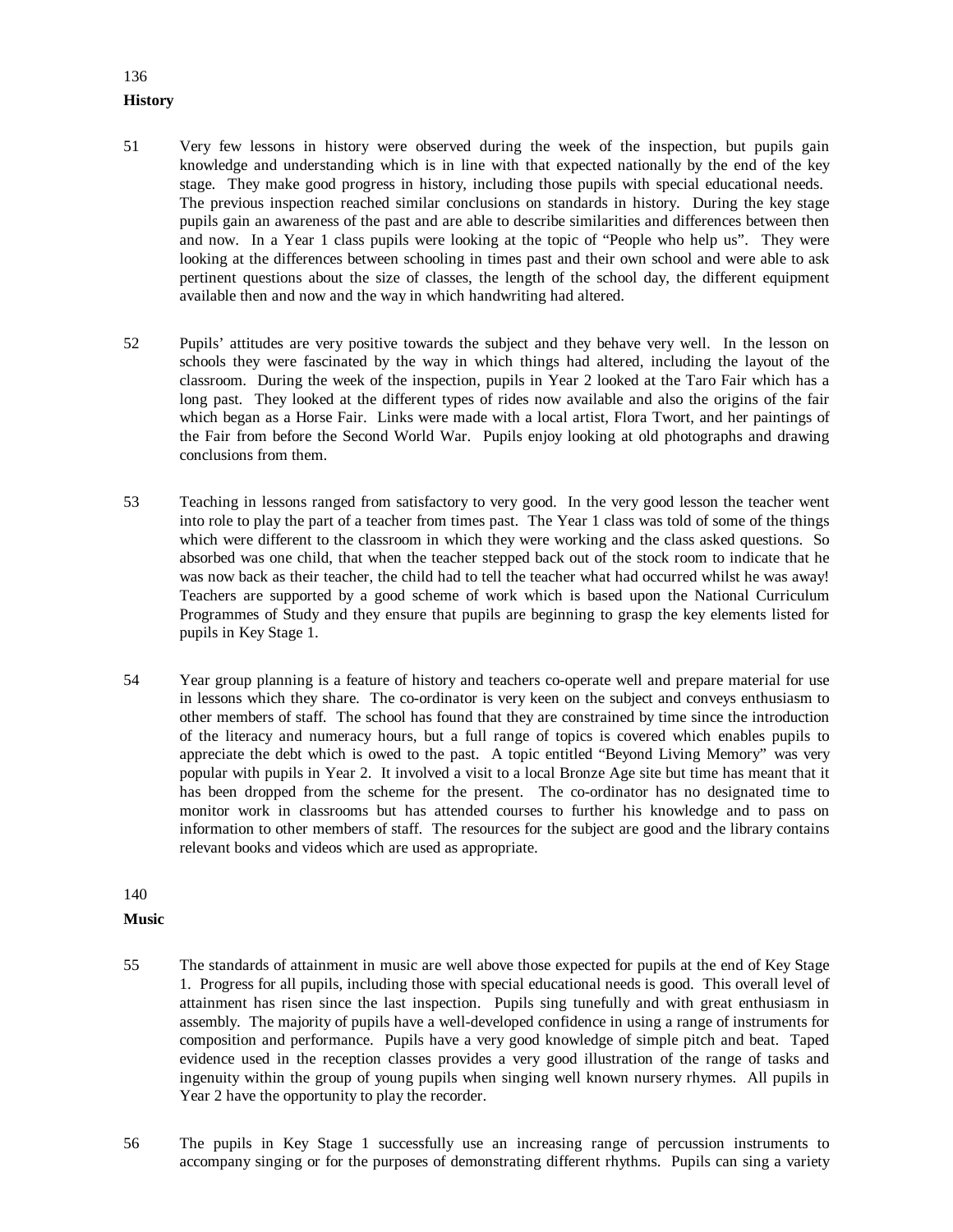136

## History

51 Very few lessons in history were observed during the week of the inspection, but pupils gain knowledge and understanding which is in line with that expected nationally by the end of the key stage. They make good progress in history, including those pupils with special educational needs. The previous inspection reached similar conclusions on standards in history. During the key stage pupils gain an awareness of the past and are able to describe similarities and differences between then and now. In a Year 1 class pupils were looking at the topic of "People who help us". They were looking at the differences between schooling in times past and their own school and were able to ask pertinent questions about the size of classes, the length of the school day, the different equipment available then and now and the way in which handwriting had altered.

52 Pupils' attitudes are very positive towards the subject and they behave very well. In the lesson on schools they were fascinated by the way in which things had altered, including the layout of the classroom. During the week of the inspection, pupils in Year 2 looked at the Taro Fair which has a long past. They looked at the different types of rides now available and also the origins of the fair which began as a Horse Fair. Links were made with a local artist, Flora Twort, and her paintings of the Fair from before the Second World War. Pupils enjoy looking at old photographs and drawing conclusions from them.

53 Teaching in lessons ranged from satisfactory to very good. In the very good lesson the teacher went into role to play the part of a teacher from times past. The Year 1 class was told of some of the things which were different to the classroom in which they were working and the class asked questions. So absorbed was one child, that when the teacher stepped back out of the stock room to indicate that he was now back as their teacher, the child had to tell the teacher what had occurred whilst he was away! Teachers are supported by a good scheme of work which is based upon the National Curriculum Programmes of Study and they ensure that pupils are beginning to grasp the key elements listed for pupils in Key Stage 1.

54 Year group planning is a feature of history and teachers co-operate well and prepare material for use in lessons which they share. The co-ordinator is very keen on the subject and conveys enthusiasm to other members of staff. The school has found that they are constrained by time since the introduction of the literacy and numeracy hours, but a full range of topics is covered which enables pupils to appreciate the debt which is owed to the past. A topic entitled "Beyond Living Memory" was very popular with pupils in Year 2. It involved a visit to a local Bronze Age site but time has meant that it has been dropped from the scheme for the present. The co-ordinator has no designated time to monitor work in classrooms but has attended courses to further his knowledge and to pass on information to other members of staff. The resources for the subject are good and the library contains relevant books and videos which are used as appropriate.

140

## Music

55 The standards of attainment in music are well above those expected for pupils at the end of Key Stage 1. Progress for all pupils, including those with special educational needs is good. This overall level of attainment has risen since the last inspection. Pupils sing tunefully and with great enthusiasm in assembly. The majority of pupils have a well-developed confidence in using a range of instruments for composition and performance. Pupils have a very good knowledge of simple pitch and beat. Taped evidence used in the reception classes provides a very good illustration of the range of tasks and ingenuity within the group of young pupils when singing well known nursery rhymes. All pupils in Year 2 have the opportunity to play the recorder.

56 The pupils in Key Stage 1 successfully use an increasing range of percussion instruments to accompany singing or for the purposes of demonstrating different rhythms. Pupils can sing a variety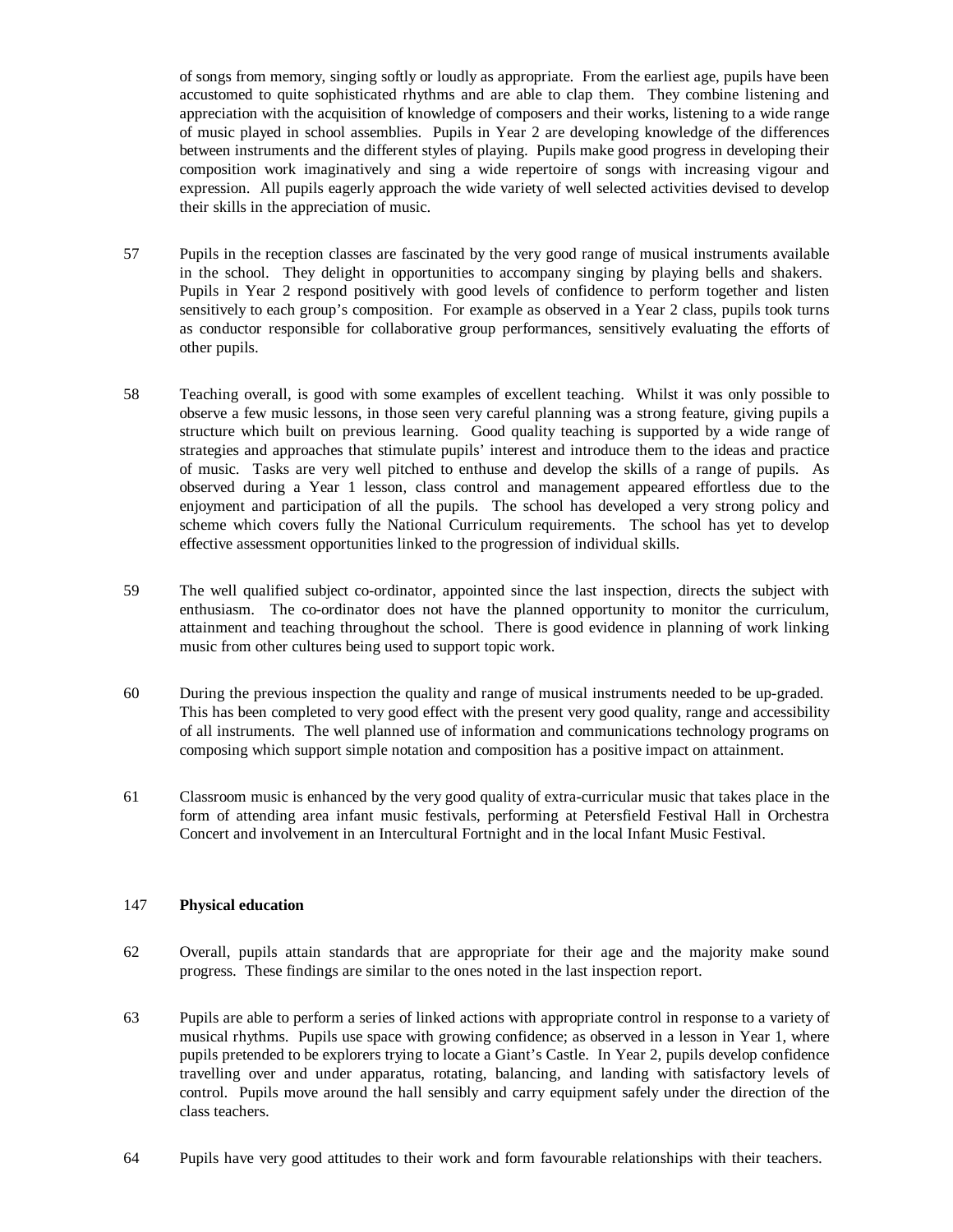of songs from memory, singing softly or loudly as appropriate. From the earliest age, pupils have been accustomed to quite sophisticated rhythms and are able to clap them. They combine listening and appreciation with the acquisition of knowledge of composers and their works, listening to a wide range of music played in school assemblies. Pupils in Year 2 are developing knowledge of the differences between instruments and the different styles of playing. Pupils make good progress in developing their composition work imaginatively and sing a wide repertoire of songs with increasing vigour and expression. All pupils eagerly approach the wide variety of well selected activities devised to develop their skills in the appreciation of music.

57 Pupils in the reception classes are fascinated by the very good range of musical instruments available in the school. They delight in opportunities to accompany singing by playing bells and shakers. Pupils in Year 2 respond positively with good levels of confidence to perform together and listen sensitively to each group's composition. For example as observed in a Year 2 class, pupils took turns as conductor responsible for collaborative group performances, sensitively evaluating the efforts of other pupils.

58 Teaching overall, is good with some examples of excellent teaching. Whilst it was only possible to observe a few music lessons, in those seen very careful planning was a strong feature, giving pupils a structure which built on previous learning. Good quality teaching is supported by a wide range of strategies and approaches that stimulate pupils' interest and introduce them to the ideas and practice of music. Tasks are very well pitched to enthuse and develop the skills of a range of pupils. As observed during a Year 1 lesson, class control and management appeared effortless due to the enjoyment and participation of all the pupils. The school has developed a very strong policy and scheme which covers fully the National Curriculum requirements. The school has yet to develop effective assessment opportunities linked to the progression of individual skills.

59 The well qualified subject co-ordinator, appointed since the last inspection, directs the subject with enthusiasm. The co-ordinator does not have the planned opportunity to monitor the curriculum, attainment and teaching throughout the school. There is good evidence in planning of work linking music from other cultures being used to support topic work.

60 During the previous inspection the quality and range of musical instruments needed to be up-graded. This has been completed to very good effect with the present very good quality, range and accessibility of all instruments. The well planned use of information and communications technology programs on composing which support simple notation and composition has a positive impact on attainment.

61 Classroom music is enhanced by the very good quality of extra-curricular music that takes place in the form of attending area infant music festivals, performing at Petersfield Festival Hall in Orchestra Concert and involvement in an Intercultural Fortnight and in the local Infant Music Festival.

147 **Physical education**

62 Overall, pupils attain standards that are appropriate for their age and the majority make sound progress. These findings are similar to the ones noted in the last inspection report.

63 Pupils are able to perform a series of linked actions with appropriate control in response to a variety of musical rhythms. Pupils use space with growing confidence; as observed in a lesson in Year 1, where pupils pretended to be explorers trying to locate a Giant's Castle. In Year 2, pupils develop confidence travelling over and under apparatus, rotating, balancing, and landing with satisfactory levels of control. Pupils move around the hall sensibly and carry equipment safely under the direction of the class teachers.

64 Pupils have very good attitudes to their work and form favourable relationships with their teachers.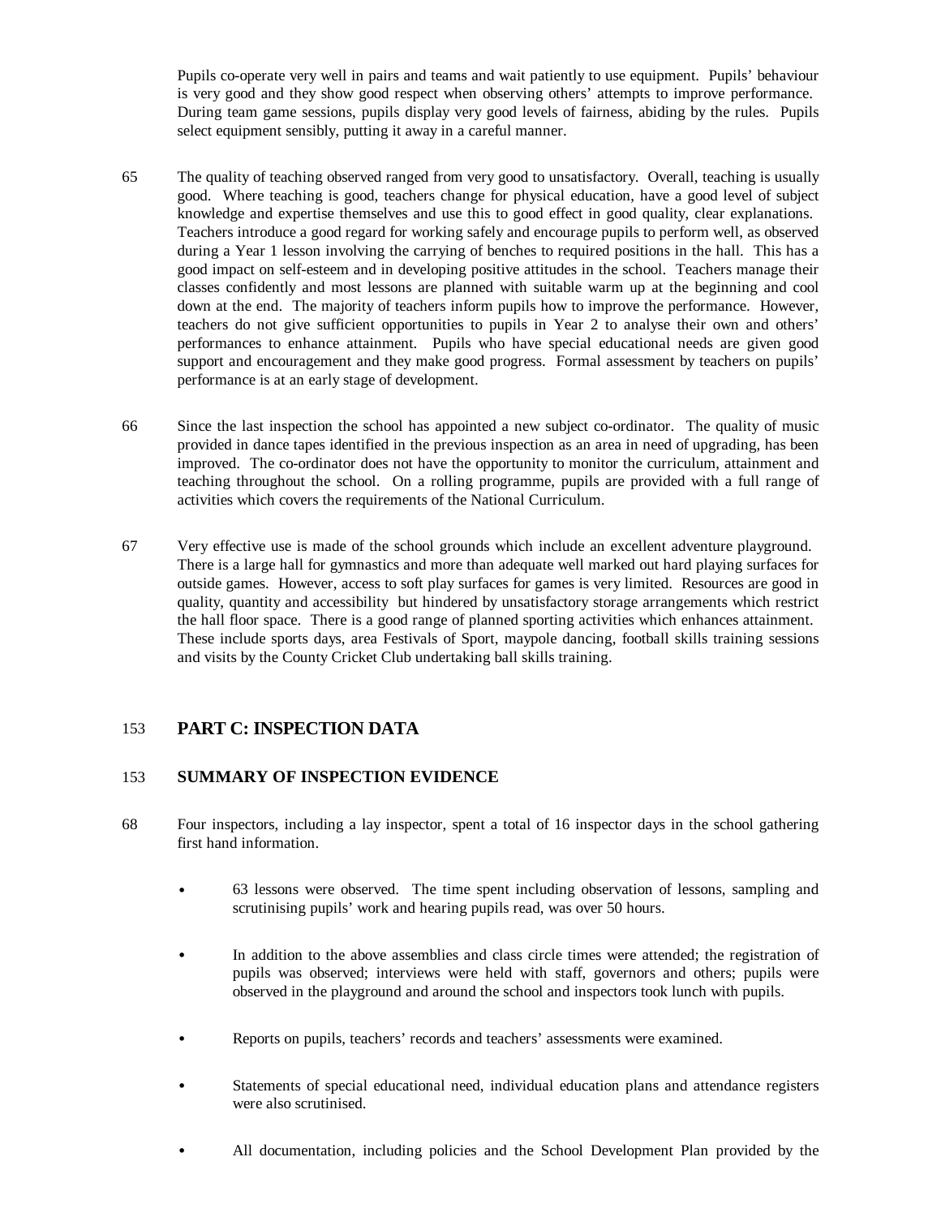Pupils co-operate very well in pairs and teams and wait patiently to use equipment. Pupils' behaviour is very good and they show good respect when observing others' attempts to improve performance. During team game sessions, pupils display very good levels of fairness, abiding by the rules. Pupils select equipment sensibly, putting it away in a careful manner.

65 The quality of teaching observed ranged from very good to unsatisfactory. Overall, teaching is usually good. Where teaching is good, teachers change for physical education, have a good level of subject knowledge and expertise themselves and use this to good effect in good quality, clear explanations. Teachers introduce a good regard for working safely and encourage pupils to perform well, as observed during a Year 1 lesson involving the carrying of benches to required positions in the hall. This has a good impact on self-esteem and in developing positive attitudes in the school. Teachers manage their classes confidently and most lessons are planned with suitable warm up at the beginning and cool down at the end. The majority of teachers inform pupils how to improve the performance. However, teachers do not give sufficient opportunities to pupils in Year 2 to analyse their own and others' performances to enhance attainment. Pupils who have special educational needs are given good support and encouragement and they make good progress. Formal assessment by teachers on pupils' performance is at an early stage of development.

66 Since the last inspection the school has appointed a new subject co-ordinator. The quality of music provided in dance tapes identified in the previous inspection as an area in need of upgrading, has been improved. The co-ordinator does not have the opportunity to monitor the curriculum, attainment and teaching throughout the school. On a rolling programme, pupils are provided with a full range of activities which covers the requirements of the National Curriculum.

67 Very effective use is made of the school grounds which include an excellent adventure playground. There is a large hall for gymnastics and more than adequate well marked out hard playing surfaces for outside games. However, access to soft play surfaces for games is very limited. Resources are good in quality, quantity and accessibility but hindered by unsatisfactory storage arrangements which restrict the hall floor space. There is a good range of planned sporting activities which enhances attainment. These include sports days, area Festivals of Sport, maypole dancing, football skills training sessions and visits by the County Cricket Club undertaking ball skills training.

## 153 PART C: INSPECTION DATA

### 153 SUMMARY OF INSPECTION EVIDENCE

68 Four inspectors, including a lay inspector, spent a total of 16 inspector days in the school gathering first hand information.

- 63 lessons were observed. The time spent including observation of lessons, sampling and scrutinising pupils' work and hearing pupils read, was over 50 hours.
- In addition to the above assemblies and class circle times were attended; the registration of pupils was observed; interviews were held with staff, governors and others; pupils were observed in the playground and around the school and inspectors took lunch with pupils.
- Reports on pupils, teachers' records and teachers' assessments were examined.
- Statements of special educational need, individual education plans and attendance registers were also scrutinised.
- All documentation, including policies and the School Development Plan provided by the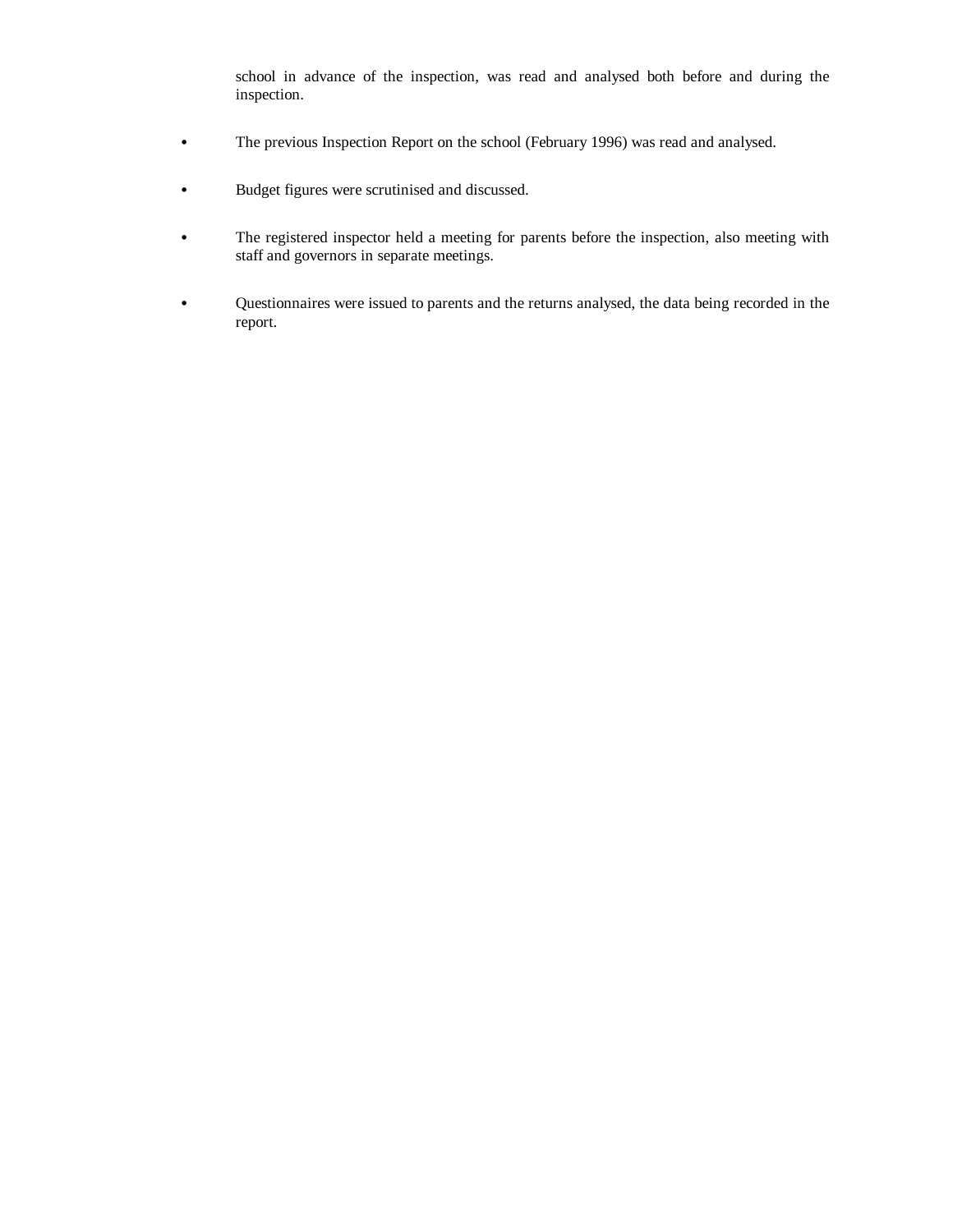school in advance of the inspection, was read and analysed both before and during the inspection.

- The previous Inspection Report on the school (February 1996) was read and analysed.

- Budget figures were scrutinised and discussed.

- The registered inspector held a meeting for parents before the inspection, also meeting with staff and governors in separate meetings.

- Questionnaires were issued to parents and the returns analysed, the data being recorded in the report.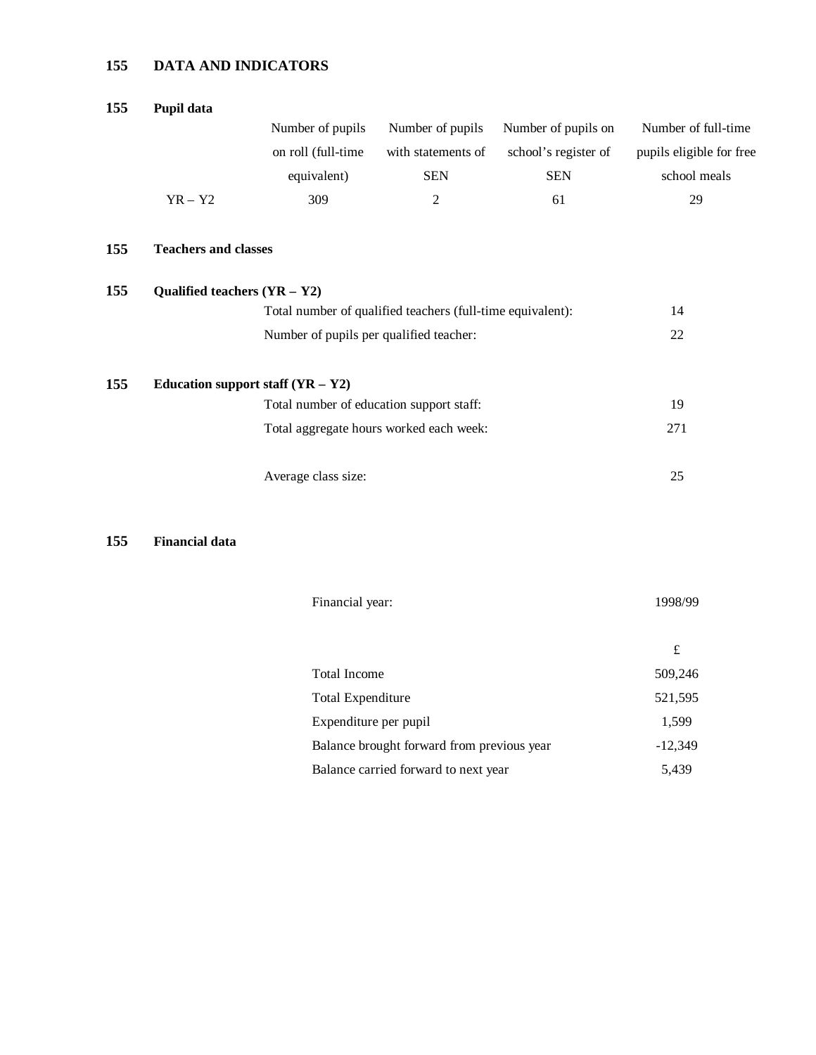## 155 DATA AND INDICATORS

### 155 Pupil data

| | Number of pupils on roll (full-time equivalent) | Number of pupils with statements of SEN | Number of pupils on school's register of SEN | Number of full-time pupils eligible for free school meals |
|---|---|---|---|---|
| YR – Y2 | 309 | 2 | 61 | 29 |

### 155 Teachers and classes

### 155 Qualified teachers (YR – Y2)

| | |
|---|---|
| Total number of qualified teachers (full-time equivalent): | 14 |
| Number of pupils per qualified teacher: | 22 |

### 155 Education support staff (YR – Y2)

| | |
|---|---|
| Total number of education support staff: | 19 |
| Total aggregate hours worked each week: | 271 |
| Average class size: | 25 |

### 155 Financial data

| Financial year: | 1998/99 |
|---|---|
| | £ |
| Total Income | 509,246 |
| Total Expenditure | 521,595 |
| Expenditure per pupil | 1,599 |
| Balance brought forward from previous year | -12,349 |
| Balance carried forward to next year | 5,439 |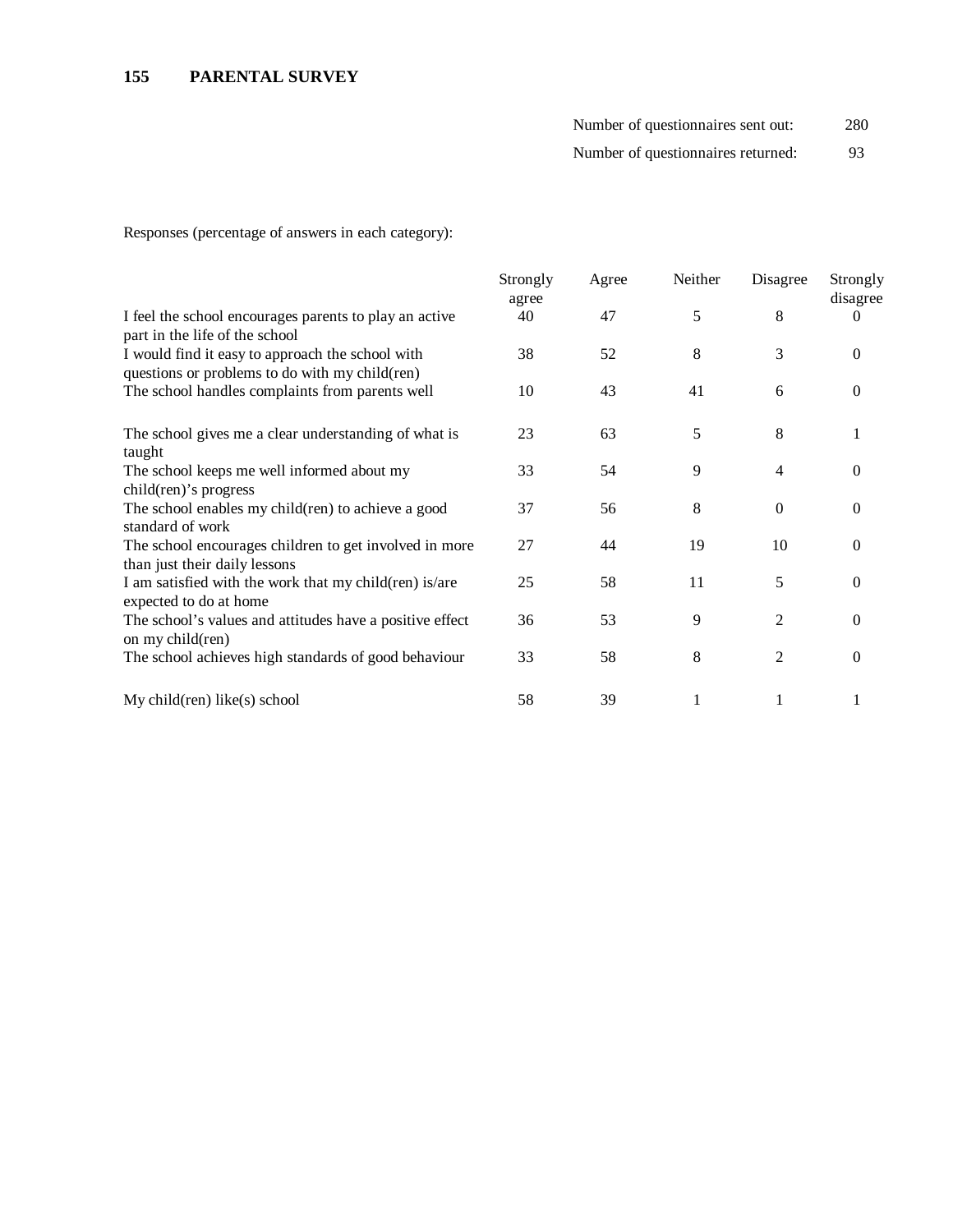## 155 PARENTAL SURVEY

| | |
|---|---|
| Number of questionnaires sent out: | 280 |
| Number of questionnaires returned: | 93 |

Responses (percentage of answers in each category):

| | Strongly agree | Agree | Neither | Disagree | Strongly disagree |
|---|---|---|---|---|---|
| I feel the school encourages parents to play an active part in the life of the school | 40 | 47 | 5 | 8 | 0 |
| I would find it easy to approach the school with questions or problems to do with my child(ren) | 38 | 52 | 8 | 3 | 0 |
| The school handles complaints from parents well | 10 | 43 | 41 | 6 | 0 |
| The school gives me a clear understanding of what is taught | 23 | 63 | 5 | 8 | 1 |
| The school keeps me well informed about my child(ren)'s progress | 33 | 54 | 9 | 4 | 0 |
| The school enables my child(ren) to achieve a good standard of work | 37 | 56 | 8 | 0 | 0 |
| The school encourages children to get involved in more than just their daily lessons | 27 | 44 | 19 | 10 | 0 |
| I am satisfied with the work that my child(ren) is/are expected to do at home | 25 | 58 | 11 | 5 | 0 |
| The school's values and attitudes have a positive effect on my child(ren) | 36 | 53 | 9 | 2 | 0 |
| The school achieves high standards of good behaviour | 33 | 58 | 8 | 2 | 0 |
| My child(ren) like(s) school | 58 | 39 | 1 | 1 | 1 |